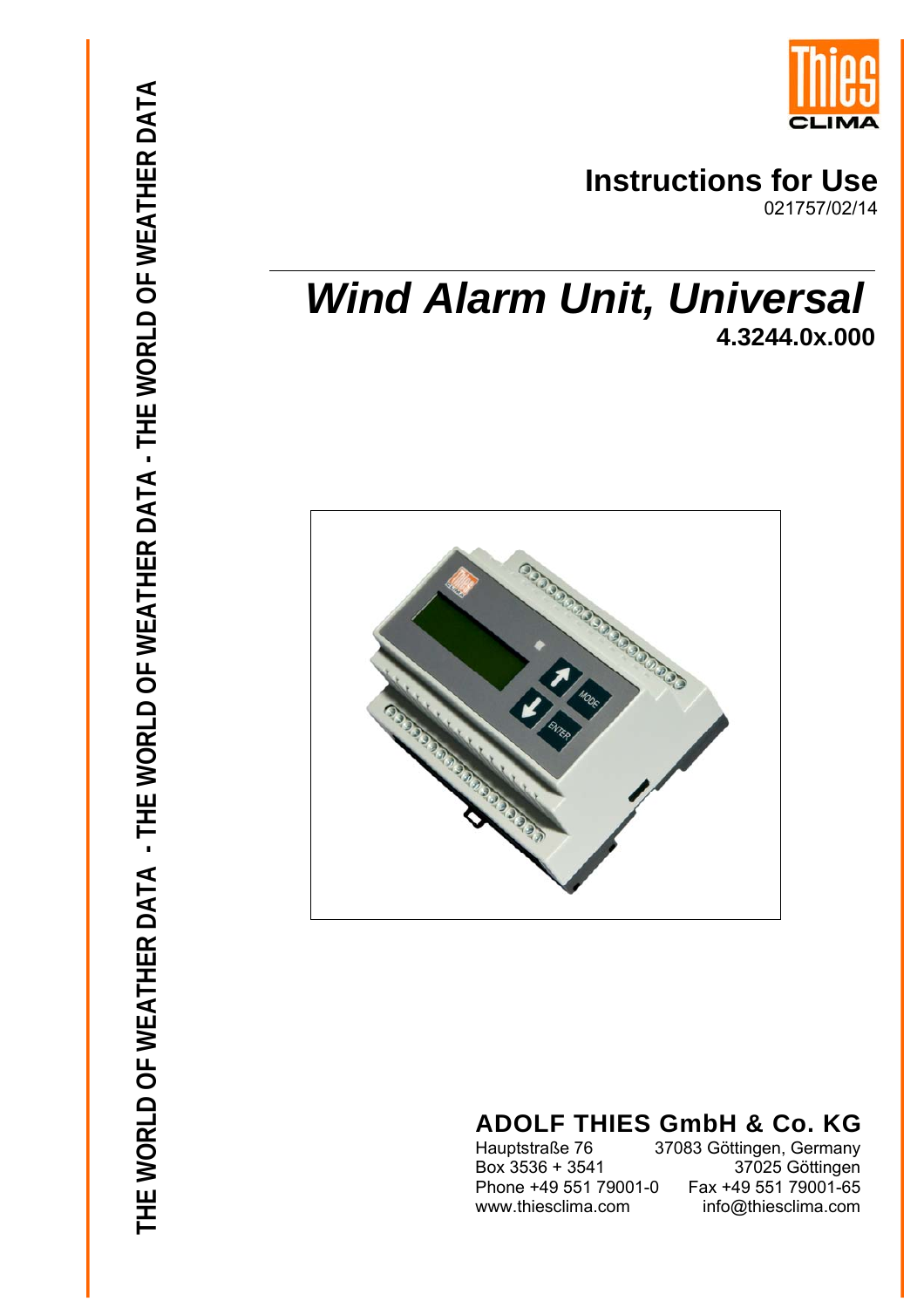Thies CLIMA

**Instructions for Use**

021757/02/14

# *Wind Alarm Unit, Universal*

**4.3244.0x.000**

**ADOLF THIES GmbH & Co. KG**

Hauptstraße 76 37083 Göttingen, Germany
Box 3536 + 3541 37025 Göttingen
Phone +49 551 79001-0 Fax +49 551 79001-65
www.thiesclima.com info@thiesclima.com

THE WORLD OF WEATHER DATA - THE WORLD OF WEATHER DATA - THE WORLD OF WEATHER DATA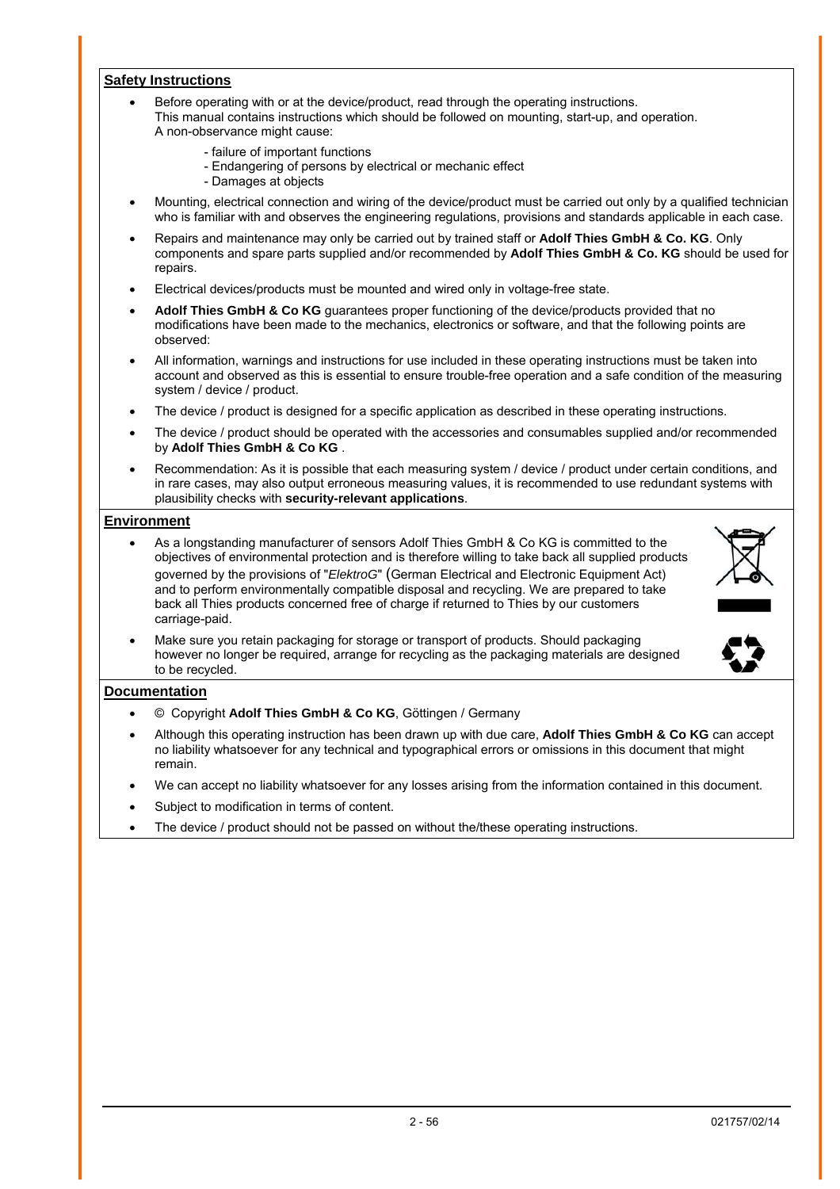## Safety Instructions

- Before operating with or at the device/product, read through the operating instructions. This manual contains instructions which should be followed on mounting, start-up, and operation. A non-observance might cause:
  - failure of important functions
  - Endangering of persons by electrical or mechanic effect
  - Damages at objects
- Mounting, electrical connection and wiring of the device/product must be carried out only by a qualified technician who is familiar with and observes the engineering regulations, provisions and standards applicable in each case.
- Repairs and maintenance may only be carried out by trained staff or **Adolf Thies GmbH & Co. KG**. Only components and spare parts supplied and/or recommended by **Adolf Thies GmbH & Co. KG** should be used for repairs.
- Electrical devices/products must be mounted and wired only in voltage-free state.
- **Adolf Thies GmbH & Co KG** guarantees proper functioning of the device/products provided that no modifications have been made to the mechanics, electronics or software, and that the following points are observed:
- All information, warnings and instructions for use included in these operating instructions must be taken into account and observed as this is essential to ensure trouble-free operation and a safe condition of the measuring system / device / product.
- The device / product is designed for a specific application as described in these operating instructions.
- The device / product should be operated with the accessories and consumables supplied and/or recommended by **Adolf Thies GmbH & Co KG** .
- Recommendation: As it is possible that each measuring system / device / product under certain conditions, and in rare cases, may also output erroneous measuring values, it is recommended to use redundant systems with plausibility checks with **security-relevant applications**.

## Environment

- As a longstanding manufacturer of sensors Adolf Thies GmbH & Co KG is committed to the objectives of environmental protection and is therefore willing to take back all supplied products governed by the provisions of "*ElektroG*" (German Electrical and Electronic Equipment Act) and to perform environmentally compatible disposal and recycling. We are prepared to take back all Thies products concerned free of charge if returned to Thies by our customers carriage-paid.
- Make sure you retain packaging for storage or transport of products. Should packaging however no longer be required, arrange for recycling as the packaging materials are designed to be recycled.

## Documentation

- © Copyright **Adolf Thies GmbH & Co KG**, Göttingen / Germany
- Although this operating instruction has been drawn up with due care, **Adolf Thies GmbH & Co KG** can accept no liability whatsoever for any technical and typographical errors or omissions in this document that might remain.
- We can accept no liability whatsoever for any losses arising from the information contained in this document.
- Subject to modification in terms of content.
- The device / product should not be passed on without the/these operating instructions.

021757/02/14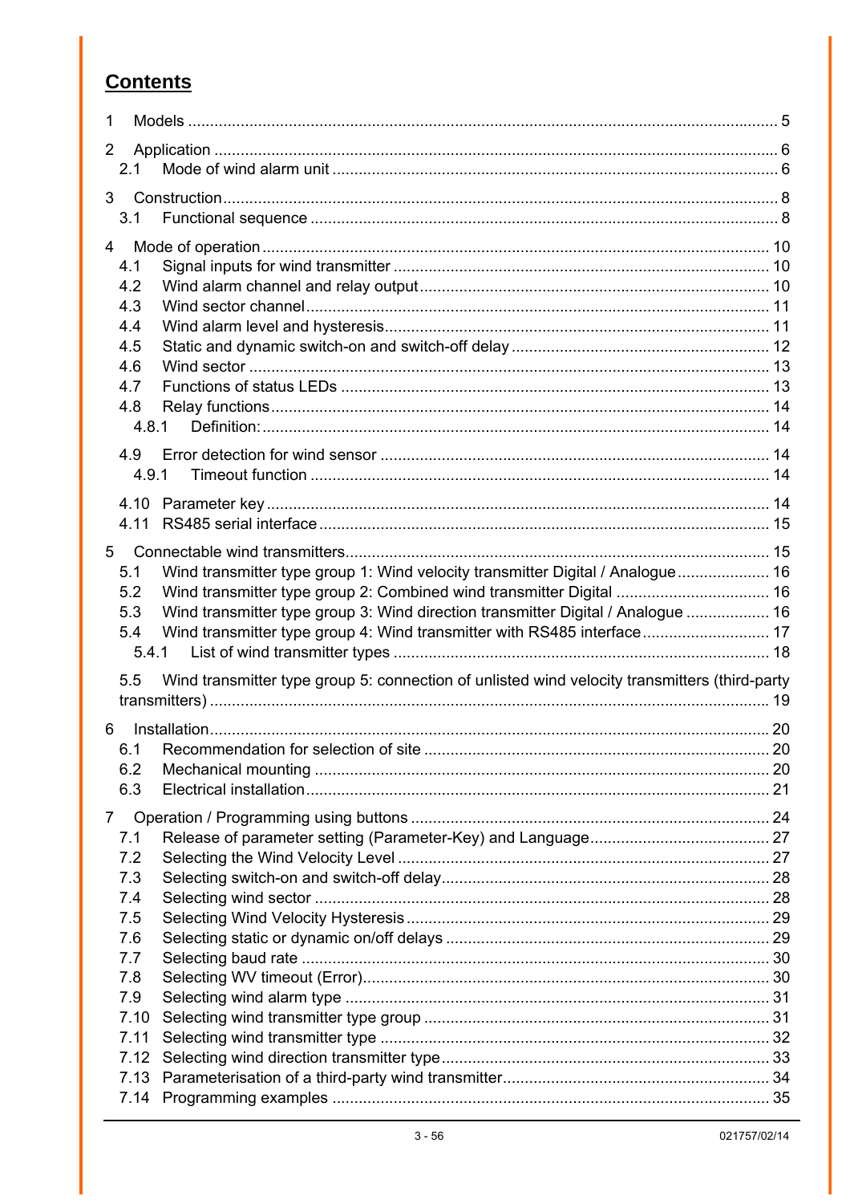# Contents

1 Models ............................................................................................................................ 5

2 Application ...................................................................................................................... 6
  2.1 Mode of wind alarm unit ............................................................................................ 6

3 Construction .................................................................................................................... 8
  3.1 Functional sequence .................................................................................................. 8

4 Mode of operation .......................................................................................................... 10
  4.1 Signal inputs for wind transmitter ............................................................................. 10
  4.2 Wind alarm channel and relay output ....................................................................... 10
  4.3 Wind sector channel ................................................................................................. 11
  4.4 Wind alarm level and hysteresis ............................................................................... 11
  4.5 Static and dynamic switch-on and switch-off delay ................................................... 12
  4.6 Wind sector .............................................................................................................. 13
  4.7 Functions of status LEDs ......................................................................................... 13
  4.8 Relay functions ......................................................................................................... 14
    4.8.1 Definition: ........................................................................................................... 14
  4.9 Error detection for wind sensor ................................................................................ 14
    4.9.1 Timeout function ................................................................................................ 14
  4.10 Parameter key ......................................................................................................... 14
  4.11 RS485 serial interface ............................................................................................. 15

5 Connectable wind transmitters ....................................................................................... 15
  5.1 Wind transmitter type group 1: Wind velocity transmitter Digital / Analogue ............ 16
  5.2 Wind transmitter type group 2: Combined wind transmitter Digital .......................... 16
  5.3 Wind transmitter type group 3: Wind direction transmitter Digital / Analogue .......... 16
  5.4 Wind transmitter type group 4: Wind transmitter with RS485 interface .................... 17
    5.4.1 List of wind transmitter types ............................................................................. 18
  5.5 Wind transmitter type group 5: connection of unlisted wind velocity transmitters (third-party transmitters) ..................................................................................................... 19

6 Installation ...................................................................................................................... 20
  6.1 Recommendation for selection of site ...................................................................... 20
  6.2 Mechanical mounting ............................................................................................... 20
  6.3 Electrical installation ................................................................................................. 21

7 Operation / Programming using buttons ......................................................................... 24
  7.1 Release of parameter setting (Parameter-Key) and Language ................................. 27
  7.2 Selecting the Wind Velocity Level ............................................................................ 27
  7.3 Selecting switch-on and switch-off delay .................................................................. 28
  7.4 Selecting wind sector ............................................................................................... 28
  7.5 Selecting Wind Velocity Hysteresis .......................................................................... 29
  7.6 Selecting static or dynamic on/off delays ................................................................. 29
  7.7 Selecting baud rate .................................................................................................. 30
  7.8 Selecting WV timeout (Error) .................................................................................... 30
  7.9 Selecting wind alarm type ......................................................................................... 31
  7.10 Selecting wind transmitter type group ..................................................................... 31
  7.11 Selecting wind transmitter type ............................................................................... 32
  7.12 Selecting wind direction transmitter type ................................................................ 33
  7.13 Parameterisation of a third-party wind transmitter ................................................... 34
  7.14 Programming examples .......................................................................................... 35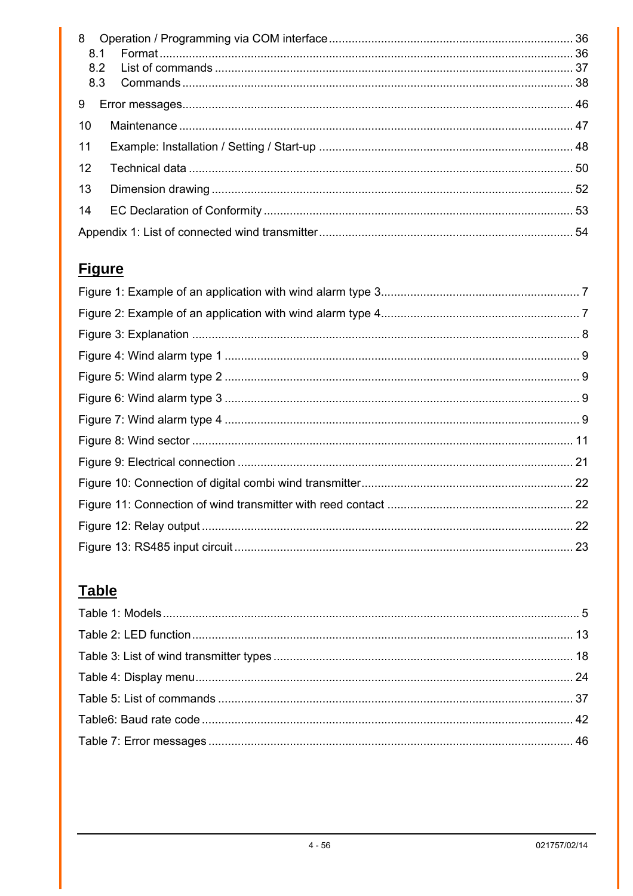8 Operation / Programming via COM interface .......... 36
  8.1 Format .......... 36
  8.2 List of commands .......... 37
  8.3 Commands .......... 38

9 Error messages .......... 46

10 Maintenance .......... 47

11 Example: Installation / Setting / Start-up .......... 48

12 Technical data .......... 50

13 Dimension drawing .......... 52

14 EC Declaration of Conformity .......... 53

Appendix 1: List of connected wind transmitter .......... 54

## Figure

Figure 1: Example of an application with wind alarm type 3 .......... 7

Figure 2: Example of an application with wind alarm type 4 .......... 7

Figure 3: Explanation .......... 8

Figure 4: Wind alarm type 1 .......... 9

Figure 5: Wind alarm type 2 .......... 9

Figure 6: Wind alarm type 3 .......... 9

Figure 7: Wind alarm type 4 .......... 9

Figure 8: Wind sector .......... 11

Figure 9: Electrical connection .......... 21

Figure 10: Connection of digital combi wind transmitter .......... 22

Figure 11: Connection of wind transmitter with reed contact .......... 22

Figure 12: Relay output .......... 22

Figure 13: RS485 input circuit .......... 23

## Table

Table 1: Models .......... 5

Table 2: LED function .......... 13

Table 3: List of wind transmitter types .......... 18

Table 4: Display menu .......... 24

Table 5: List of commands .......... 37

Table6: Baud rate code .......... 42

Table 7: Error messages .......... 46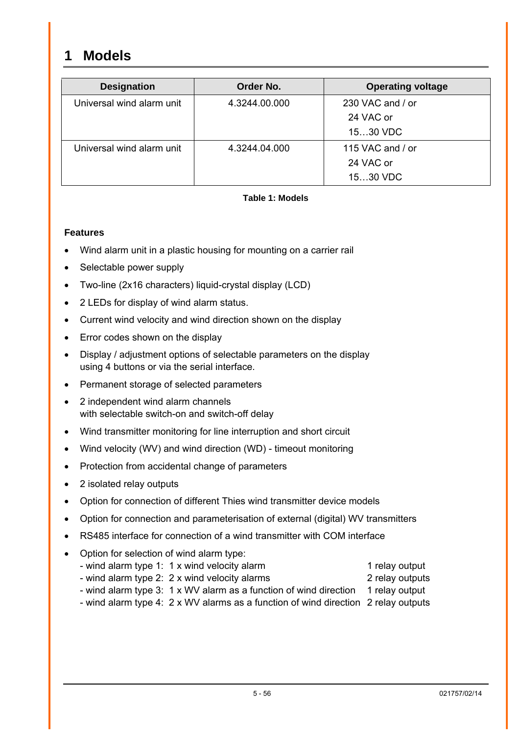# 1 Models

| Designation | Order No. | Operating voltage |
|---|---|---|
| Universal wind alarm unit | 4.3244.00.000 | 230 VAC and / or<br>24 VAC or<br>15…30 VDC |
| Universal wind alarm unit | 4.3244.04.000 | 115 VAC and / or<br>24 VAC or<br>15…30 VDC |

**Table 1: Models**

**Features**

- Wind alarm unit in a plastic housing for mounting on a carrier rail
- Selectable power supply
- Two-line (2x16 characters) liquid-crystal display (LCD)
- 2 LEDs for display of wind alarm status.
- Current wind velocity and wind direction shown on the display
- Error codes shown on the display
- Display / adjustment options of selectable parameters on the display using 4 buttons or via the serial interface.
- Permanent storage of selected parameters
- 2 independent wind alarm channels with selectable switch-on and switch-off delay
- Wind transmitter monitoring for line interruption and short circuit
- Wind velocity (WV) and wind direction (WD) - timeout monitoring
- Protection from accidental change of parameters
- 2 isolated relay outputs
- Option for connection of different Thies wind transmitter device models
- Option for connection and parameterisation of external (digital) WV transmitters
- RS485 interface for connection of a wind transmitter with COM interface
- Option for selection of wind alarm type:
  - wind alarm type 1: 1 x wind velocity alarm — 1 relay output
  - wind alarm type 2: 2 x wind velocity alarms — 2 relay outputs
  - wind alarm type 3: 1 x WV alarm as a function of wind direction — 1 relay output
  - wind alarm type 4: 2 x WV alarms as a function of wind direction — 2 relay outputs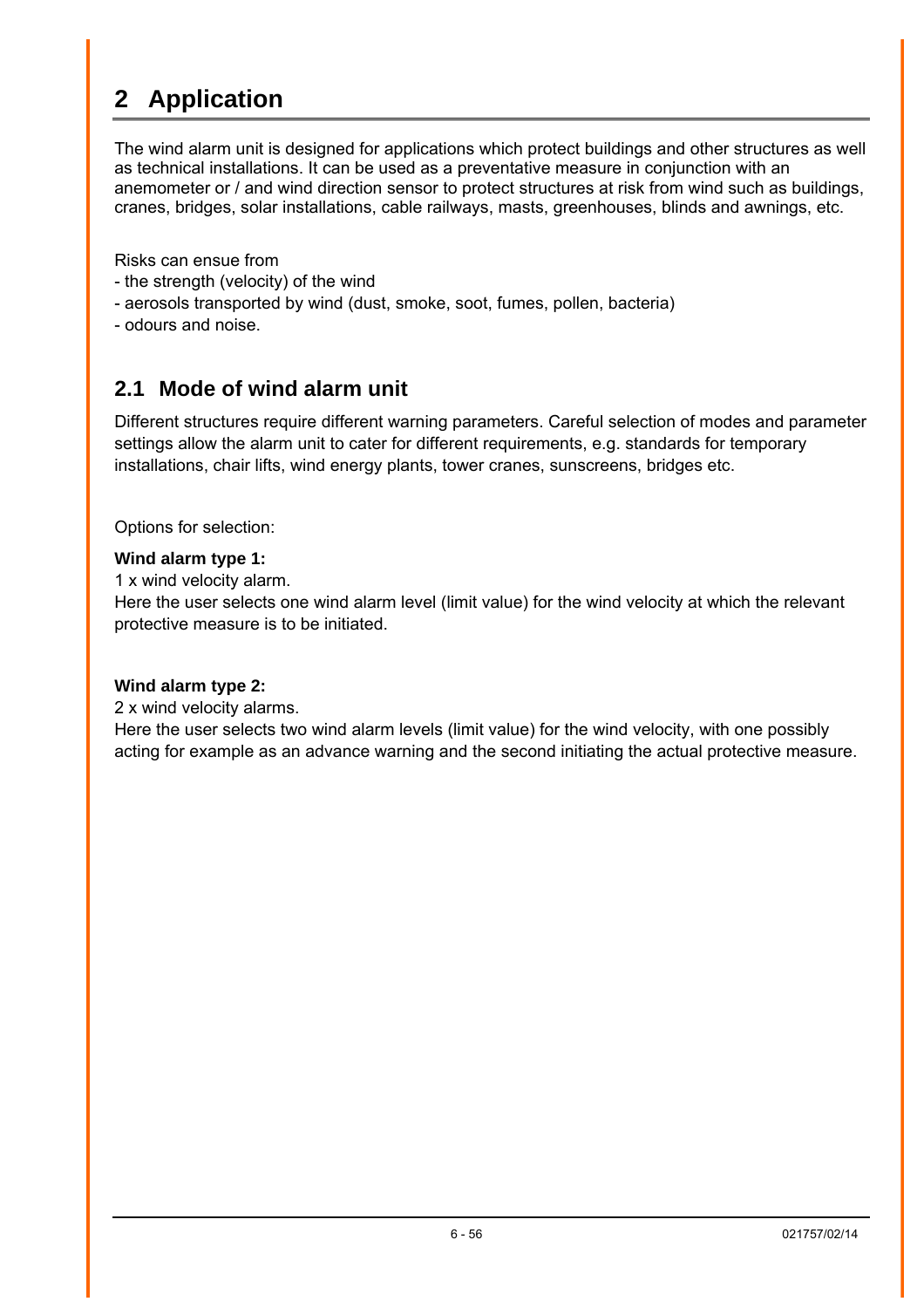# 2 Application

The wind alarm unit is designed for applications which protect buildings and other structures as well as technical installations. It can be used as a preventative measure in conjunction with an anemometer or / and wind direction sensor to protect structures at risk from wind such as buildings, cranes, bridges, solar installations, cable railways, masts, greenhouses, blinds and awnings, etc.

Risks can ensue from
- the strength (velocity) of the wind
- aerosols transported by wind (dust, smoke, soot, fumes, pollen, bacteria)
- odours and noise.

## 2.1 Mode of wind alarm unit

Different structures require different warning parameters. Careful selection of modes and parameter settings allow the alarm unit to cater for different requirements, e.g. standards for temporary installations, chair lifts, wind energy plants, tower cranes, sunscreens, bridges etc.

Options for selection:

**Wind alarm type 1:**
1 x wind velocity alarm.
Here the user selects one wind alarm level (limit value) for the wind velocity at which the relevant protective measure is to be initiated.

**Wind alarm type 2:**
2 x wind velocity alarms.
Here the user selects two wind alarm levels (limit value) for the wind velocity, with one possibly acting for example as an advance warning and the second initiating the actual protective measure.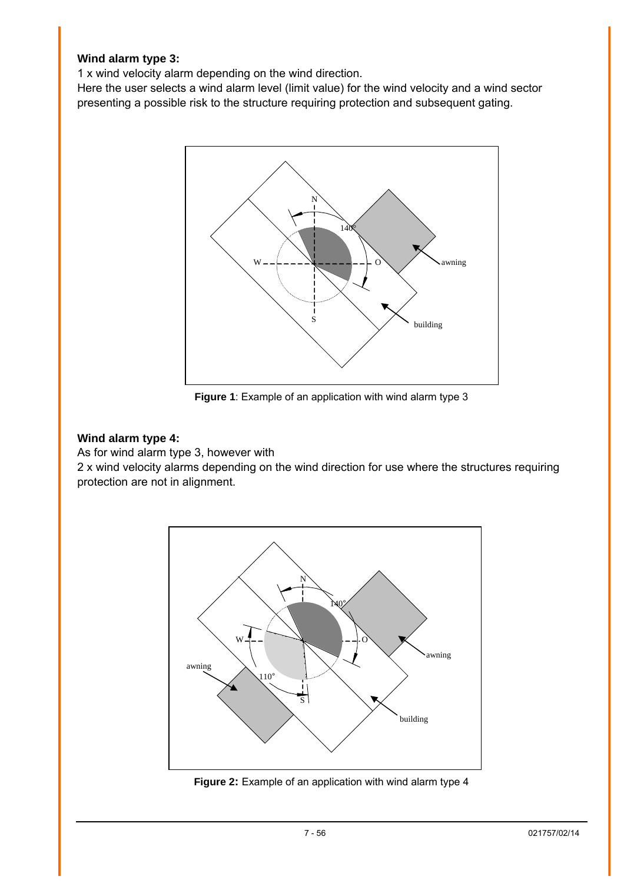**Wind alarm type 3:**

1 x wind velocity alarm depending on the wind direction.

Here the user selects a wind alarm level (limit value) for the wind velocity and a wind sector presenting a possible risk to the structure requiring protection and subsequent gating.

**Figure 1**: Example of an application with wind alarm type 3

**Wind alarm type 4:**

As for wind alarm type 3, however with

2 x wind velocity alarms depending on the wind direction for use where the structures requiring protection are not in alignment.

**Figure 2:** Example of an application with wind alarm type 4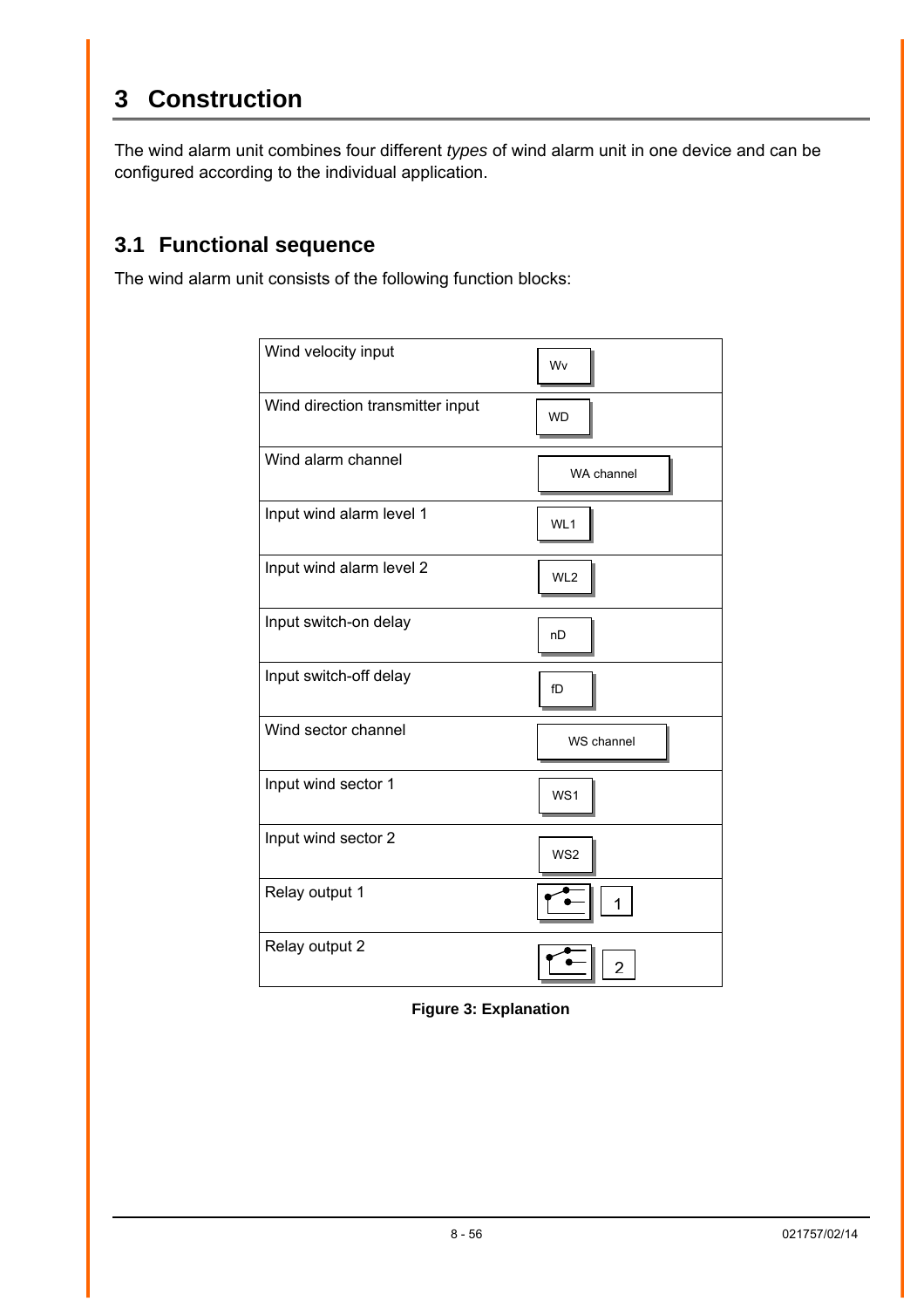# 3 Construction

The wind alarm unit combines four different *types* of wind alarm unit in one device and can be configured according to the individual application.

## 3.1 Functional sequence

The wind alarm unit consists of the following function blocks:

| | |
|---|---|
| Wind velocity input | Wv |
| Wind direction transmitter input | WD |
| Wind alarm channel | WA channel |
| Input wind alarm level 1 | WL1 |
| Input wind alarm level 2 | WL2 |
| Input switch-on delay | nD |
| Input switch-off delay | fD |
| Wind sector channel | WS channel |
| Input wind sector 1 | WS1 |
| Input wind sector 2 | WS2 |
| Relay output 1 | 1 |
| Relay output 2 | 2 |

**Figure 3: Explanation**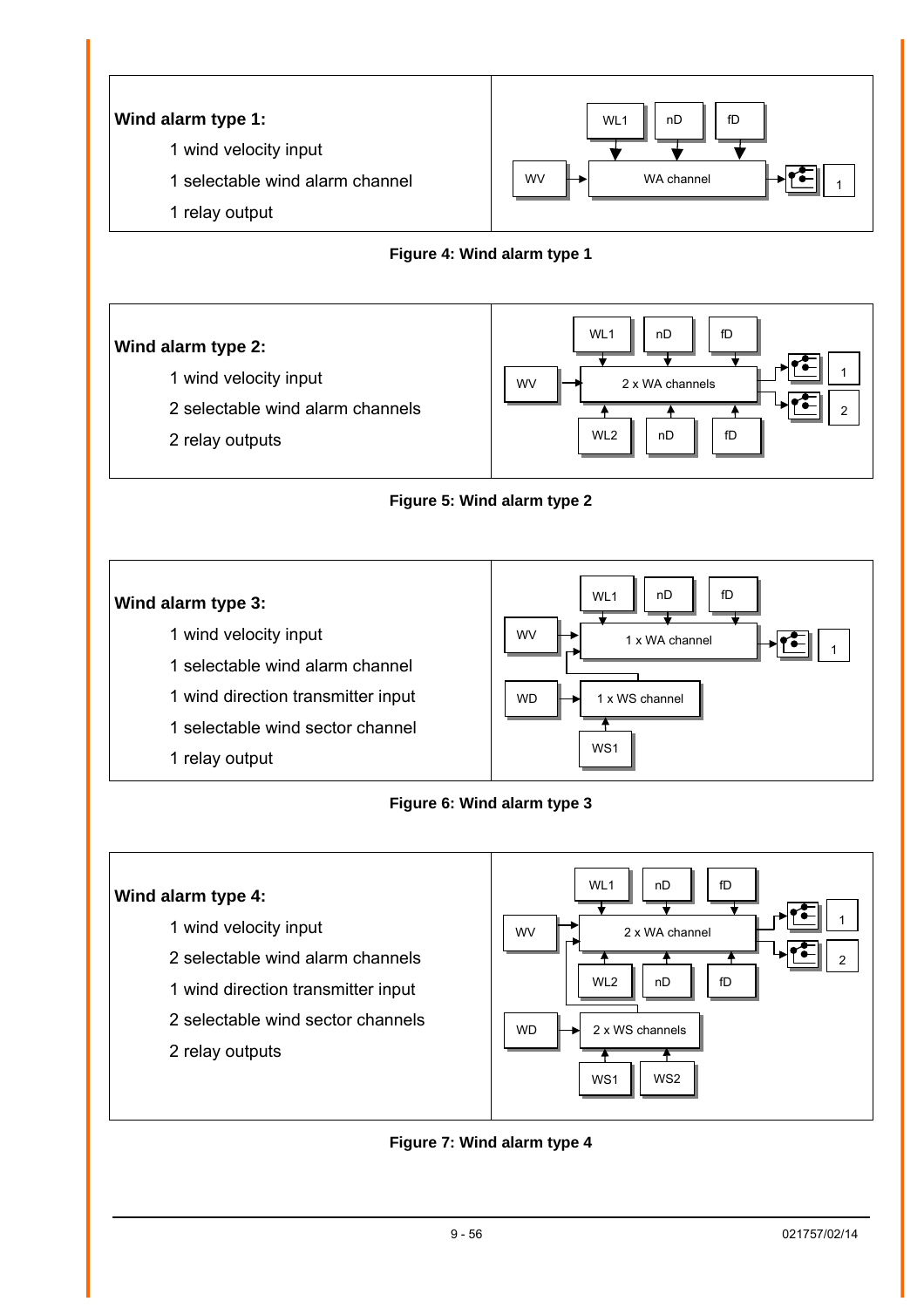**Wind alarm type 1:**

- 1 wind velocity input
- 1 selectable wind alarm channel
- 1 relay output

Figure 4: Wind alarm type 1

**Wind alarm type 2:**

- 1 wind velocity input
- 2 selectable wind alarm channels
- 2 relay outputs

Figure 5: Wind alarm type 2

**Wind alarm type 3:**

- 1 wind velocity input
- 1 selectable wind alarm channel
- 1 wind direction transmitter input
- 1 selectable wind sector channel
- 1 relay output

Figure 6: Wind alarm type 3

**Wind alarm type 4:**

- 1 wind velocity input
- 2 selectable wind alarm channels
- 1 wind direction transmitter input
- 2 selectable wind sector channels
- 2 relay outputs

Figure 7: Wind alarm type 4

021757/02/14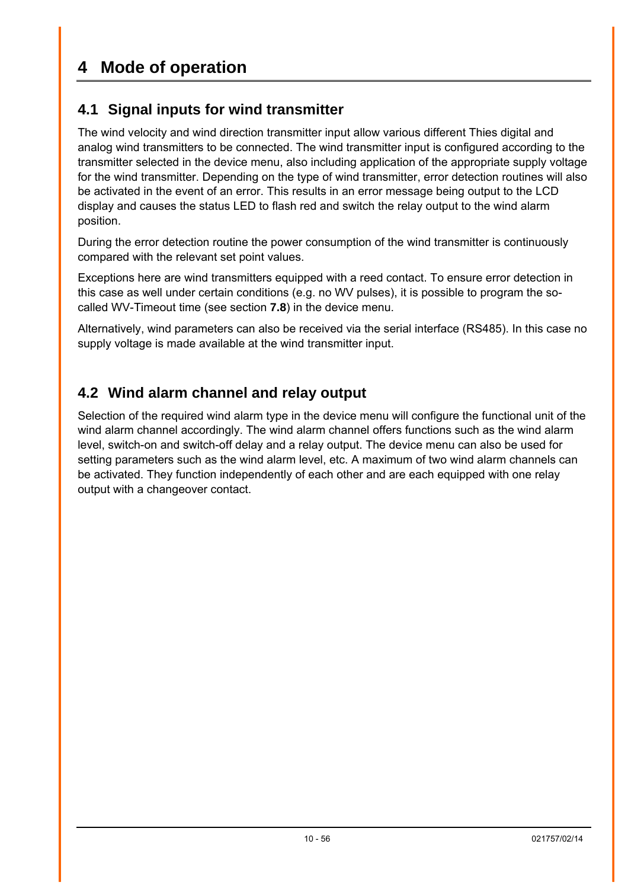# 4 Mode of operation

## 4.1 Signal inputs for wind transmitter

The wind velocity and wind direction transmitter input allow various different Thies digital and analog wind transmitters to be connected. The wind transmitter input is configured according to the transmitter selected in the device menu, also including application of the appropriate supply voltage for the wind transmitter. Depending on the type of wind transmitter, error detection routines will also be activated in the event of an error. This results in an error message being output to the LCD display and causes the status LED to flash red and switch the relay output to the wind alarm position.

During the error detection routine the power consumption of the wind transmitter is continuously compared with the relevant set point values.

Exceptions here are wind transmitters equipped with a reed contact. To ensure error detection in this case as well under certain conditions (e.g. no WV pulses), it is possible to program the so-called WV-Timeout time (see section **7.8**) in the device menu.

Alternatively, wind parameters can also be received via the serial interface (RS485). In this case no supply voltage is made available at the wind transmitter input.

## 4.2 Wind alarm channel and relay output

Selection of the required wind alarm type in the device menu will configure the functional unit of the wind alarm channel accordingly. The wind alarm channel offers functions such as the wind alarm level, switch-on and switch-off delay and a relay output. The device menu can also be used for setting parameters such as the wind alarm level, etc. A maximum of two wind alarm channels can be activated. They function independently of each other and are each equipped with one relay output with a changeover contact.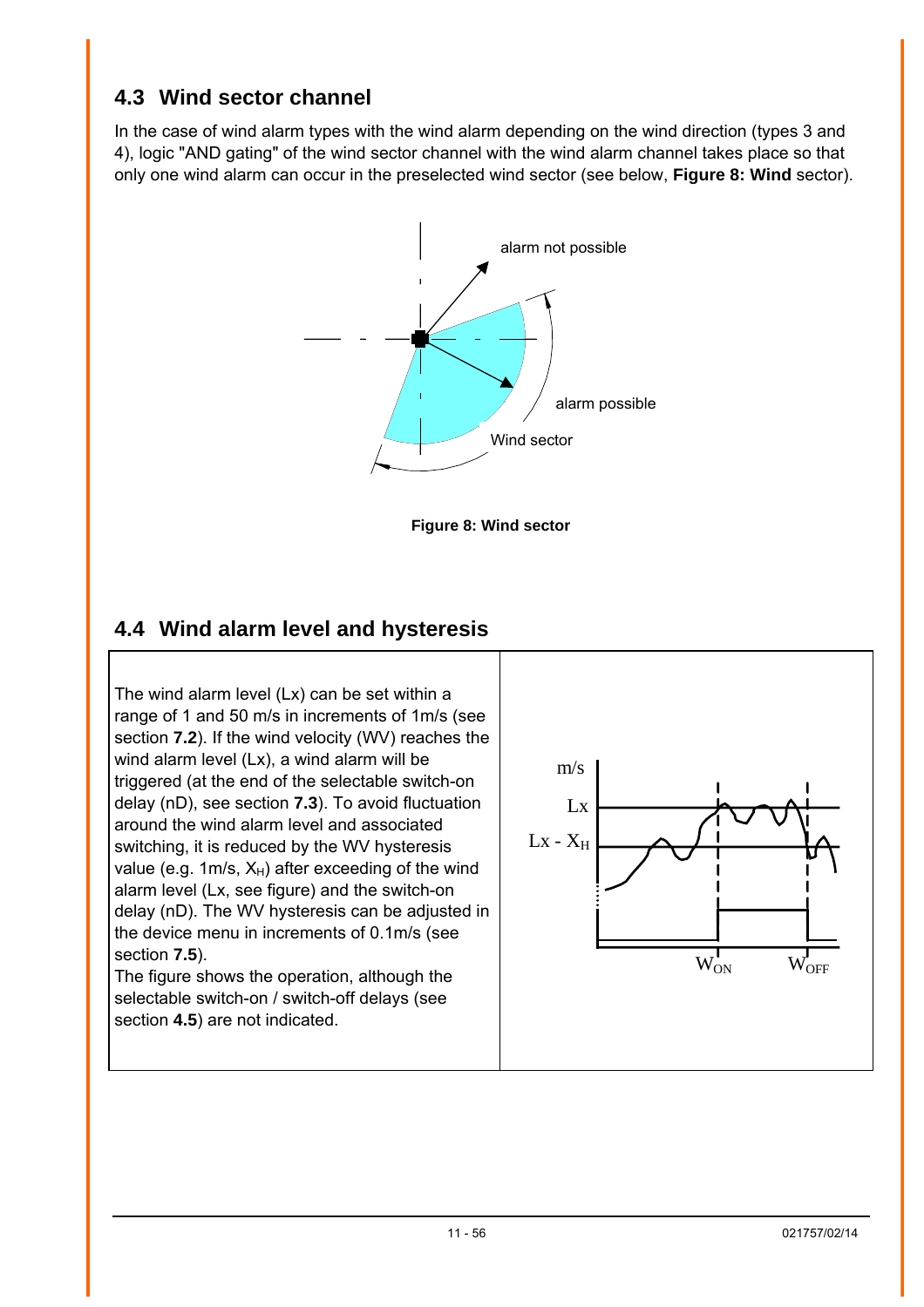## 4.3 Wind sector channel

In the case of wind alarm types with the wind alarm depending on the wind direction (types 3 and 4), logic "AND gating" of the wind sector channel with the wind alarm channel takes place so that only one wind alarm can occur in the preselected wind sector (see below, **Figure 8: Wind** sector).

**Figure 8: Wind sector**

## 4.4 Wind alarm level and hysteresis

The wind alarm level (Lx) can be set within a range of 1 and 50 m/s in increments of 1m/s (see section **7.2**). If the wind velocity (WV) reaches the wind alarm level (Lx), a wind alarm will be triggered (at the end of the selectable switch-on delay (nD), see section **7.3**). To avoid fluctuation around the wind alarm level and associated switching, it is reduced by the WV hysteresis value (e.g. 1m/s, $X_H$) after exceeding of the wind alarm level (Lx, see figure) and the switch-on delay (nD). The WV hysteresis can be adjusted in the device menu in increments of 0.1m/s (see section **7.5**).
The figure shows the operation, although the selectable switch-on / switch-off delays (see section **4.5**) are not indicated.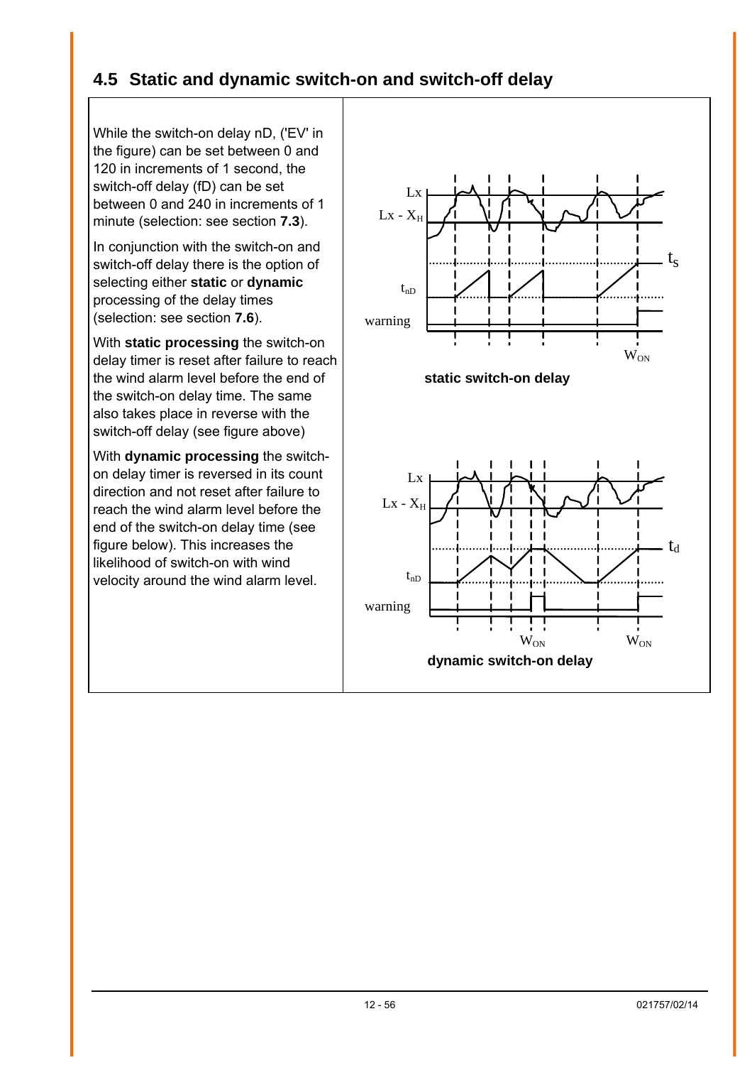## 4.5 Static and dynamic switch-on and switch-off delay

While the switch-on delay nD, ('EV' in the figure) can be set between 0 and 120 in increments of 1 second, the switch-off delay (fD) can be set between 0 and 240 in increments of 1 minute (selection: see section **7.3**).

In conjunction with the switch-on and switch-off delay there is the option of selecting either **static** or **dynamic** processing of the delay times (selection: see section **7.6**).

With **static processing** the switch-on delay timer is reset after failure to reach the wind alarm level before the end of the switch-on delay time. The same also takes place in reverse with the switch-off delay (see figure above)

With **dynamic processing** the switch-on delay timer is reversed in its count direction and not reset after failure to reach the wind alarm level before the end of the switch-on delay time (see figure below). This increases the likelihood of switch-on with wind velocity around the wind alarm level.

Lx

Lx - $X_H$

$t_{nD}$

warning

$t_S$

$W_{ON}$

**static switch-on delay**

Lx

Lx - $X_H$

$t_{nD}$

warning

$t_d$

$W_{ON}$ $W_{ON}$

**dynamic switch-on delay**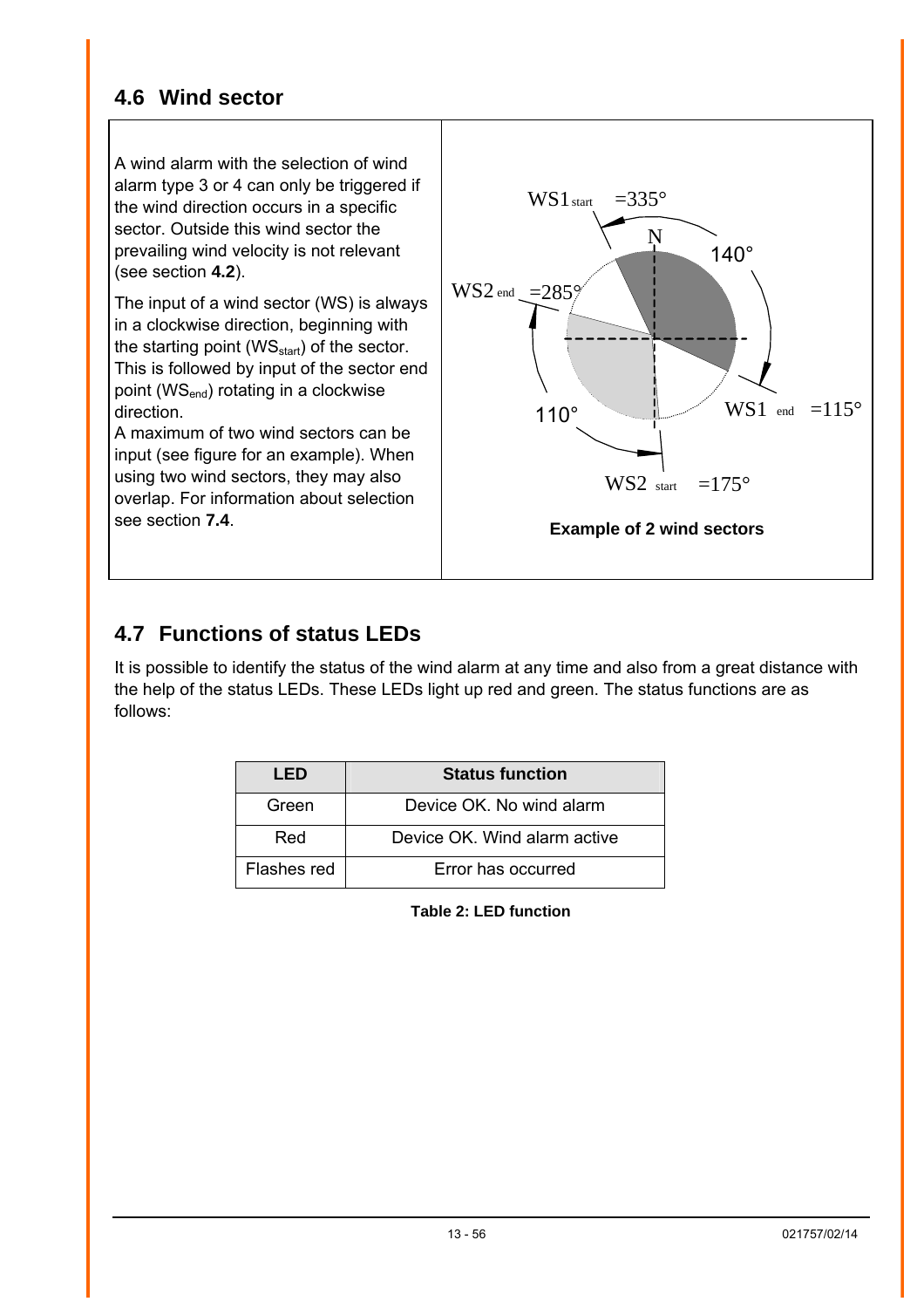## 4.6 Wind sector

A wind alarm with the selection of wind alarm type 3 or 4 can only be triggered if the wind direction occurs in a specific sector. Outside this wind sector the prevailing wind velocity is not relevant (see section **4.2**).

The input of a wind sector (WS) is always in a clockwise direction, beginning with the starting point ($WS_{start}$) of the sector. This is followed by input of the sector end point ($WS_{end}$) rotating in a clockwise direction.
A maximum of two wind sectors can be input (see figure for an example). When using two wind sectors, they may also overlap. For information about selection see section **7.4**.

$WS1_{start}$ =335°
N
140°
$WS2_{end}$ =285°
110°
$WS1_{end}$ =115°
$WS2_{start}$ =175°

**Example of 2 wind sectors**

## 4.7 Functions of status LEDs

It is possible to identify the status of the wind alarm at any time and also from a great distance with the help of the status LEDs. These LEDs light up red and green. The status functions are as follows:

| LED | Status function |
|---|---|
| Green | Device OK. No wind alarm |
| Red | Device OK. Wind alarm active |
| Flashes red | Error has occurred |

**Table 2: LED function**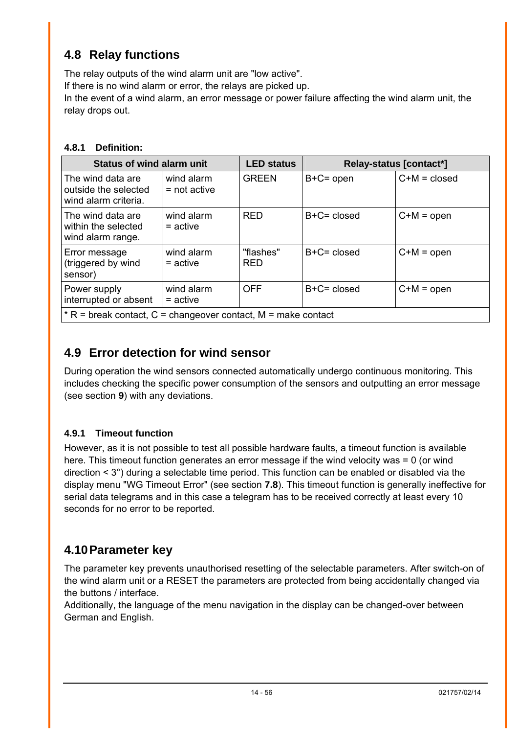## 4.8 Relay functions

The relay outputs of the wind alarm unit are "low active".
If there is no wind alarm or error, the relays are picked up.
In the event of a wind alarm, an error message or power failure affecting the wind alarm unit, the relay drops out.

### 4.8.1 Definition:

| Status of wind alarm unit | | LED status | Relay-status [contact*] | |
|---|---|---|---|---|
| The wind data are outside the selected wind alarm criteria. | wind alarm = not active | GREEN | B+C= open | C+M = closed |
| The wind data are within the selected wind alarm range. | wind alarm = active | RED | B+C= closed | C+M = open |
| Error message (triggered by wind sensor) | wind alarm = active | "flashes" RED | B+C= closed | C+M = open |
| Power supply interrupted or absent | wind alarm = active | OFF | B+C= closed | C+M = open |
| * R = break contact, C = changeover contact, M = make contact | | | | |

## 4.9 Error detection for wind sensor

During operation the wind sensors connected automatically undergo continuous monitoring. This includes checking the specific power consumption of the sensors and outputting an error message (see section **9**) with any deviations.

### 4.9.1 Timeout function

However, as it is not possible to test all possible hardware faults, a timeout function is available here. This timeout function generates an error message if the wind velocity was = 0 (or wind direction < 3°) during a selectable time period. This function can be enabled or disabled via the display menu "WG Timeout Error" (see section **7.8**). This timeout function is generally ineffective for serial data telegrams and in this case a telegram has to be received correctly at least every 10 seconds for no error to be reported.

## 4.10 Parameter key

The parameter key prevents unauthorised resetting of the selectable parameters. After switch-on of the wind alarm unit or a RESET the parameters are protected from being accidentally changed via the buttons / interface.
Additionally, the language of the menu navigation in the display can be changed-over between German and English.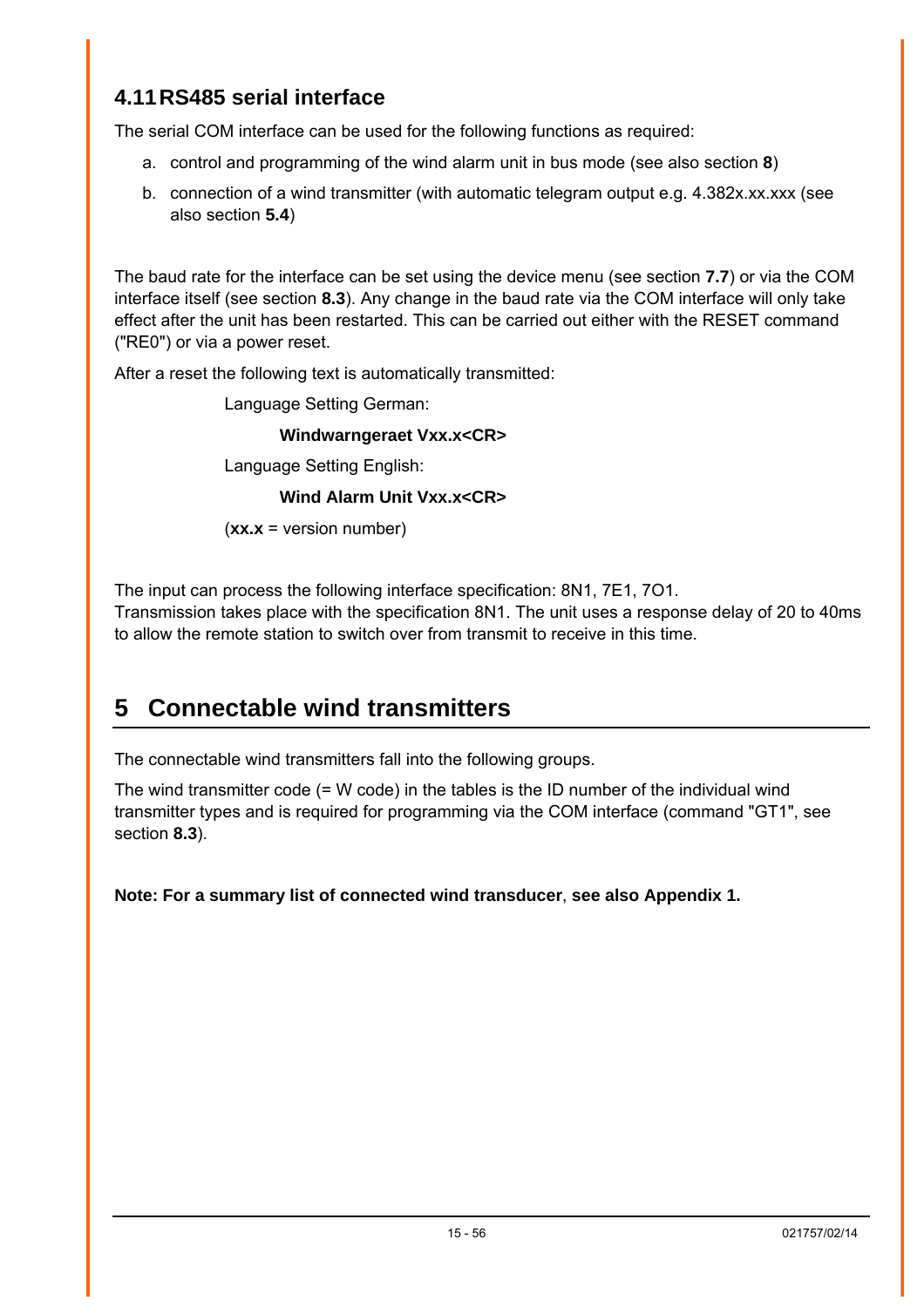## 4.11 RS485 serial interface

The serial COM interface can be used for the following functions as required:

a. control and programming of the wind alarm unit in bus mode (see also section **8**)

b. connection of a wind transmitter (with automatic telegram output e.g. 4.382x.xx.xxx (see also section **5.4**)

The baud rate for the interface can be set using the device menu (see section **7.7**) or via the COM interface itself (see section **8.3**). Any change in the baud rate via the COM interface will only take effect after the unit has been restarted. This can be carried out either with the RESET command ("RE0") or via a power reset.

After a reset the following text is automatically transmitted:

Language Setting German:

**Windwarngeraet Vxx.x<CR>**

Language Setting English:

**Wind Alarm Unit Vxx.x<CR>**

(**xx.x** = version number)

The input can process the following interface specification: 8N1, 7E1, 7O1.
Transmission takes place with the specification 8N1. The unit uses a response delay of 20 to 40ms to allow the remote station to switch over from transmit to receive in this time.

# 5 Connectable wind transmitters

The connectable wind transmitters fall into the following groups.

The wind transmitter code (= W code) in the tables is the ID number of the individual wind transmitter types and is required for programming via the COM interface (command "GT1", see section **8.3**).

**Note: For a summary list of connected wind transducer**, **see also Appendix 1.**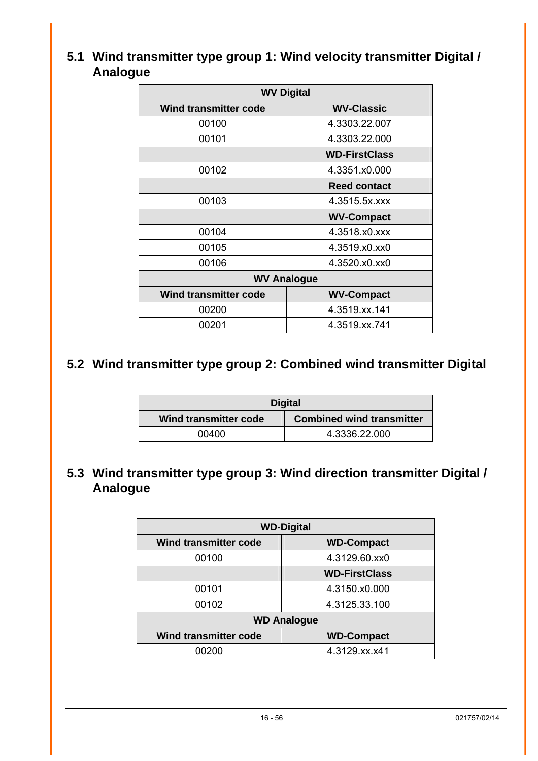## 5.1 Wind transmitter type group 1: Wind velocity transmitter Digital / Analogue

| WV Digital | |
|---|---|
| **Wind transmitter code** | **WV-Classic** |
| 00100 | 4.3303.22.007 |
| 00101 | 4.3303.22.000 |
| | **WD-FirstClass** |
| 00102 | 4.3351.x0.000 |
| | **Reed contact** |
| 00103 | 4.3515.5x.xxx |
| | **WV-Compact** |
| 00104 | 4.3518.x0.xxx |
| 00105 | 4.3519.x0.xx0 |
| 00106 | 4.3520.x0.xx0 |
| **WV Analogue** | |
| **Wind transmitter code** | **WV-Compact** |
| 00200 | 4.3519.xx.141 |
| 00201 | 4.3519.xx.741 |

## 5.2 Wind transmitter type group 2: Combined wind transmitter Digital

| Digital | |
|---|---|
| **Wind transmitter code** | **Combined wind transmitter** |
| 00400 | 4.3336.22.000 |

## 5.3 Wind transmitter type group 3: Wind direction transmitter Digital / Analogue

| WD-Digital | |
|---|---|
| **Wind transmitter code** | **WD-Compact** |
| 00100 | 4.3129.60.xx0 |
| | **WD-FirstClass** |
| 00101 | 4.3150.x0.000 |
| 00102 | 4.3125.33.100 |
| **WD Analogue** | |
| **Wind transmitter code** | **WD-Compact** |
| 00200 | 4.3129.xx.x41 |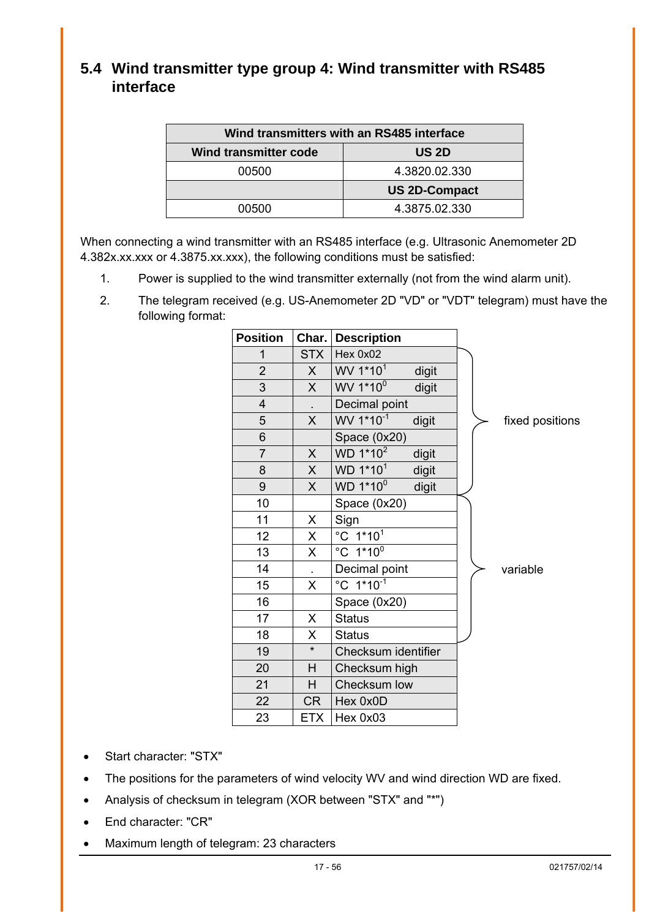## 5.4 Wind transmitter type group 4: Wind transmitter with RS485 interface

| Wind transmitters with an RS485 interface | |
|---|---|
| **Wind transmitter code** | **US 2D** |
| 00500 | 4.3820.02.330 |
| | **US 2D-Compact** |
| 00500 | 4.3875.02.330 |

When connecting a wind transmitter with an RS485 interface (e.g. Ultrasonic Anemometer 2D 4.382x.xx.xxx or 4.3875.xx.xxx), the following conditions must be satisfied:

1. Power is supplied to the wind transmitter externally (not from the wind alarm unit).
2. The telegram received (e.g. US-Anemometer 2D "VD" or "VDT" telegram) must have the following format:

| Position | Char. | Description | |
|---|---|---|---|
| 1 | STX | Hex 0x02 | fixed positions |
| 2 | X | WV $1*10^1$ digit | fixed positions |
| 3 | X | WV $1*10^0$ digit | fixed positions |
| 4 | . | Decimal point | fixed positions |
| 5 | X | WV $1*10^{-1}$ digit | fixed positions |
| 6 | | Space (0x20) | fixed positions |
| 7 | X | WD $1*10^2$ digit | fixed positions |
| 8 | X | WD $1*10^1$ digit | fixed positions |
| 9 | X | WD $1*10^0$ digit | fixed positions |
| 10 | | Space (0x20) | variable |
| 11 | X | Sign | variable |
| 12 | X | °C $1*10^1$ | variable |
| 13 | X | °C $1*10^0$ | variable |
| 14 | . | Decimal point | variable |
| 15 | X | °C $1*10^{-1}$ | variable |
| 16 | | Space (0x20) | variable |
| 17 | X | Status | variable |
| 18 | X | Status | variable |
| 19 | * | Checksum identifier | |
| 20 | H | Checksum high | |
| 21 | H | Checksum low | |
| 22 | CR | Hex 0x0D | |
| 23 | ETX | Hex 0x03 | |

- Start character: "STX"
- The positions for the parameters of wind velocity WV and wind direction WD are fixed.
- Analysis of checksum in telegram (XOR between "STX" and "*")
- End character: "CR"
- Maximum length of telegram: 23 characters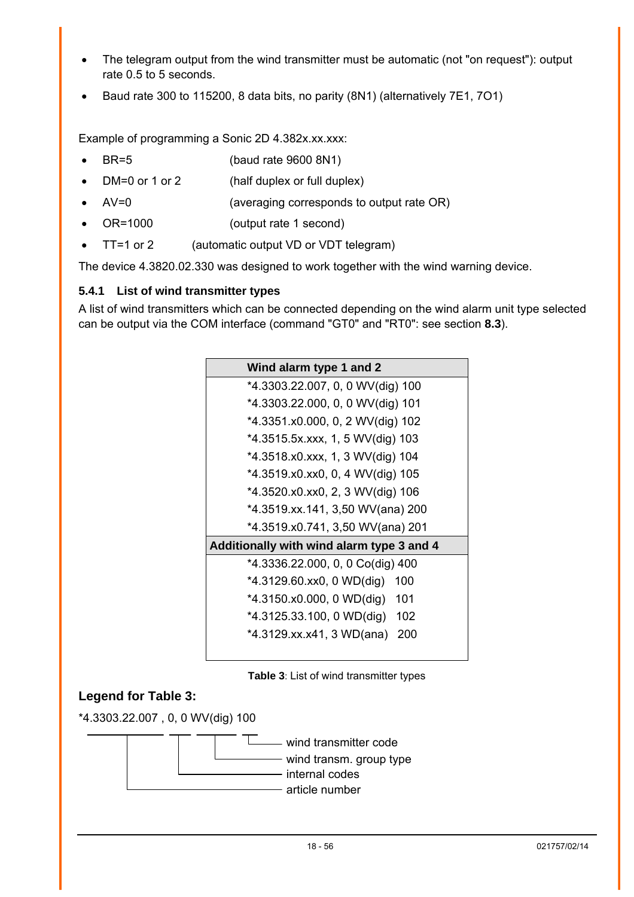- The telegram output from the wind transmitter must be automatic (not "on request"): output rate 0.5 to 5 seconds.
- Baud rate 300 to 115200, 8 data bits, no parity (8N1) (alternatively 7E1, 7O1)

Example of programming a Sonic 2D 4.382x.xx.xxx:

- BR=5 (baud rate 9600 8N1)
- DM=0 or 1 or 2 (half duplex or full duplex)
- AV=0 (averaging corresponds to output rate OR)
- OR=1000 (output rate 1 second)
- TT=1 or 2 (automatic output VD or VDT telegram)

The device 4.3820.02.330 was designed to work together with the wind warning device.

### 5.4.1 List of wind transmitter types

A list of wind transmitters which can be connected depending on the wind alarm unit type selected can be output via the COM interface (command "GT0" and "RT0": see section **8.3**).

| Wind alarm type 1 and 2 |
|---|
| *4.3303.22.007, 0, 0 WV(dig) 100 |
| *4.3303.22.000, 0, 0 WV(dig) 101 |
| *4.3351.x0.000, 0, 2 WV(dig) 102 |
| *4.3515.5x.xxx, 1, 5 WV(dig) 103 |
| *4.3518.x0.xxx, 1, 3 WV(dig) 104 |
| *4.3519.x0.xx0, 0, 4 WV(dig) 105 |
| *4.3520.x0.xx0, 2, 3 WV(dig) 106 |
| *4.3519.xx.141, 3,50 WV(ana) 200 |
| *4.3519.x0.741, 3,50 WV(ana) 201 |
| **Additionally with wind alarm type 3 and 4** |
| *4.3336.22.000, 0, 0 Co(dig) 400 |
| *4.3129.60.xx0, 0 WD(dig) 100 |
| *4.3150.x0.000, 0 WD(dig) 101 |
| *4.3125.33.100, 0 WD(dig) 102 |
| *4.3129.xx.x41, 3 WD(ana) 200 |

**Table 3**: List of wind transmitter types

**Legend for Table 3:**

*4.3303.22.007 , 0, 0 WV(dig) 100

- 100 – wind transmitter code
- WV(dig) – wind transm. group type
- 0, 0 – internal codes
- *4.3303.22.007 – article number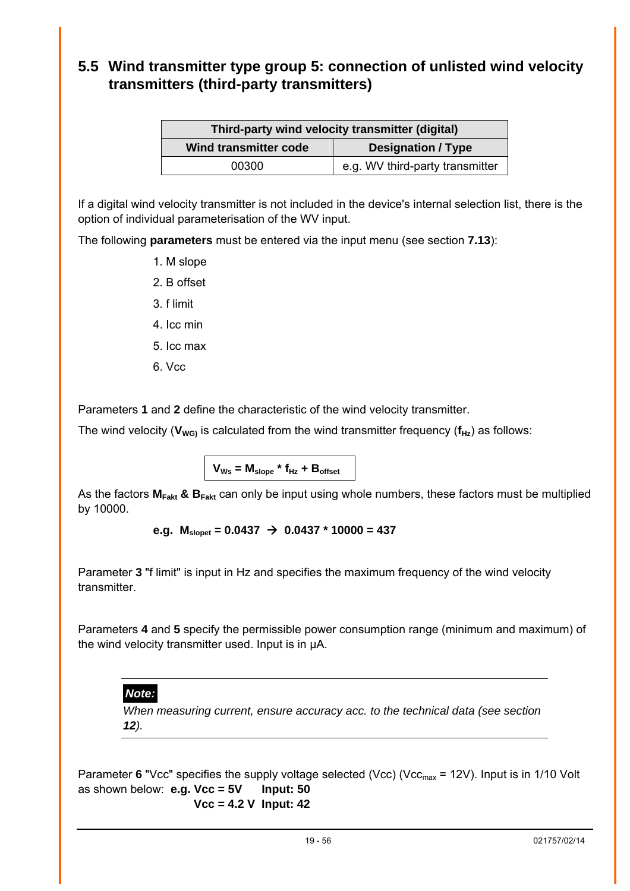## 5.5 Wind transmitter type group 5: connection of unlisted wind velocity transmitters (third-party transmitters)

| Third-party wind velocity transmitter (digital) | |
|---|---|
| **Wind transmitter code** | **Designation / Type** |
| 00300 | e.g. WV third-party transmitter |

If a digital wind velocity transmitter is not included in the device's internal selection list, there is the option of individual parameterisation of the WV input.

The following **parameters** must be entered via the input menu (see section **7.13**):

1. M slope
2. B offset
3. f limit
4. Icc min
5. Icc max
6. Vcc

Parameters **1** and **2** define the characteristic of the wind velocity transmitter.

The wind velocity (**$V_{WG)}$**) is calculated from the wind transmitter frequency (**$f_{Hz}$**) as follows:

$$V_{Ws} = M_{slope} * f_{Hz} + B_{offset}$$

As the factors **$M_{Fakt}$ & $B_{Fakt}$** can only be input using whole numbers, these factors must be multiplied by 10000.

**e.g. $M_{slopet}$ = 0.0437 → 0.0437 * 10000 = 437**

Parameter **3** "f limit" is input in Hz and specifies the maximum frequency of the wind velocity transmitter.

Parameters **4** and **5** specify the permissible power consumption range (minimum and maximum) of the wind velocity transmitter used. Input is in µA.

> **Note:**
> *When measuring current, ensure accuracy acc. to the technical data (see section **12**).*

Parameter **6** "Vcc" specifies the supply voltage selected (Vcc) ($Vcc_{max}$ = 12V). Input is in 1/10 Volt as shown below: **e.g. Vcc = 5V Input: 50**
**Vcc = 4.2 V Input: 42**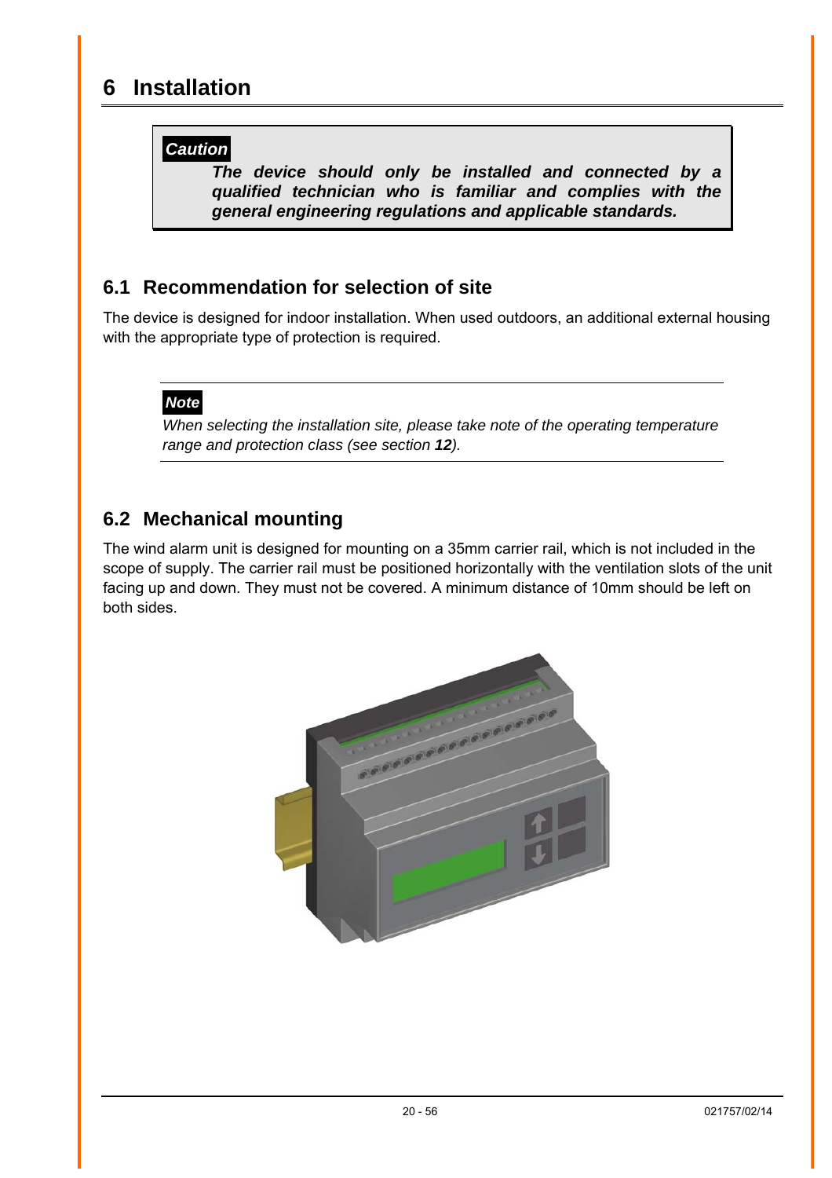# 6 Installation

> **Caution**
>
> ***The device should only be installed and connected by a qualified technician who is familiar and complies with the general engineering regulations and applicable standards.***

## 6.1 Recommendation for selection of site

The device is designed for indoor installation. When used outdoors, an additional external housing with the appropriate type of protection is required.

> **Note**
>
> *When selecting the installation site, please take note of the operating temperature range and protection class (see section **12**).*

## 6.2 Mechanical mounting

The wind alarm unit is designed for mounting on a 35mm carrier rail, which is not included in the scope of supply. The carrier rail must be positioned horizontally with the ventilation slots of the unit facing up and down. They must not be covered. A minimum distance of 10mm should be left on both sides.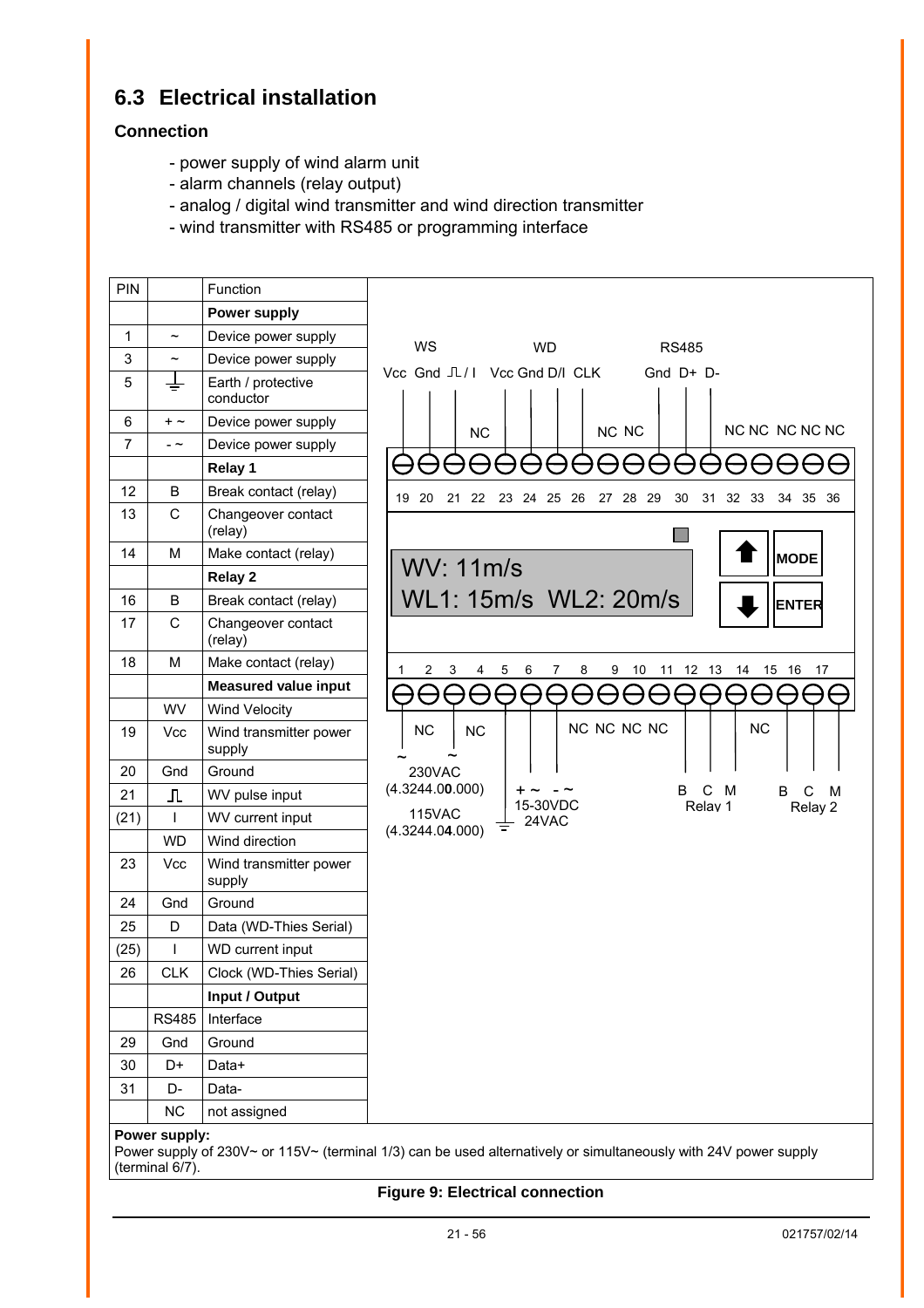## 6.3 Electrical installation

### Connection

- power supply of wind alarm unit
- alarm channels (relay output)
- analog / digital wind transmitter and wind direction transmitter
- wind transmitter with RS485 or programming interface

| PIN | | Function |
|---|---|---|
| | | **Power supply** |
| 1 | ~ | Device power supply |
| 3 | ~ | Device power supply |
| 5 | ⏚ | Earth / protective conductor |
| 6 | + ~ | Device power supply |
| 7 | - ~ | Device power supply |
| | | **Relay 1** |
| 12 | B | Break contact (relay) |
| 13 | C | Changeover contact (relay) |
| 14 | M | Make contact (relay) |
| | | **Relay 2** |
| 16 | B | Break contact (relay) |
| 17 | C | Changeover contact (relay) |
| 18 | M | Make contact (relay) |
| | | **Measured value input** |
| | WV | Wind Velocity |
| 19 | Vcc | Wind transmitter power supply |
| 20 | Gnd | Ground |
| 21 | ⎍ | WV pulse input |
| (21) | I | WV current input |
| | WD | Wind direction |
| 23 | Vcc | Wind transmitter power supply |
| 24 | Gnd | Ground |
| 25 | D | Data (WD-Thies Serial) |
| (25) | I | WD current input |
| 26 | CLK | Clock (WD-Thies Serial) |
| | | **Input / Output** |
| | RS485 | Interface |
| 29 | Gnd | Ground |
| 30 | D+ | Data+ |
| 31 | D- | Data- |
| | NC | not assigned |

WS: Vcc Gnd ⎍ / I — WD: Vcc Gnd D/I CLK — RS485: Gnd D+ D-

Terminals 19–36: 19 Vcc, 20 Gnd, 21 ⎍ / I (WS); 22 NC; 23 Vcc, 24 Gnd, 25 D/I, 26 CLK (WD); 27 NC, 28 NC; 29 Gnd, 30 D+, 31 D- (RS485); 32–36 NC NC NC NC NC

Display: WV: 11m/s — WL1: 15m/s WL2: 20m/s — Buttons: ⬆, MODE, ⬇, ENTER

Terminals 1–17: 1 ~, 2 NC, 3 ~, 4 NC (230VAC (4.3244.00.000) / 115VAC (4.3244.04.000)); 5 ⏚; 6 + ~, 7 - ~ (15-30VDC 24VAC); 8–11 NC NC NC NC; 12 B, 13 C, 14 M (Relay 1); 15 NC; 16 B, 17 C, 18 M (Relay 2)

**Power supply:**
Power supply of 230V~ or 115V~ (terminal 1/3) can be used alternatively or simultaneously with 24V power supply (terminal 6/7).

**Figure 9: Electrical connection**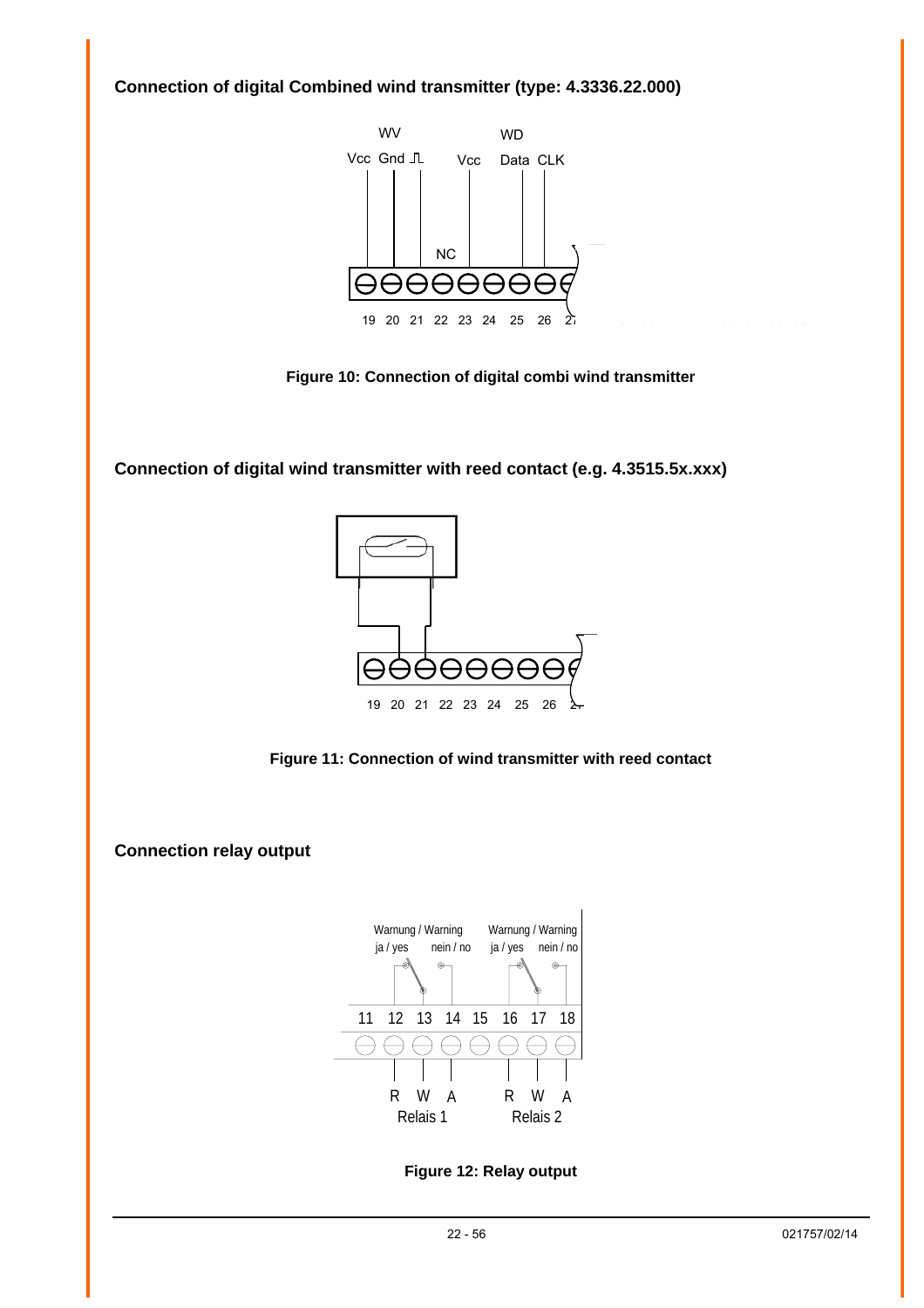**Connection of digital Combined wind transmitter (type: 4.3336.22.000)**

WV

Vcc Gnd ⎍ Vcc

WD

Data CLK

NC

19 20 21 22 23 24 25 26 27

**Figure 10: Connection of digital combi wind transmitter**

**Connection of digital wind transmitter with reed contact (e.g. 4.3515.5x.xxx)**

19 20 21 22 23 24 25 26 27

**Figure 11: Connection of wind transmitter with reed contact**

**Connection relay output**

Warnung / Warning ja / yes nein / no

Warnung / Warning ja / yes nein / no

11 12 13 14 15 16 17 18

R W A

Relais 1

R W A

Relais 2

**Figure 12: Relay output**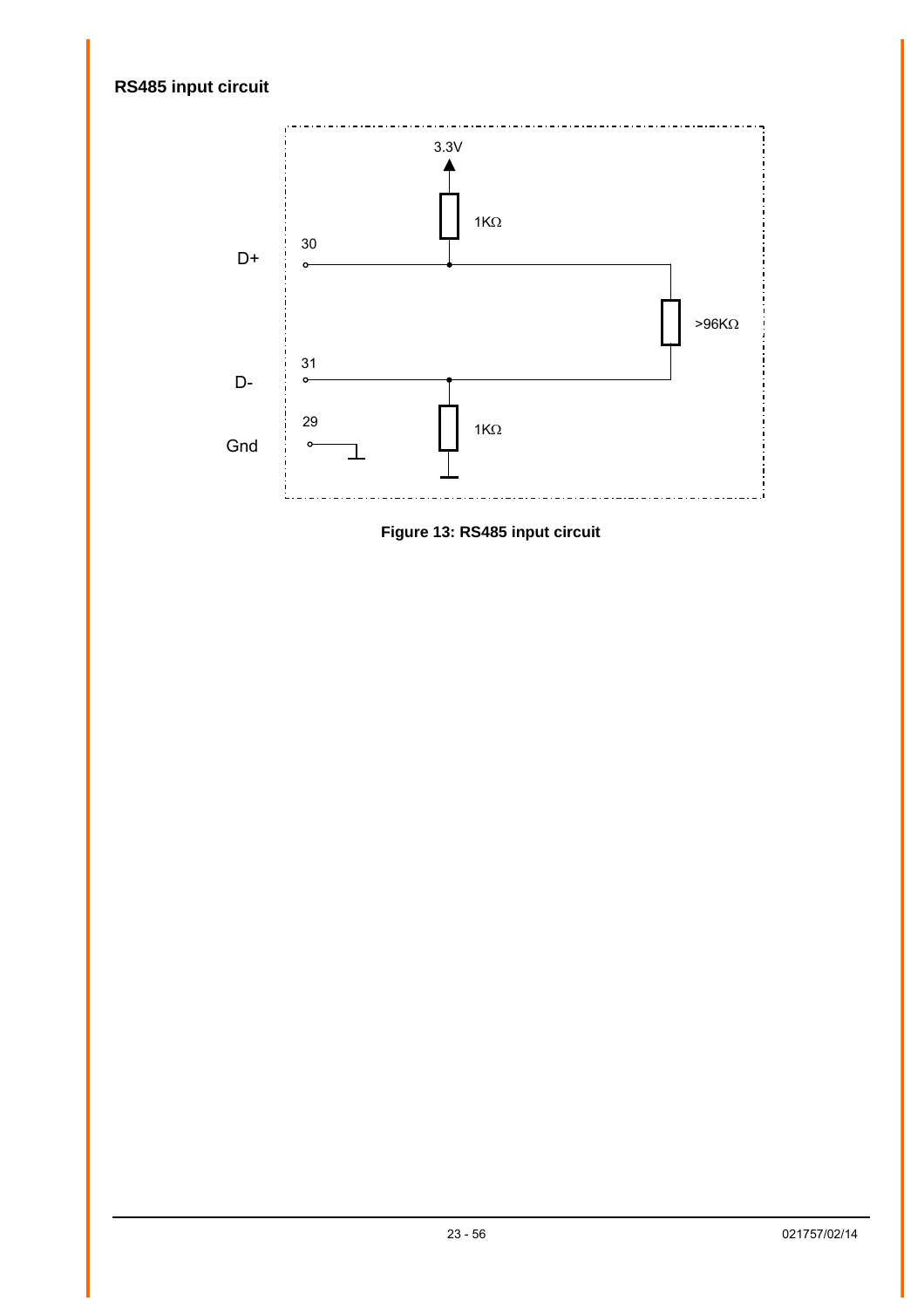## RS485 input circuit

**Figure 13: RS485 input circuit**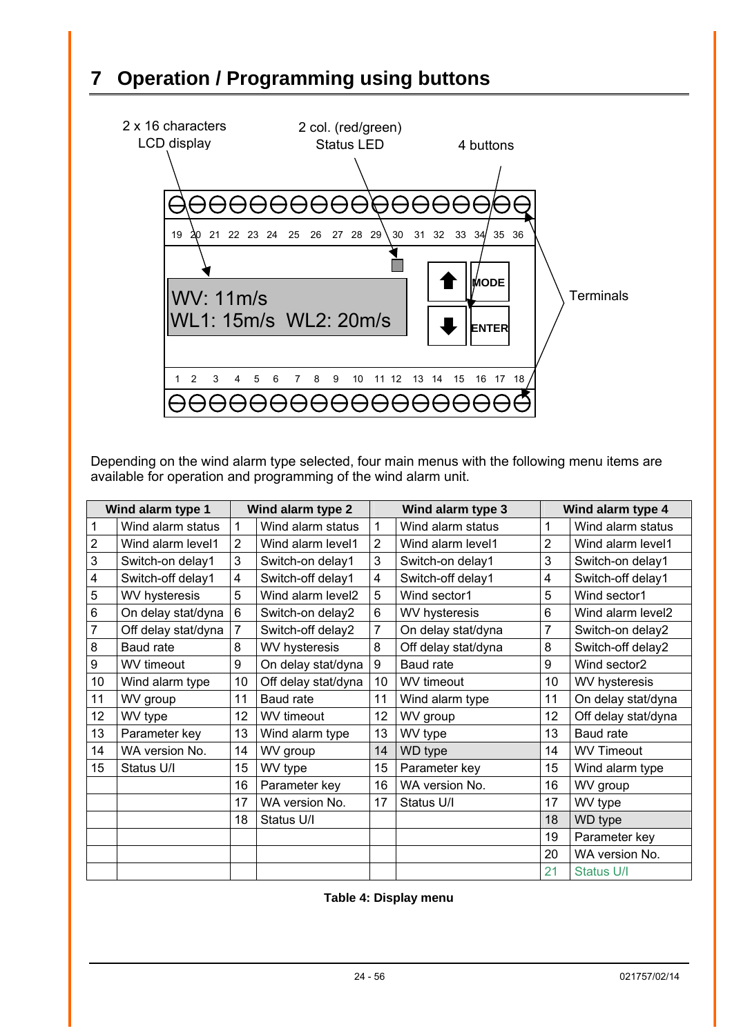# 7 Operation / Programming using buttons

2 x 16 characters LCD display

2 col. (red/green) Status LED

4 buttons

Terminals

19 20 21 22 23 24 25 26 27 28 29 30 31 32 33 34 35 36

WV: 11m/s
WL1: 15m/s WL2: 20m/s

MODE

ENTER

1 2 3 4 5 6 7 8 9 10 11 12 13 14 15 16 17 18

Depending on the wind alarm type selected, four main menus with the following menu items are available for operation and programming of the wind alarm unit.

| Wind alarm type 1 | | Wind alarm type 2 | | Wind alarm type 3 | | Wind alarm type 4 | |
|---|---|---|---|---|---|---|---|
| 1 | Wind alarm status | 1 | Wind alarm status | 1 | Wind alarm status | 1 | Wind alarm status |
| 2 | Wind alarm level1 | 2 | Wind alarm level1 | 2 | Wind alarm level1 | 2 | Wind alarm level1 |
| 3 | Switch-on delay1 | 3 | Switch-on delay1 | 3 | Switch-on delay1 | 3 | Switch-on delay1 |
| 4 | Switch-off delay1 | 4 | Switch-off delay1 | 4 | Switch-off delay1 | 4 | Switch-off delay1 |
| 5 | WV hysteresis | 5 | Wind alarm level2 | 5 | Wind sector1 | 5 | Wind sector1 |
| 6 | On delay stat/dyna | 6 | Switch-on delay2 | 6 | WV hysteresis | 6 | Wind alarm level2 |
| 7 | Off delay stat/dyna | 7 | Switch-off delay2 | 7 | On delay stat/dyna | 7 | Switch-on delay2 |
| 8 | Baud rate | 8 | WV hysteresis | 8 | Off delay stat/dyna | 8 | Switch-off delay2 |
| 9 | WV timeout | 9 | On delay stat/dyna | 9 | Baud rate | 9 | Wind sector2 |
| 10 | Wind alarm type | 10 | Off delay stat/dyna | 10 | WV timeout | 10 | WV hysteresis |
| 11 | WV group | 11 | Baud rate | 11 | Wind alarm type | 11 | On delay stat/dyna |
| 12 | WV type | 12 | WV timeout | 12 | WV group | 12 | Off delay stat/dyna |
| 13 | Parameter key | 13 | Wind alarm type | 13 | WV type | 13 | Baud rate |
| 14 | WA version No. | 14 | WV group | 14 | WD type | 14 | WV Timeout |
| 15 | Status U/I | 15 | WV type | 15 | Parameter key | 15 | Wind alarm type |
| | | 16 | Parameter key | 16 | WA version No. | 16 | WV group |
| | | 17 | WA version No. | 17 | Status U/I | 17 | WV type |
| | | 18 | Status U/I | | | 18 | WD type |
| | | | | | | 19 | Parameter key |
| | | | | | | 20 | WA version No. |
| | | | | | | 21 | Status U/I |

**Table 4: Display menu**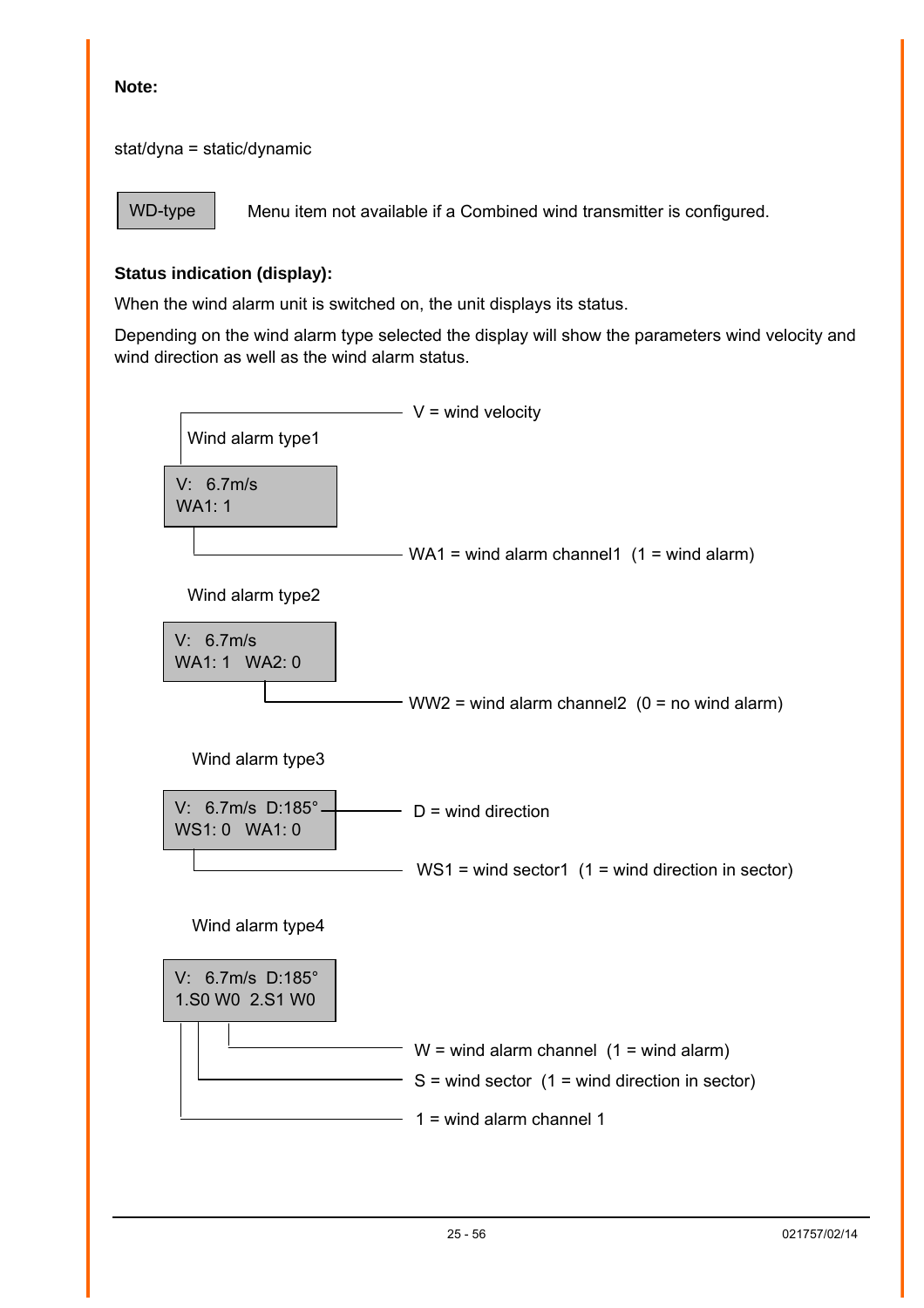**Note:**

stat/dyna = static/dynamic

| WD-type | Menu item not available if a Combined wind transmitter is configured. |
|---|---|

**Status indication (display):**

When the wind alarm unit is switched on, the unit displays its status.

Depending on the wind alarm type selected the display will show the parameters wind velocity and wind direction as well as the wind alarm status.

Wind alarm type1

```
V:   6.7m/s
WA1: 1
```

V = wind velocity

WA1 = wind alarm channel1 (1 = wind alarm)

Wind alarm type2

```
V:   6.7m/s
WA1: 1   WA2: 0
```

WW2 = wind alarm channel2 (0 = no wind alarm)

Wind alarm type3

```
V:   6.7m/s  D:185°
WS1: 0   WA1: 0
```

D = wind direction

WS1 = wind sector1 (1 = wind direction in sector)

Wind alarm type4

```
V:   6.7m/s  D:185°
1.S0 W0  2.S1 W0
```

W = wind alarm channel (1 = wind alarm)

S = wind sector (1 = wind direction in sector)

1 = wind alarm channel 1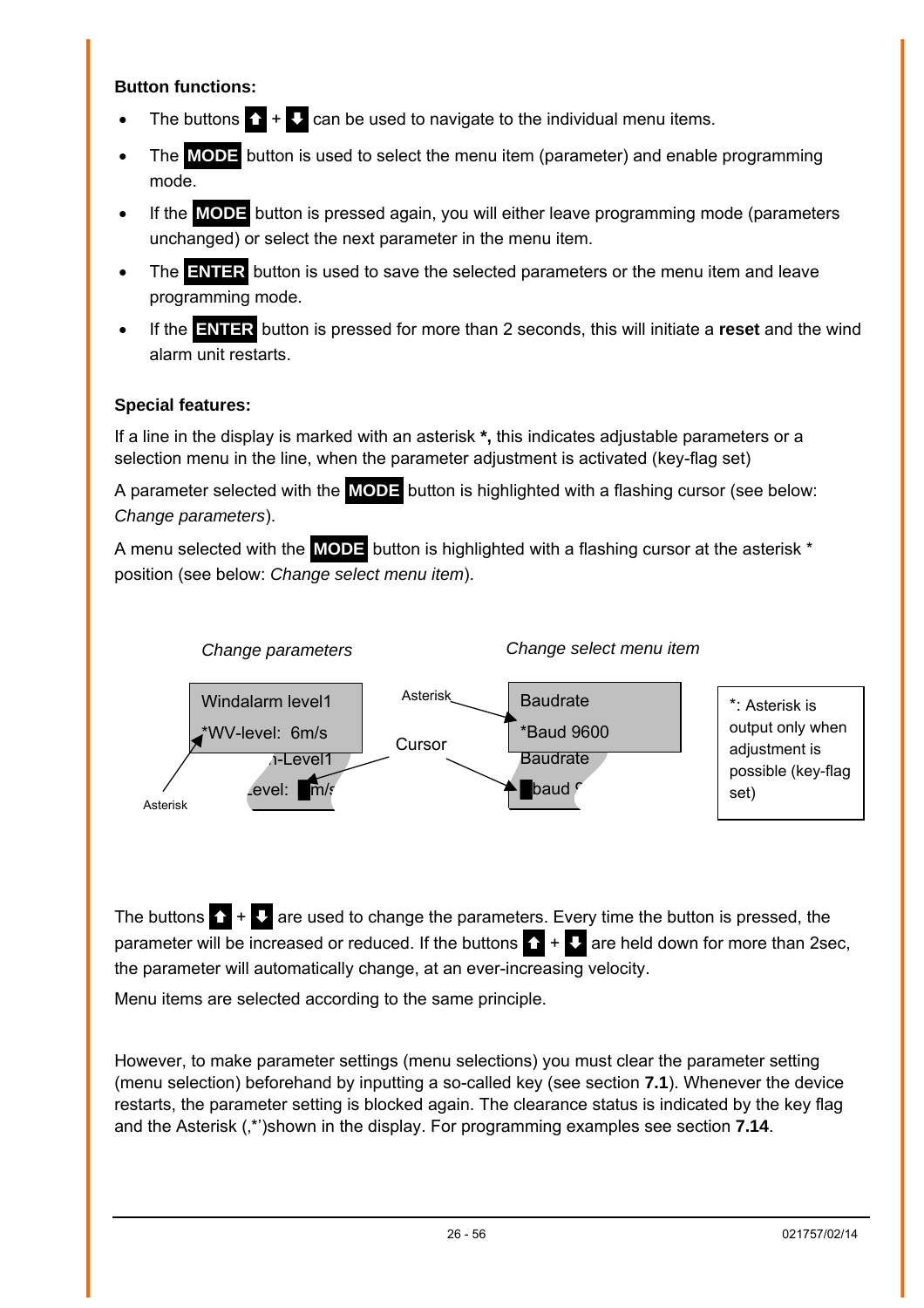**Button functions:**

- The buttons ⬆ + ⬇ can be used to navigate to the individual menu items.
- The **MODE** button is used to select the menu item (parameter) and enable programming mode.
- If the **MODE** button is pressed again, you will either leave programming mode (parameters unchanged) or select the next parameter in the menu item.
- The **ENTER** button is used to save the selected parameters or the menu item and leave programming mode.
- If the **ENTER** button is pressed for more than 2 seconds, this will initiate a **reset** and the wind alarm unit restarts.

**Special features:**

If a line in the display is marked with an asterisk **\*,** this indicates adjustable parameters or a selection menu in the line, when the parameter adjustment is activated (key-flag set)

A parameter selected with the **MODE** button is highlighted with a flashing cursor (see below: *Change parameters*).

A menu selected with the **MODE** button is highlighted with a flashing cursor at the asterisk * position (see below: *Change select menu item*).

*Change parameters* — *Change select menu item*

Windalarm level1
*WV-level: 6m/s

Baudrate
*Baud 9600

Asterisk — Cursor — Asterisk

*: Asterisk is output only when adjustment is possible (key-flag set)

The buttons ⬆ + ⬇ are used to change the parameters. Every time the button is pressed, the parameter will be increased or reduced. If the buttons ⬆ + ⬇ are held down for more than 2sec, the parameter will automatically change, at an ever-increasing velocity.

Menu items are selected according to the same principle.

However, to make parameter settings (menu selections) you must clear the parameter setting (menu selection) beforehand by inputting a so-called key (see section **7.1**). Whenever the device restarts, the parameter setting is blocked again. The clearance status is indicated by the key flag and the Asterisk (,*')shown in the display. For programming examples see section **7.14**.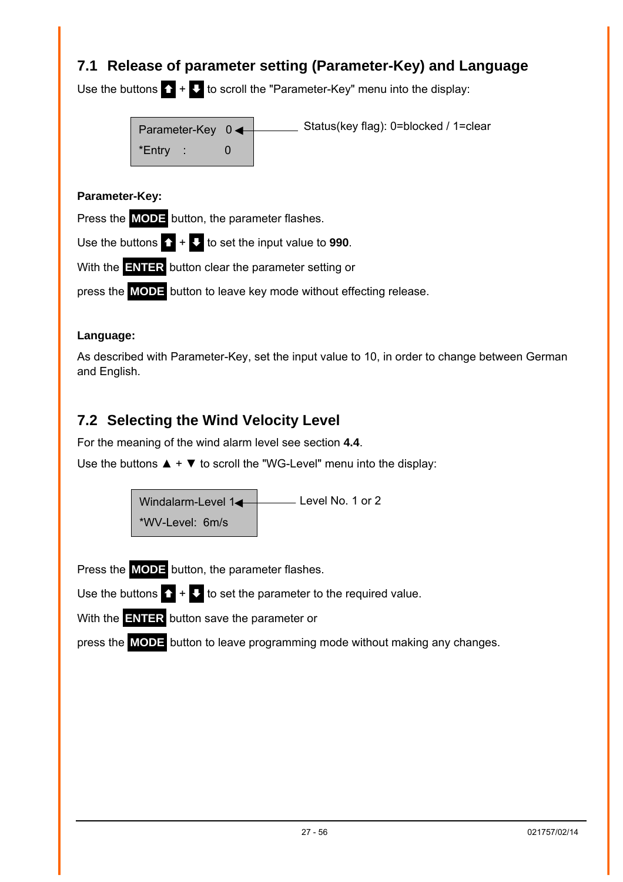## 7.1 Release of parameter setting (Parameter-Key) and Language

Use the buttons ⬆ + ⬇ to scroll the "Parameter-Key" menu into the display:

```
Parameter-Key  0  ◄──── Status(key flag): 0=blocked / 1=clear
*Entry   :     0
```

**Parameter-Key:**

Press the **MODE** button, the parameter flashes.

Use the buttons ⬆ + ⬇ to set the input value to **990**.

With the **ENTER** button clear the parameter setting or

press the **MODE** button to leave key mode without effecting release.

**Language:**

As described with Parameter-Key, set the input value to 10, in order to change between German and English.

## 7.2 Selecting the Wind Velocity Level

For the meaning of the wind alarm level see section **4.4**.

Use the buttons ▲ + ▼ to scroll the "WG-Level" menu into the display:

```
Windalarm-Level 1  ◄──── Level No. 1 or 2
*WV-Level:  6m/s
```

Press the **MODE** button, the parameter flashes.

Use the buttons ⬆ + ⬇ to set the parameter to the required value.

With the **ENTER** button save the parameter or

press the **MODE** button to leave programming mode without making any changes.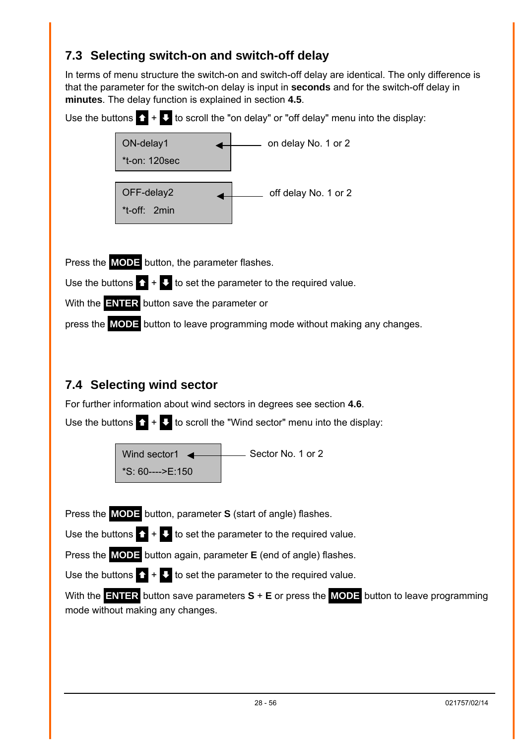## 7.3 Selecting switch-on and switch-off delay

In terms of menu structure the switch-on and switch-off delay are identical. The only difference is that the parameter for the switch-on delay is input in **seconds** and for the switch-off delay in **minutes**. The delay function is explained in section **4.5**.

Use the buttons ⬆ + ⬇ to scroll the "on delay" or "off delay" menu into the display:

```
ON-delay1          <—— on delay No. 1 or 2
*t-on: 120sec
```

```
OFF-delay2         <—— off delay No. 1 or 2
*t-off:   2min
```

Press the **MODE** button, the parameter flashes.

Use the buttons ⬆ + ⬇ to set the parameter to the required value.

With the **ENTER** button save the parameter or

press the **MODE** button to leave programming mode without making any changes.

## 7.4 Selecting wind sector

For further information about wind sectors in degrees see section **4.6**.

Use the buttons ⬆ + ⬇ to scroll the "Wind sector" menu into the display:

```
Wind sector1       <—— Sector No. 1 or 2
*S: 60---->E:150
```

Press the **MODE** button, parameter **S** (start of angle) flashes.

Use the buttons ⬆ + ⬇ to set the parameter to the required value.

Press the **MODE** button again, parameter **E** (end of angle) flashes.

Use the buttons ⬆ + ⬇ to set the parameter to the required value.

With the **ENTER** button save parameters **S** + **E** or press the **MODE** button to leave programming mode without making any changes.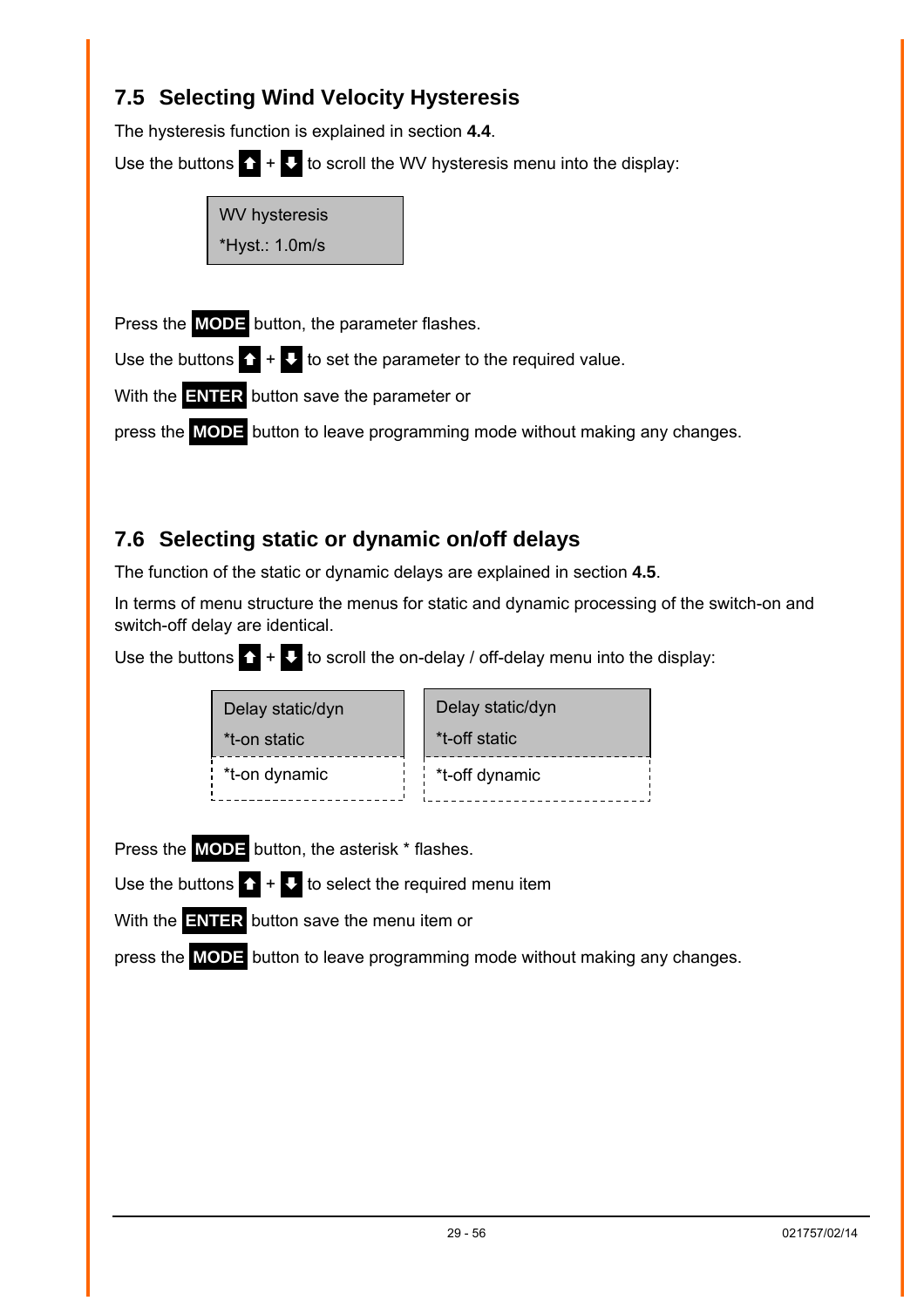## 7.5 Selecting Wind Velocity Hysteresis

The hysteresis function is explained in section **4.4**.

Use the buttons ⬆ + ⬇ to scroll the WV hysteresis menu into the display:

```
WV hysteresis
*Hyst.: 1.0m/s
```

Press the **MODE** button, the parameter flashes.

Use the buttons ⬆ + ⬇ to set the parameter to the required value.

With the **ENTER** button save the parameter or

press the **MODE** button to leave programming mode without making any changes.

## 7.6 Selecting static or dynamic on/off delays

The function of the static or dynamic delays are explained in section **4.5**.

In terms of menu structure the menus for static and dynamic processing of the switch-on and switch-off delay are identical.

Use the buttons ⬆ + ⬇ to scroll the on-delay / off-delay menu into the display:

```
Delay static/dyn
*t-on static
- - - - - - - - -
*t-on dynamic
```

```
Delay static/dyn
*t-off static
- - - - - - - - -
*t-off dynamic
```

Press the **MODE** button, the asterisk * flashes.

Use the buttons ⬆ + ⬇ to select the required menu item

With the **ENTER** button save the menu item or

press the **MODE** button to leave programming mode without making any changes.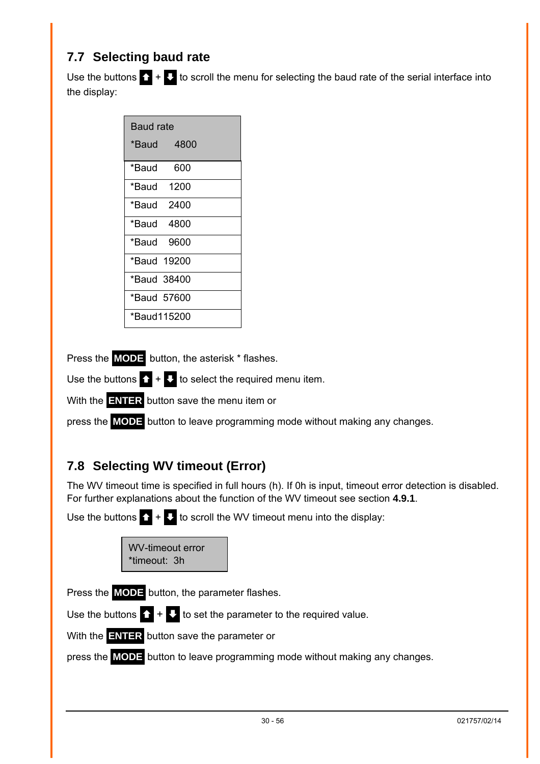## 7.7 Selecting baud rate

Use the buttons ⬆ + ⬇ to scroll the menu for selecting the baud rate of the serial interface into the display:

| Baud rate<br>*Baud 4800 |
|---|
| *Baud 600 |
| *Baud 1200 |
| *Baud 2400 |
| *Baud 4800 |
| *Baud 9600 |
| *Baud 19200 |
| *Baud 38400 |
| *Baud 57600 |
| *Baud115200 |

Press the **MODE** button, the asterisk * flashes.

Use the buttons ⬆ + ⬇ to select the required menu item.

With the **ENTER** button save the menu item or

press the **MODE** button to leave programming mode without making any changes.

## 7.8 Selecting WV timeout (Error)

The WV timeout time is specified in full hours (h). If 0h is input, timeout error detection is disabled. For further explanations about the function of the WV timeout see section **4.9.1**.

Use the buttons ⬆ + ⬇ to scroll the WV timeout menu into the display:

| WV-timeout error<br>*timeout: 3h |
|---|

Press the **MODE** button, the parameter flashes.

Use the buttons ⬆ + ⬇ to set the parameter to the required value.

With the **ENTER** button save the parameter or

press the **MODE** button to leave programming mode without making any changes.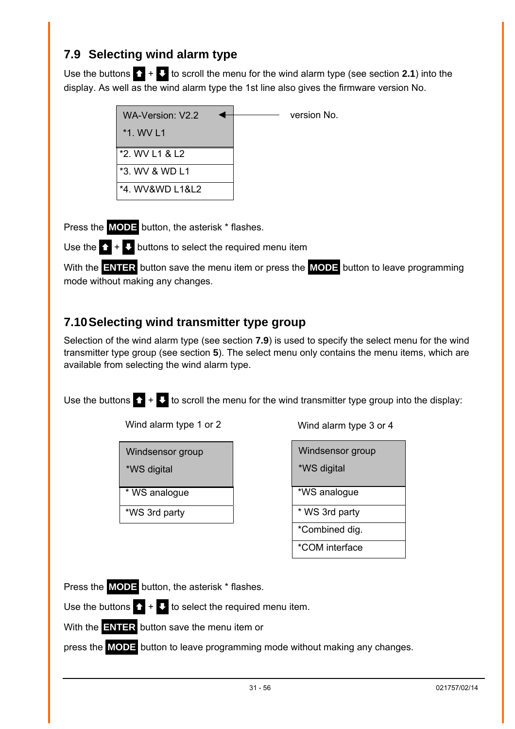## 7.9 Selecting wind alarm type

Use the buttons ⬆ + ⬇ to scroll the menu for the wind alarm type (see section **2.1**) into the display. As well as the wind alarm type the 1st line also gives the firmware version No.

| WA-Version: V2.2 *1. WV L1 |
|---|
| *2. WV L1 & L2 |
| *3. WV & WD L1 |
| *4. WV&WD L1&L2 |

← version No.

Press the **MODE** button, the asterisk * flashes.

Use the ⬆ + ⬇ buttons to select the required menu item

With the **ENTER** button save the menu item or press the **MODE** button to leave programming mode without making any changes.

## 7.10 Selecting wind transmitter type group

Selection of the wind alarm type (see section **7.9**) is used to specify the select menu for the wind transmitter type group (see section **5**). The select menu only contains the menu items, which are available from selecting the wind alarm type.

Use the buttons ⬆ + ⬇ to scroll the menu for the wind transmitter type group into the display:

Wind alarm type 1 or 2

| Windsensor group *WS digital |
|---|
| * WS analogue |
| *WS 3rd party |

Wind alarm type 3 or 4

| Windsensor group *WS digital |
|---|
| *WS analogue |
| * WS 3rd party |
| *Combined dig. |
| *COM interface |

Press the **MODE** button, the asterisk * flashes.

Use the buttons ⬆ + ⬇ to select the required menu item.

With the **ENTER** button save the menu item or

press the **MODE** button to leave programming mode without making any changes.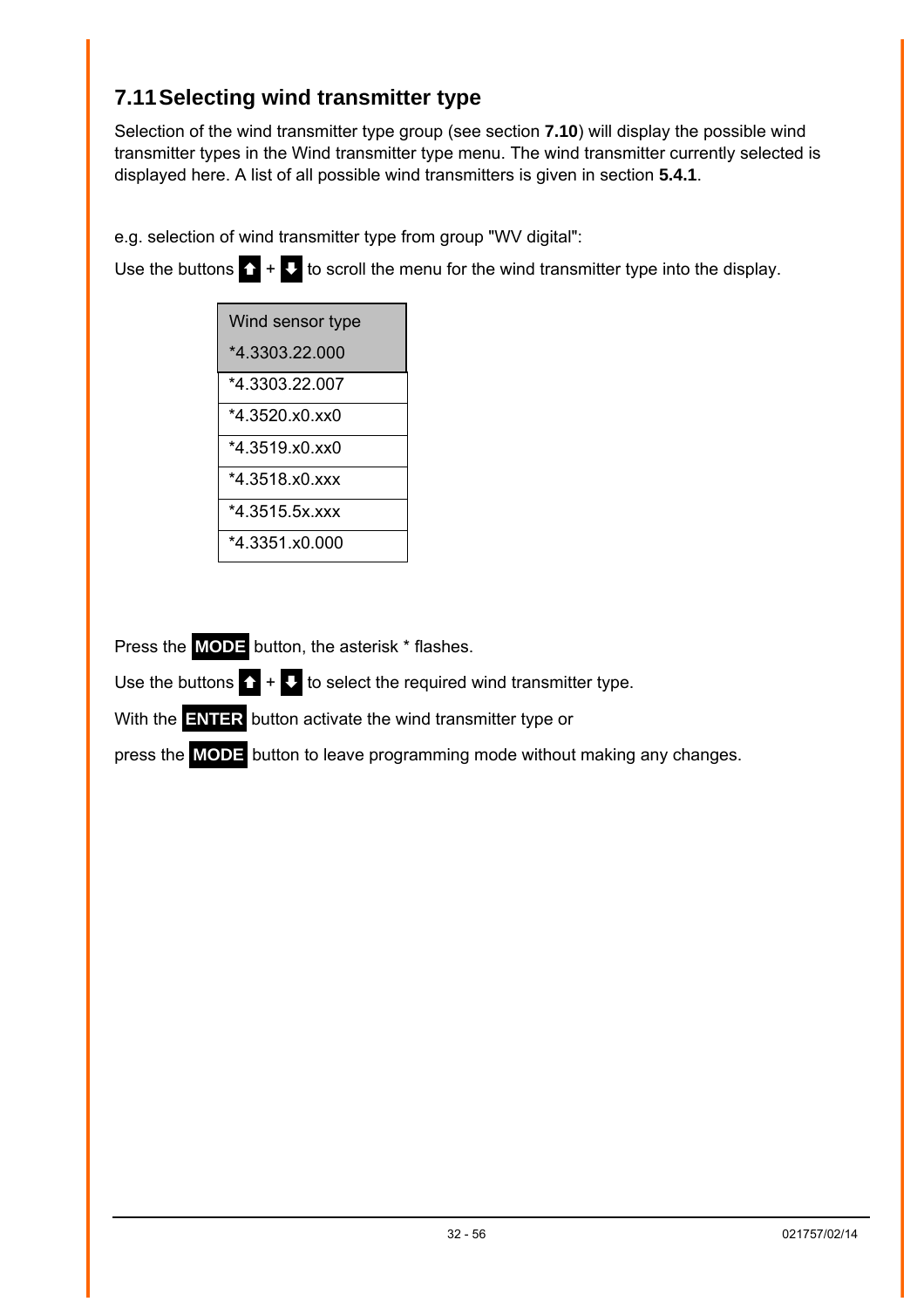## 7.11 Selecting wind transmitter type

Selection of the wind transmitter type group (see section **7.10**) will display the possible wind transmitter types in the Wind transmitter type menu. The wind transmitter currently selected is displayed here. A list of all possible wind transmitters is given in section **5.4.1**.

e.g. selection of wind transmitter type from group "WV digital":

Use the buttons ⬆ + ⬇ to scroll the menu for the wind transmitter type into the display.

| Wind sensor type<br>*4.3303.22.000 |
|---|
| *4.3303.22.007 |
| *4.3520.x0.xx0 |
| *4.3519.x0.xx0 |
| *4.3518.x0.xxx |
| *4.3515.5x.xxx |
| *4.3351.x0.000 |

Press the **MODE** button, the asterisk * flashes.

Use the buttons ⬆ + ⬇ to select the required wind transmitter type.

With the **ENTER** button activate the wind transmitter type or

press the **MODE** button to leave programming mode without making any changes.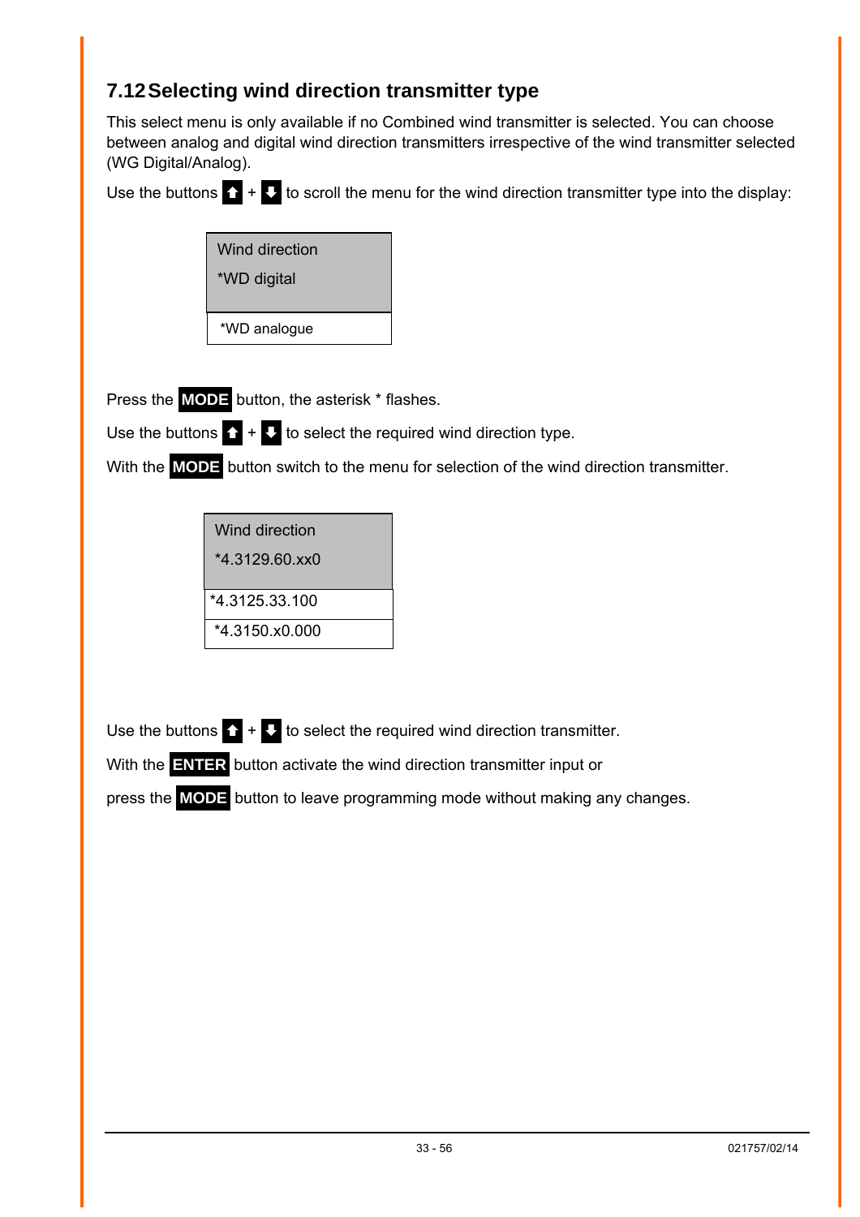## 7.12 Selecting wind direction transmitter type

This select menu is only available if no Combined wind transmitter is selected. You can choose between analog and digital wind direction transmitters irrespective of the wind transmitter selected (WG Digital/Analog).

Use the buttons ⬆ + ⬇ to scroll the menu for the wind direction transmitter type into the display:

| Wind direction<br>*WD digital |
|---|
| *WD analogue |

Press the **MODE** button, the asterisk * flashes.

Use the buttons ⬆ + ⬇ to select the required wind direction type.

With the **MODE** button switch to the menu for selection of the wind direction transmitter.

| Wind direction<br>*4.3129.60.xx0 |
|---|
| *4.3125.33.100 |
| *4.3150.x0.000 |

Use the buttons ⬆ + ⬇ to select the required wind direction transmitter.

With the **ENTER** button activate the wind direction transmitter input or

press the **MODE** button to leave programming mode without making any changes.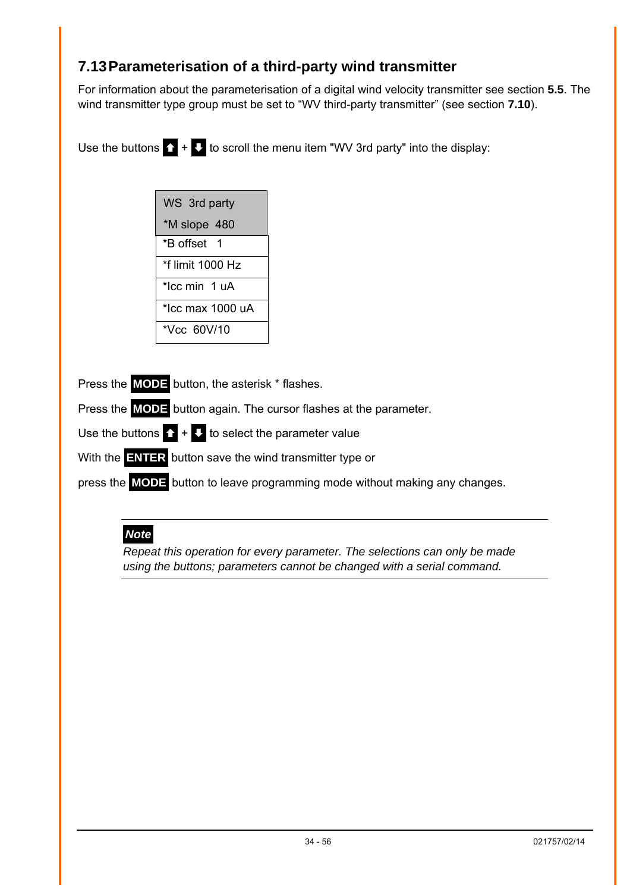## 7.13 Parameterisation of a third-party wind transmitter

For information about the parameterisation of a digital wind velocity transmitter see section **5.5**. The wind transmitter type group must be set to “WV third-party transmitter” (see section **7.10**).

Use the buttons ⬆ + ⬇ to scroll the menu item "WV 3rd party" into the display:

| WS 3rd party<br>*M slope 480 |
|---|
| *B offset 1 |
| *f limit 1000 Hz |
| *Icc min 1 uA |
| *Icc max 1000 uA |
| *Vcc 60V/10 |

Press the **MODE** button, the asterisk * flashes.

Press the **MODE** button again. The cursor flashes at the parameter.

Use the buttons ⬆ + ⬇ to select the parameter value

With the **ENTER** button save the wind transmitter type or

press the **MODE** button to leave programming mode without making any changes.

---

***Note***

*Repeat this operation for every parameter. The selections can only be made using the buttons; parameters cannot be changed with a serial command.*

---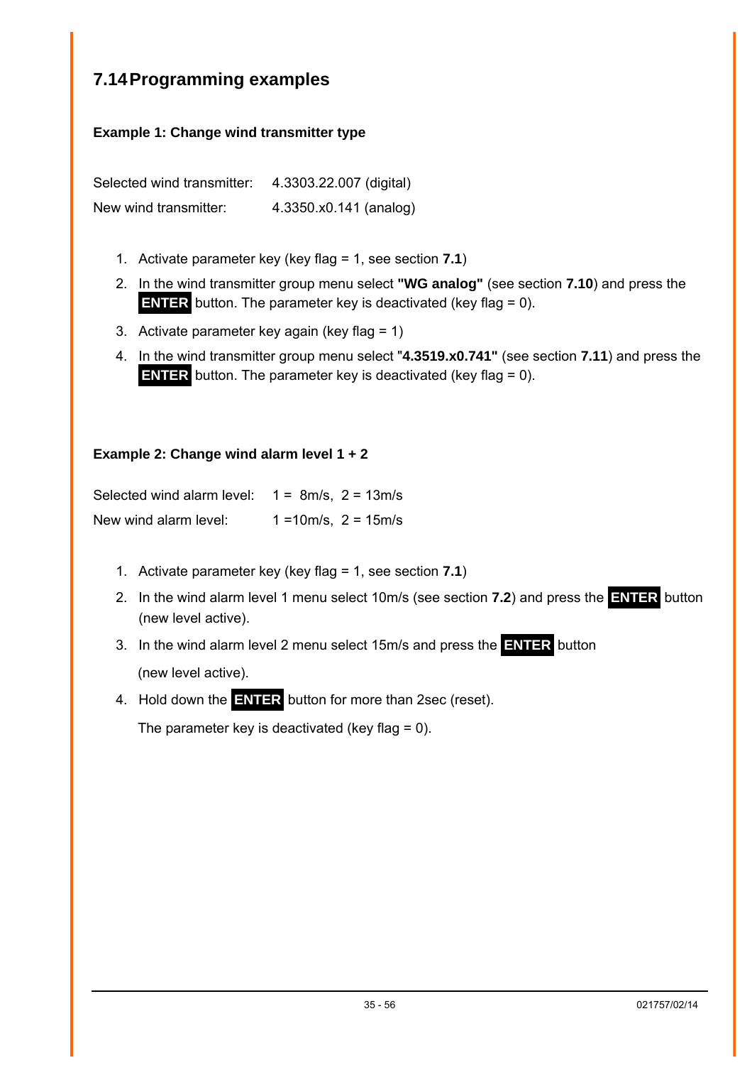## 7.14 Programming examples

### Example 1: Change wind transmitter type

Selected wind transmitter: 4.3303.22.007 (digital)

New wind transmitter: 4.3350.x0.141 (analog)

1. Activate parameter key (key flag = 1, see section **7.1**)
2. In the wind transmitter group menu select **"WG analog"** (see section **7.10**) and press the **ENTER** button. The parameter key is deactivated (key flag = 0).
3. Activate parameter key again (key flag = 1)
4. In the wind transmitter group menu select **"4.3519.x0.741"** (see section **7.11**) and press the **ENTER** button. The parameter key is deactivated (key flag = 0).

### Example 2: Change wind alarm level 1 + 2

Selected wind alarm level: 1 = 8m/s, 2 = 13m/s

New wind alarm level: 1 =10m/s, 2 = 15m/s

1. Activate parameter key (key flag = 1, see section **7.1**)
2. In the wind alarm level 1 menu select 10m/s (see section **7.2**) and press the **ENTER** button (new level active).
3. In the wind alarm level 2 menu select 15m/s and press the **ENTER** button

   (new level active).
4. Hold down the **ENTER** button for more than 2sec (reset).

   The parameter key is deactivated (key flag = 0).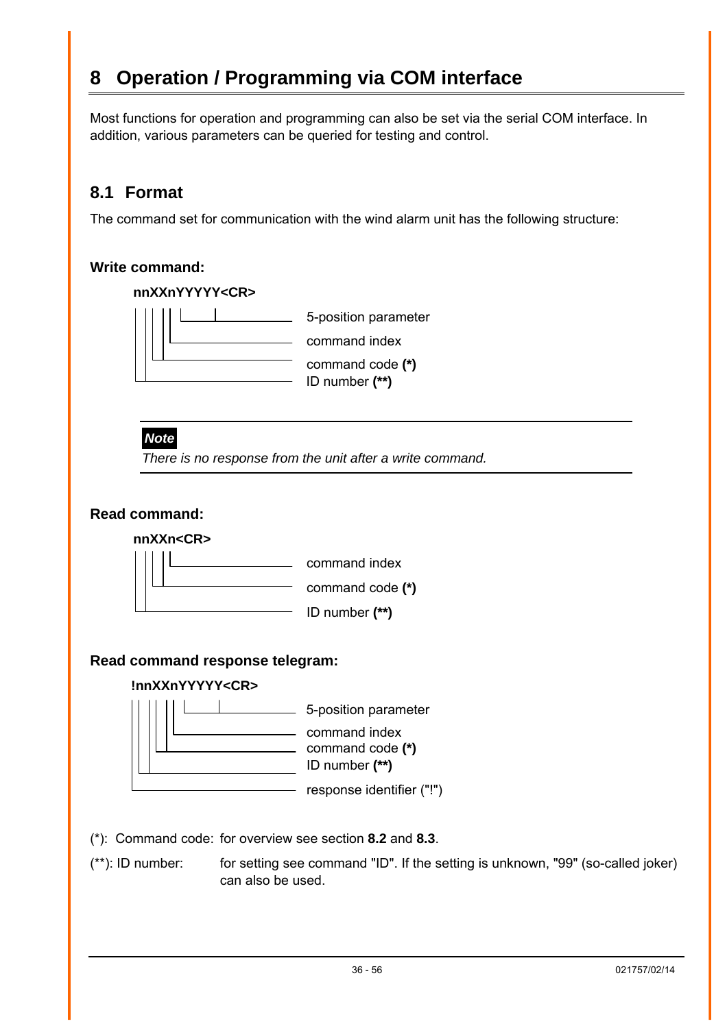# 8 Operation / Programming via COM interface

Most functions for operation and programming can also be set via the serial COM interface. In addition, various parameters can be queried for testing and control.

## 8.1 Format

The command set for communication with the wind alarm unit has the following structure:

**Write command:**

**nnXXnYYYYY<CR>**

- YYYYY: 5-position parameter
- n: command index
- XX: command code **(*)**
- nn: ID number **(**)**

> ***Note***
>
> *There is no response from the unit after a write command.*

**Read command:**

**nnXXn<CR>**

- n: command index
- XX: command code **(*)**
- nn: ID number **(**)**

**Read command response telegram:**

**!nnXXnYYYYY<CR>**

- YYYYY: 5-position parameter
- n: command index
- XX: command code **(*)**
- nn: ID number **(**)**
- !: response identifier ("!")

(*): Command code: for overview see section **8.2** and **8.3**.

(**): ID number: for setting see command "ID". If the setting is unknown, "99" (so-called joker) can also be used.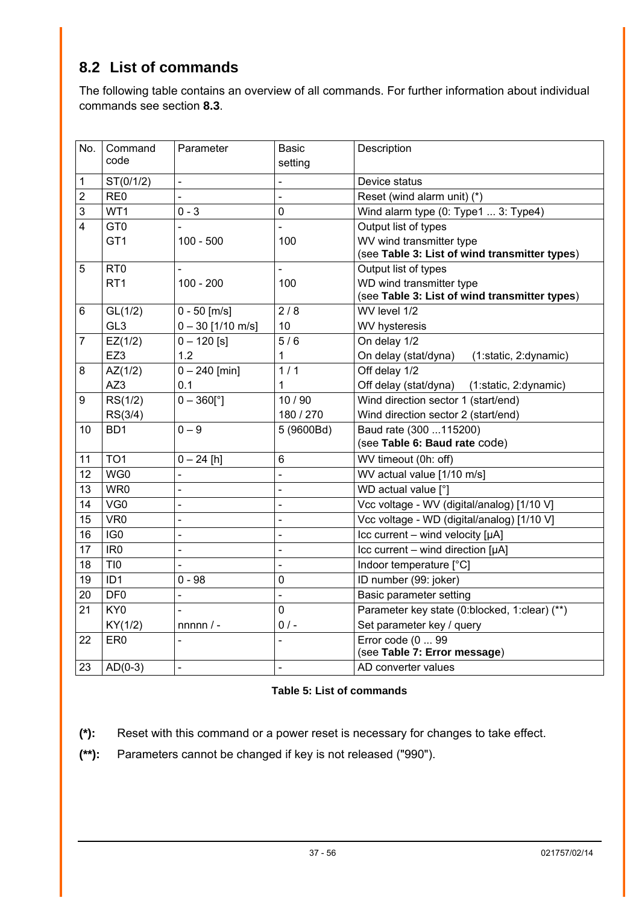## 8.2 List of commands

The following table contains an overview of all commands. For further information about individual commands see section **8.3**.

| No. | Command code | Parameter | Basic setting | Description |
|---|---|---|---|---|
| 1 | ST(0/1/2) | - | - | Device status |
| 2 | RE0 | - | - | Reset (wind alarm unit) (*) |
| 3 | WT1 | 0 - 3 | 0 | Wind alarm type (0: Type1 ... 3: Type4) |
| 4 | GT0<br>GT1 | -<br>100 - 500 | -<br>100 | Output list of types<br>WV wind transmitter type<br>(see **Table 3: List of wind transmitter types**) |
| 5 | RT0<br>RT1 | -<br>100 - 200 | -<br>100 | Output list of types<br>WD wind transmitter type<br>(see **Table 3: List of wind transmitter types**) |
| 6 | GL(1/2)<br>GL3 | 0 - 50 [m/s]<br>0 – 30 [1/10 m/s] | 2 / 8<br>10 | WV level 1/2<br>WV hysteresis |
| 7 | EZ(1/2)<br>EZ3 | 0 – 120 [s]<br>1.2 | 5 / 6<br>1 | On delay 1/2<br>On delay (stat/dyna) (1:static, 2:dynamic) |
| 8 | AZ(1/2)<br>AZ3 | 0 – 240 [min]<br>0.1 | 1 / 1<br>1 | Off delay 1/2<br>Off delay (stat/dyna) (1:static, 2:dynamic) |
| 9 | RS(1/2)<br>RS(3/4) | 0 – 360[°] | 10 / 90<br>180 / 270 | Wind direction sector 1 (start/end)<br>Wind direction sector 2 (start/end) |
| 10 | BD1 | 0 – 9 | 5 (9600Bd) | Baud rate (300 ...115200)<br>(see **Table 6: Baud rate** code) |
| 11 | TO1 | 0 – 24 [h] | 6 | WV timeout (0h: off) |
| 12 | WG0 | - | - | WV actual value [1/10 m/s] |
| 13 | WR0 | - | - | WD actual value [°] |
| 14 | VG0 | - | - | Vcc voltage - WV (digital/analog) [1/10 V] |
| 15 | VR0 | - | - | Vcc voltage - WD (digital/analog) [1/10 V] |
| 16 | IG0 | - | - | Icc current – wind velocity [µA] |
| 17 | IR0 | - | - | Icc current – wind direction [µA] |
| 18 | TI0 | - | - | Indoor temperature [°C] |
| 19 | ID1 | 0 - 98 | 0 | ID number (99: joker) |
| 20 | DF0 | - | - | Basic parameter setting |
| 21 | KY0<br>KY(1/2) | -<br>nnnnn / - | 0<br>0 / - | Parameter key state (0:blocked, 1:clear) (**)<br>Set parameter key / query |
| 22 | ER0 | - | - | Error code (0 ... 99<br>(see **Table 7: Error message**) |
| 23 | AD(0-3) | - | - | AD converter values |

**Table 5: List of commands**

**(*):** Reset with this command or a power reset is necessary for changes to take effect.

**(**):** Parameters cannot be changed if key is not released ("990").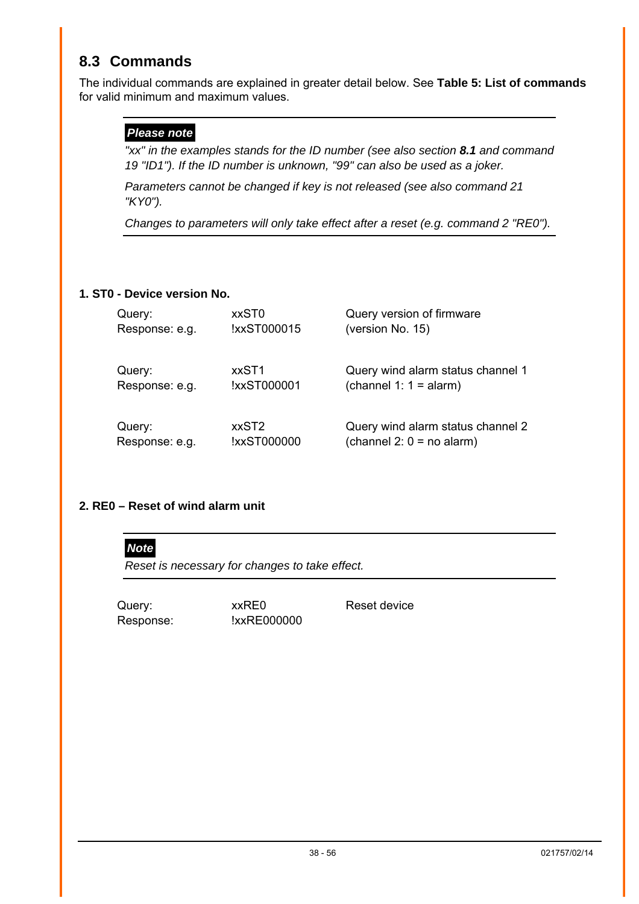## 8.3 Commands

The individual commands are explained in greater detail below. See **Table 5: List of commands** for valid minimum and maximum values.

---

***Please note***

*"xx" in the examples stands for the ID number (see also section **8.1** and command 19 "ID1"). If the ID number is unknown, "99" can also be used as a joker.*

*Parameters cannot be changed if key is not released (see also command 21 "KY0").*

*Changes to parameters will only take effect after a reset (e.g. command 2 "RE0").*

---

**1. ST0 - Device version No.**

| | | |
|---|---|---|
| Query: | xxST0 | Query version of firmware |
| Response: e.g. | !xxST000015 | (version No. 15) |
| | | |
| Query: | xxST1 | Query wind alarm status channel 1 |
| Response: e.g. | !xxST000001 | (channel 1: 1 = alarm) |
| | | |
| Query: | xxST2 | Query wind alarm status channel 2 |
| Response: e.g. | !xxST000000 | (channel 2: 0 = no alarm) |

**2. RE0 – Reset of wind alarm unit**

---

***Note***

*Reset is necessary for changes to take effect.*

---

| | | |
|---|---|---|
| Query: | xxRE0 | Reset device |
| Response: | !xxRE000000 | |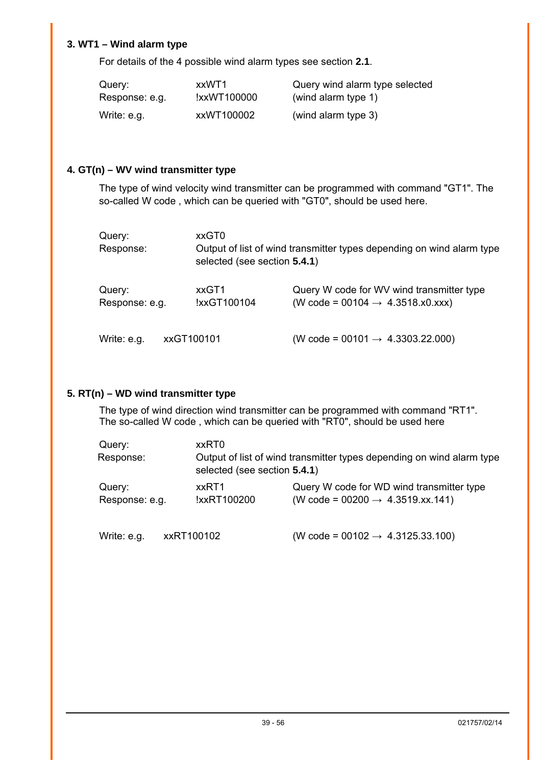### 3. WT1 – Wind alarm type

For details of the 4 possible wind alarm types see section **2.1**.

| | | |
|---|---|---|
| Query: | xxWT1 | Query wind alarm type selected |
| Response: e.g. | !xxWT100000 | (wind alarm type 1) |
| Write: e.g. | xxWT100002 | (wind alarm type 3) |

### 4. GT(n) – WV wind transmitter type

The type of wind velocity wind transmitter can be programmed with command "GT1". The so-called W code , which can be queried with "GT0", should be used here.

| | | |
|---|---|---|
| Query: | xxGT0 | |
| Response: | Output of list of wind transmitter types depending on wind alarm type selected (see section **5.4.1**) | |
| Query: | xxGT1 | Query W code for WV wind transmitter type |
| Response: e.g. | !xxGT100104 | (W code = 00104 → 4.3518.x0.xxx) |
| Write: e.g. | xxGT100101 | (W code = 00101 → 4.3303.22.000) |

### 5. RT(n) – WD wind transmitter type

The type of wind direction wind transmitter can be programmed with command "RT1". The so-called W code , which can be queried with "RT0", should be used here

| | | |
|---|---|---|
| Query: | xxRT0 | |
| Response: | Output of list of wind transmitter types depending on wind alarm type selected (see section **5.4.1**) | |
| Query: | xxRT1 | Query W code for WD wind transmitter type |
| Response: e.g. | !xxRT100200 | (W code = 00200 → 4.3519.xx.141) |
| Write: e.g. | xxRT100102 | (W code = 00102 → 4.3125.33.100) |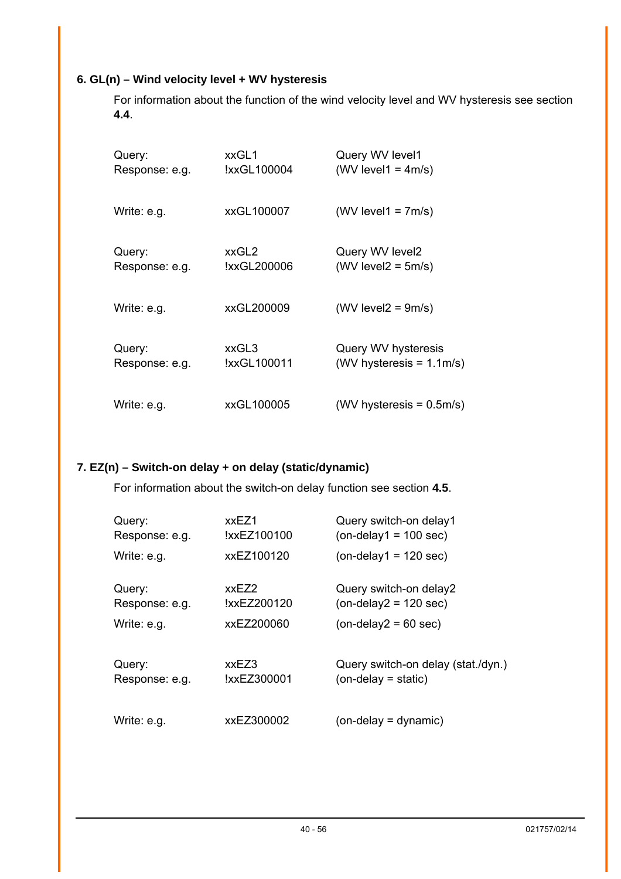### 6. GL(n) – Wind velocity level + WV hysteresis

For information about the function of the wind velocity level and WV hysteresis see section **4.4**.

| | | |
|---|---|---|
| Query: | xxGL1 | Query WV level1 |
| Response: e.g. | !xxGL100004 | (WV level1 = 4m/s) |
| Write: e.g. | xxGL100007 | (WV level1 = 7m/s) |
| Query: | xxGL2 | Query WV level2 |
| Response: e.g. | !xxGL200006 | (WV level2 = 5m/s) |
| Write: e.g. | xxGL200009 | (WV level2 = 9m/s) |
| Query: | xxGL3 | Query WV hysteresis |
| Response: e.g. | !xxGL100011 | (WV hysteresis = 1.1m/s) |
| Write: e.g. | xxGL100005 | (WV hysteresis = 0.5m/s) |

### 7. EZ(n) – Switch-on delay + on delay (static/dynamic)

For information about the switch-on delay function see section **4.5**.

| | | |
|---|---|---|
| Query: | xxEZ1 | Query switch-on delay1 |
| Response: e.g. | !xxEZ100100 | (on-delay1 = 100 sec) |
| Write: e.g. | xxEZ100120 | (on-delay1 = 120 sec) |
| Query: | xxEZ2 | Query switch-on delay2 |
| Response: e.g. | !xxEZ200120 | (on-delay2 = 120 sec) |
| Write: e.g. | xxEZ200060 | (on-delay2 = 60 sec) |
| Query: | xxEZ3 | Query switch-on delay (stat./dyn.) |
| Response: e.g. | !xxEZ300001 | (on-delay = static) |
| Write: e.g. | xxEZ300002 | (on-delay = dynamic) |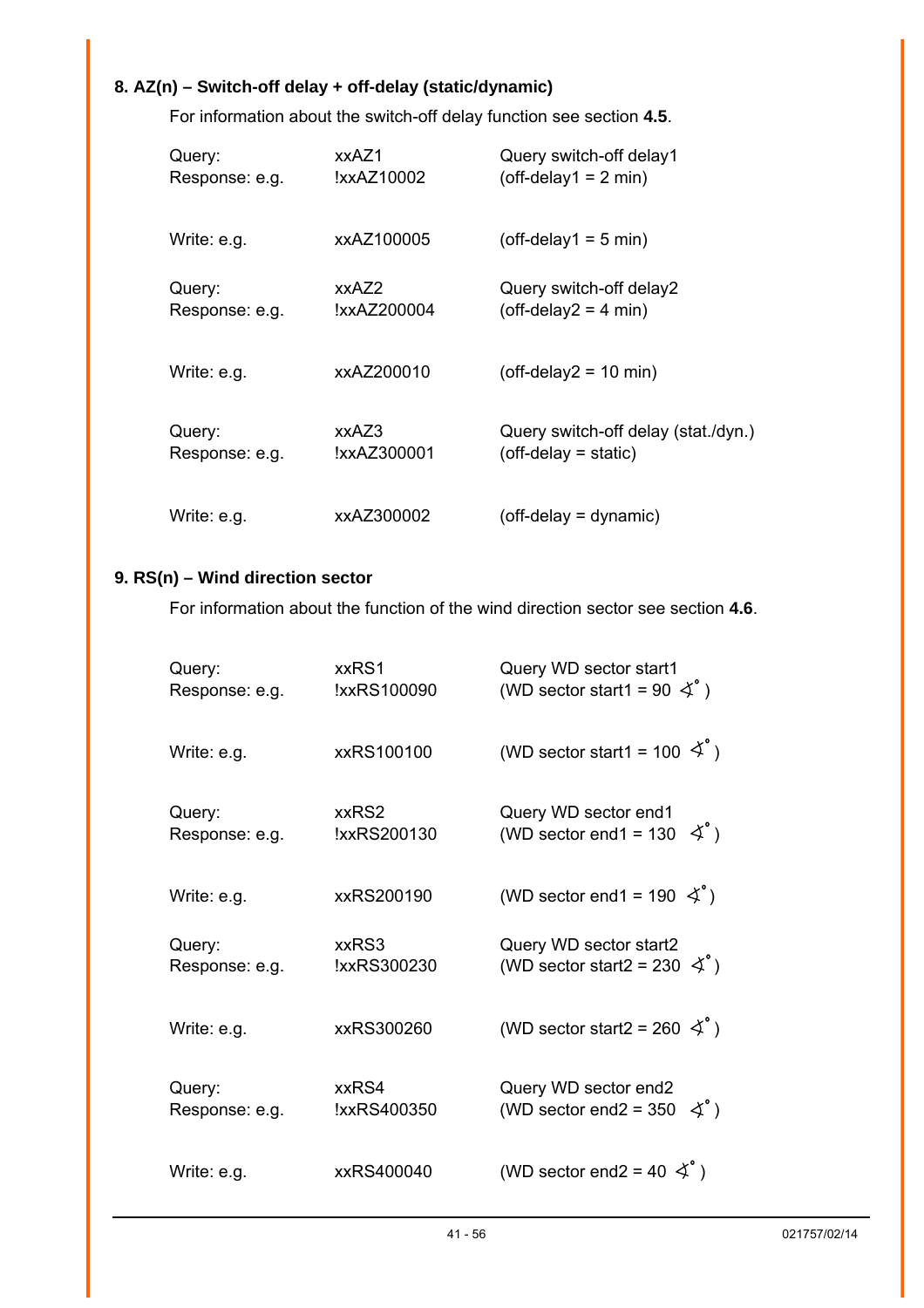### 8. AZ(n) – Switch-off delay + off-delay (static/dynamic)

For information about the switch-off delay function see section **4.5**.

| | | |
|---|---|---|
| Query: | xxAZ1 | Query switch-off delay1 |
| Response: e.g. | !xxAZ10002 | (off-delay1 = 2 min) |
| Write: e.g. | xxAZ100005 | (off-delay1 = 5 min) |
| Query: | xxAZ2 | Query switch-off delay2 |
| Response: e.g. | !xxAZ200004 | (off-delay2 = 4 min) |
| Write: e.g. | xxAZ200010 | (off-delay2 = 10 min) |
| Query: | xxAZ3 | Query switch-off delay (stat./dyn.) |
| Response: e.g. | !xxAZ300001 | (off-delay = static) |
| Write: e.g. | xxAZ300002 | (off-delay = dynamic) |

### 9. RS(n) – Wind direction sector

For information about the function of the wind direction sector see section **4.6**.

| | | |
|---|---|---|
| Query: | xxRS1 | Query WD sector start1 |
| Response: e.g. | !xxRS100090 | (WD sector start1 = 90 ∢°) |
| Write: e.g. | xxRS100100 | (WD sector start1 = 100 ∢°) |
| Query: | xxRS2 | Query WD sector end1 |
| Response: e.g. | !xxRS200130 | (WD sector end1 = 130 ∢°) |
| Write: e.g. | xxRS200190 | (WD sector end1 = 190 ∢°) |
| Query: | xxRS3 | Query WD sector start2 |
| Response: e.g. | !xxRS300230 | (WD sector start2 = 230 ∢°) |
| Write: e.g. | xxRS300260 | (WD sector start2 = 260 ∢°) |
| Query: | xxRS4 | Query WD sector end2 |
| Response: e.g. | !xxRS400350 | (WD sector end2 = 350 ∢°) |
| Write: e.g. | xxRS400040 | (WD sector end2 = 40 ∢°) |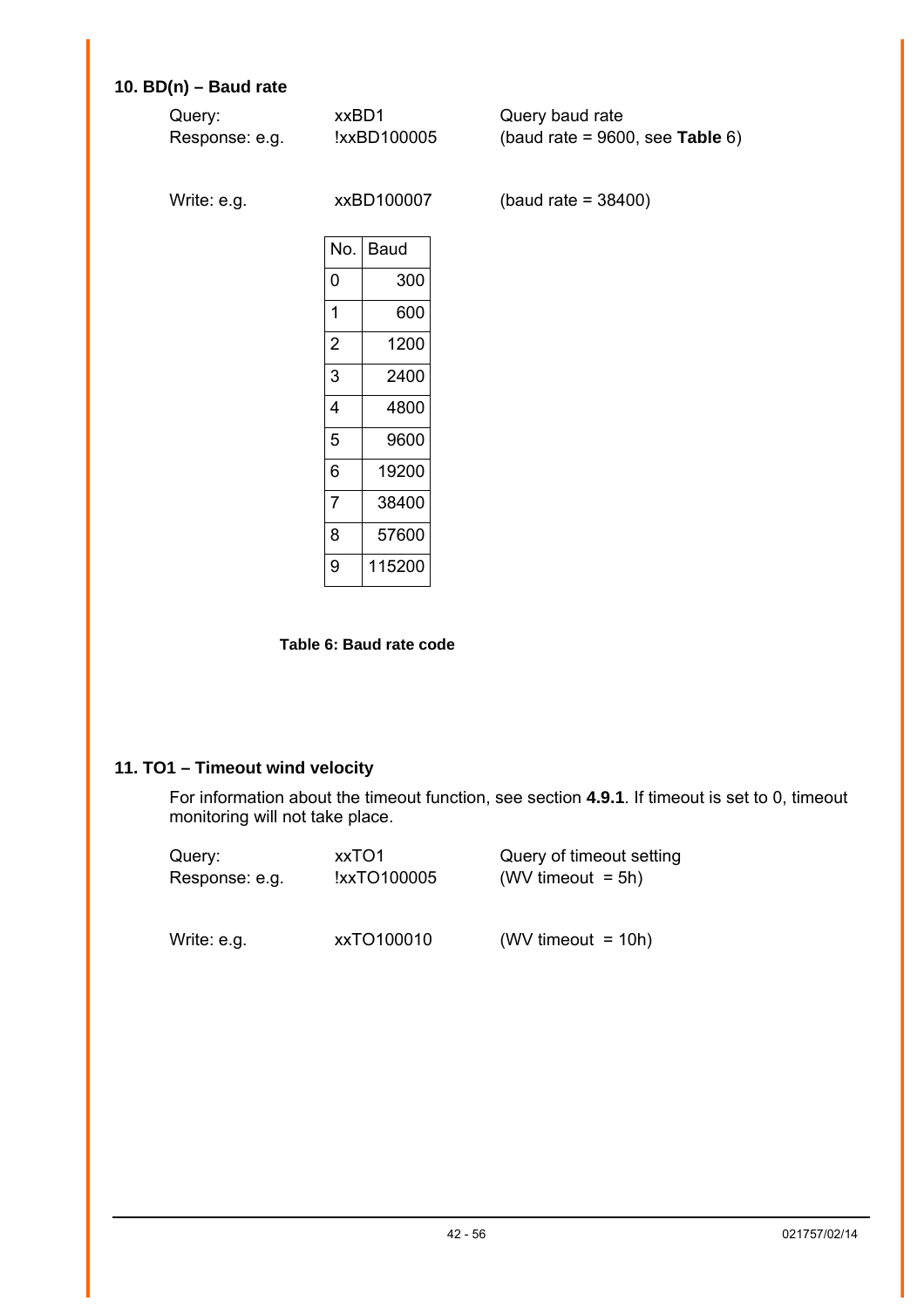### 10. BD(n) – Baud rate

| | | |
|---|---|---|
| Query: | xxBD1 | Query baud rate |
| Response: e.g. | !xxBD100005 | (baud rate = 9600, see **Table** 6) |
| Write: e.g. | xxBD100007 | (baud rate = 38400) |

| No. | Baud |
|---|---|
| 0 | 300 |
| 1 | 600 |
| 2 | 1200 |
| 3 | 2400 |
| 4 | 4800 |
| 5 | 9600 |
| 6 | 19200 |
| 7 | 38400 |
| 8 | 57600 |
| 9 | 115200 |

**Table 6: Baud rate code**

### 11. TO1 – Timeout wind velocity

For information about the timeout function, see section **4.9.1**. If timeout is set to 0, timeout monitoring will not take place.

| | | |
|---|---|---|
| Query: | xxTO1 | Query of timeout setting |
| Response: e.g. | !xxTO100005 | (WV timeout = 5h) |
| Write: e.g. | xxTO100010 | (WV timeout = 10h) |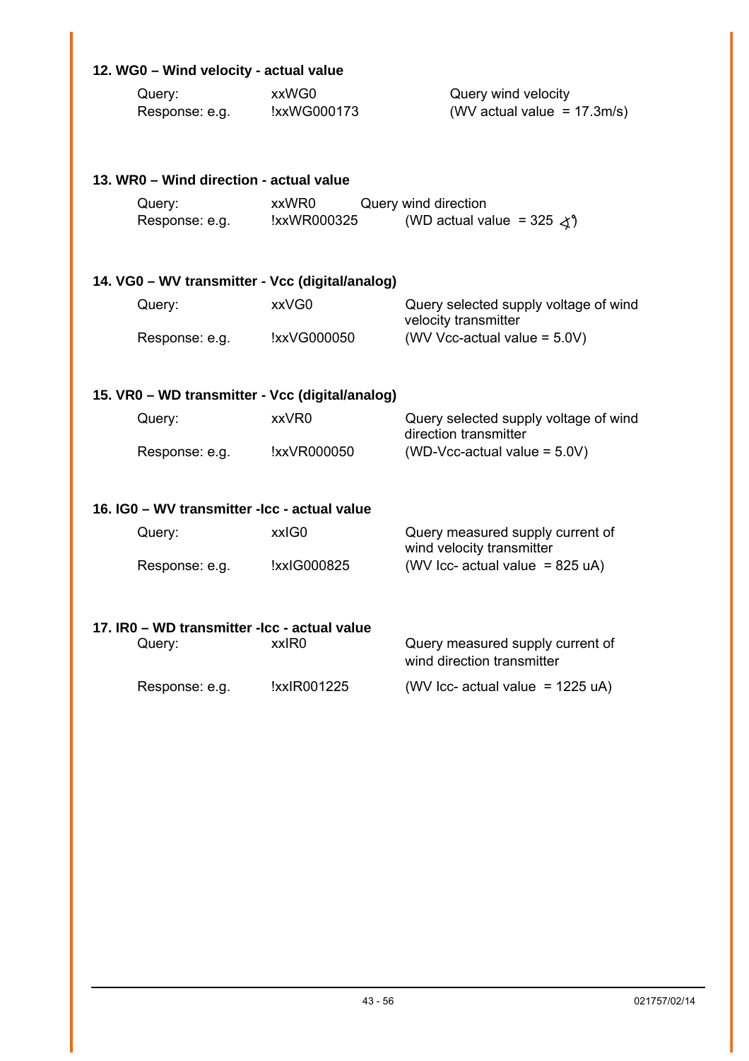### 12. WG0 – Wind velocity - actual value

| | | |
|---|---|---|
| Query: | xxWG0 | Query wind velocity |
| Response: e.g. | !xxWG000173 | (WV actual value = 17.3m/s) |

### 13. WR0 – Wind direction - actual value

| | | |
|---|---|---|
| Query: | xxWR0 | Query wind direction |
| Response: e.g. | !xxWR000325 | (WD actual value = 325 ∢°) |

### 14. VG0 – WV transmitter - Vcc (digital/analog)

| | | |
|---|---|---|
| Query: | xxVG0 | Query selected supply voltage of wind velocity transmitter |
| Response: e.g. | !xxVG000050 | (WV Vcc-actual value = 5.0V) |

### 15. VR0 – WD transmitter - Vcc (digital/analog)

| | | |
|---|---|---|
| Query: | xxVR0 | Query selected supply voltage of wind direction transmitter |
| Response: e.g. | !xxVR000050 | (WD-Vcc-actual value = 5.0V) |

### 16. IG0 – WV transmitter -Icc - actual value

| | | |
|---|---|---|
| Query: | xxIG0 | Query measured supply current of wind velocity transmitter |
| Response: e.g. | !xxIG000825 | (WV Icc- actual value = 825 uA) |

### 17. IR0 – WD transmitter -Icc - actual value

| | | |
|---|---|---|
| Query: | xxIR0 | Query measured supply current of wind direction transmitter |
| Response: e.g. | !xxIR001225 | (WV Icc- actual value = 1225 uA) |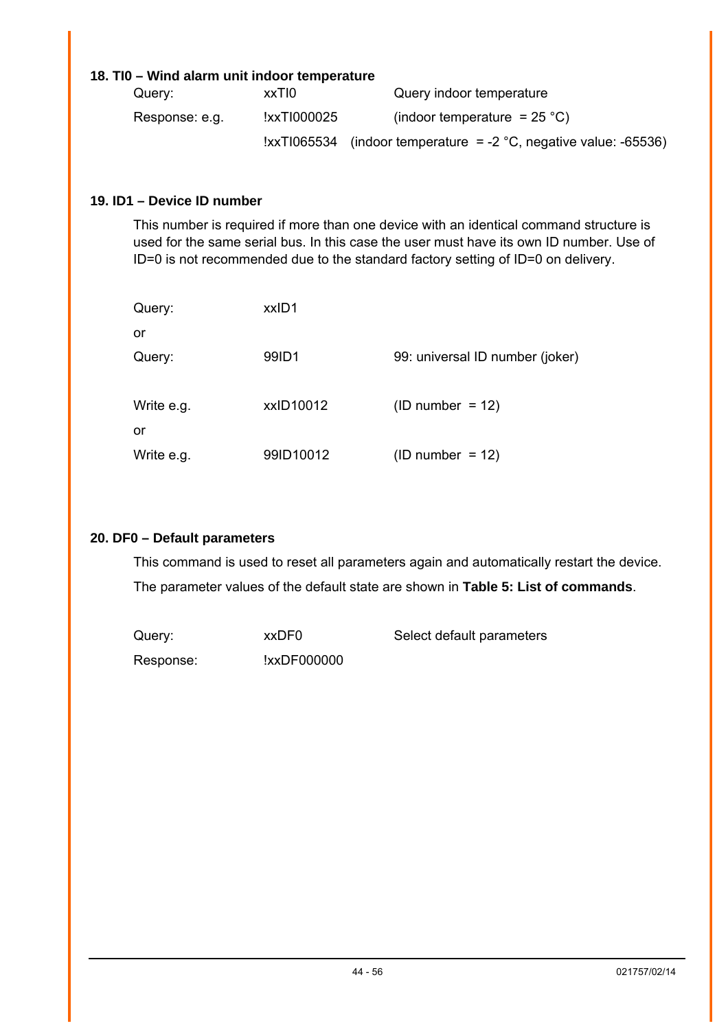### 18. TI0 – Wind alarm unit indoor temperature

| | | |
|---|---|---|
| Query: | xxTI0 | Query indoor temperature |
| Response: e.g. | !xxTI000025 | (indoor temperature = 25 °C) |
| | !xxTI065534 | (indoor temperature = -2 °C, negative value: -65536) |

### 19. ID1 – Device ID number

This number is required if more than one device with an identical command structure is used for the same serial bus. In this case the user must have its own ID number. Use of ID=0 is not recommended due to the standard factory setting of ID=0 on delivery.

| | | |
|---|---|---|
| Query: | xxID1 | |
| or | | |
| Query: | 99ID1 | 99: universal ID number (joker) |
| Write e.g. | xxID10012 | (ID number = 12) |
| or | | |
| Write e.g. | 99ID10012 | (ID number = 12) |

### 20. DF0 – Default parameters

This command is used to reset all parameters again and automatically restart the device.

The parameter values of the default state are shown in **Table 5: List of commands**.

| | | |
|---|---|---|
| Query: | xxDF0 | Select default parameters |
| Response: | !xxDF000000 | |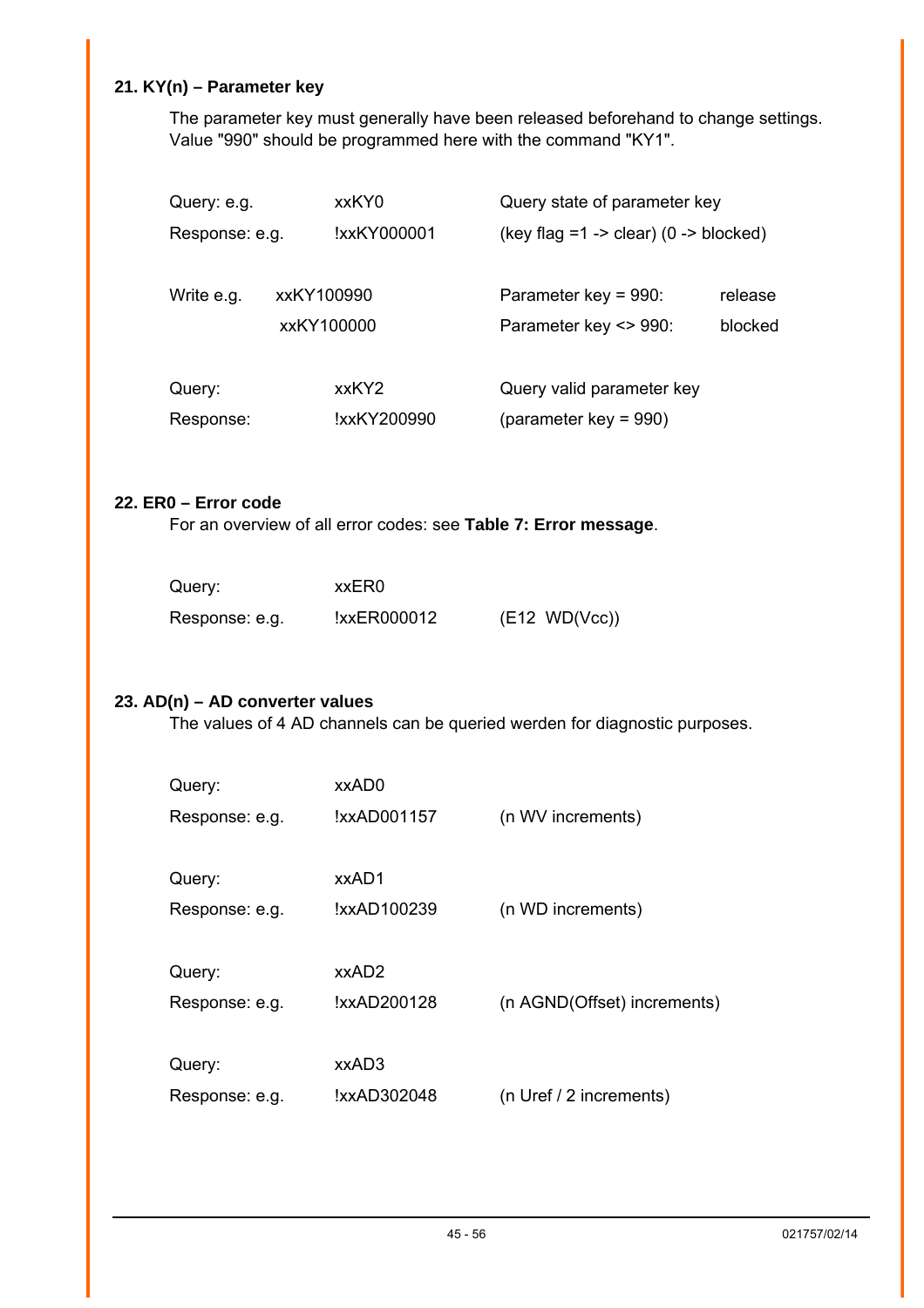### 21. KY(n) – Parameter key

The parameter key must generally have been released beforehand to change settings. Value "990" should be programmed here with the command "KY1".

| | | | |
|---|---|---|---|
| Query: e.g. | xxKY0 | Query state of parameter key | |
| Response: e.g. | !xxKY000001 | (key flag =1 -> clear) (0 -> blocked) | |
| Write e.g. | xxKY100990 | Parameter key = 990: | release |
| | xxKY100000 | Parameter key <> 990: | blocked |
| Query: | xxKY2 | Query valid parameter key | |
| Response: | !xxKY200990 | (parameter key = 990) | |

### 22. ER0 – Error code

For an overview of all error codes: see **Table 7: Error message**.

| | | |
|---|---|---|
| Query: | xxER0 | |
| Response: e.g. | !xxER000012 | (E12 WD(Vcc)) |

### 23. AD(n) – AD converter values

The values of 4 AD channels can be queried werden for diagnostic purposes.

| | | |
|---|---|---|
| Query: | xxAD0 | |
| Response: e.g. | !xxAD001157 | (n WV increments) |
| Query: | xxAD1 | |
| Response: e.g. | !xxAD100239 | (n WD increments) |
| Query: | xxAD2 | |
| Response: e.g. | !xxAD200128 | (n AGND(Offset) increments) |
| Query: | xxAD3 | |
| Response: e.g. | !xxAD302048 | (n Uref / 2 increments) |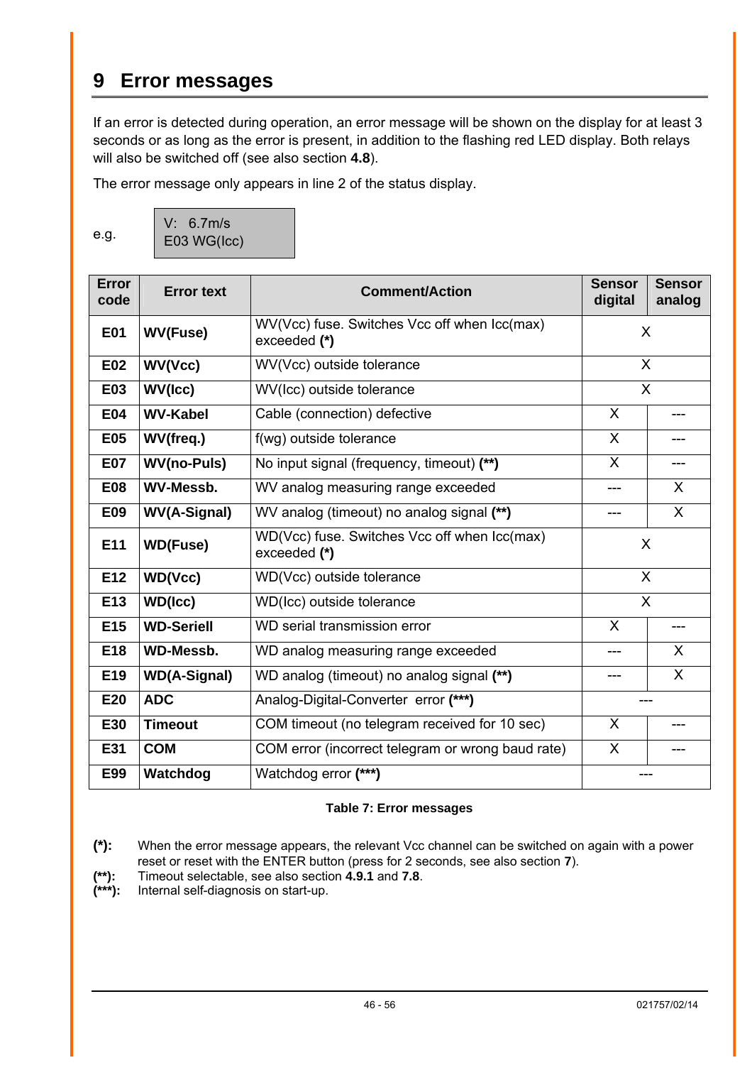# 9 Error messages

If an error is detected during operation, an error message will be shown on the display for at least 3 seconds or as long as the error is present, in addition to the flashing red LED display. Both relays will also be switched off (see also section **4.8**).

The error message only appears in line 2 of the status display.

e.g.

```
V:  6.7m/s
E03 WG(Icc)
```

| Error code | Error text | Comment/Action | Sensor digital | Sensor analog |
|---|---|---|---|---|
| **E01** | **WV(Fuse)** | WV(Vcc) fuse. Switches Vcc off when Icc(max) exceeded **(*)** | X | |
| **E02** | **WV(Vcc)** | WV(Vcc) outside tolerance | X | |
| **E03** | **WV(Icc)** | WV(Icc) outside tolerance | X | |
| **E04** | **WV-Kabel** | Cable (connection) defective | X | --- |
| **E05** | **WV(freq.)** | f(wg) outside tolerance | X | --- |
| **E07** | **WV(no-Puls)** | No input signal (frequency, timeout) **(**)** | X | --- |
| **E08** | **WV-Messb.** | WV analog measuring range exceeded | --- | X |
| **E09** | **WV(A-Signal)** | WV analog (timeout) no analog signal **(**)** | --- | X |
| **E11** | **WD(Fuse)** | WD(Vcc) fuse. Switches Vcc off when Icc(max) exceeded **(*)** | X | |
| **E12** | **WD(Vcc)** | WD(Vcc) outside tolerance | X | |
| **E13** | **WD(Icc)** | WD(Icc) outside tolerance | X | |
| **E15** | **WD-Seriell** | WD serial transmission error | X | --- |
| **E18** | **WD-Messb.** | WD analog measuring range exceeded | --- | X |
| **E19** | **WD(A-Signal)** | WD analog (timeout) no analog signal **(**)** | --- | X |
| **E20** | **ADC** | Analog-Digital-Converter error **(***)** | --- | |
| **E30** | **Timeout** | COM timeout (no telegram received for 10 sec) | X | --- |
| **E31** | **COM** | COM error (incorrect telegram or wrong baud rate) | X | --- |
| **E99** | **Watchdog** | Watchdog error **(***)** | --- | |

**Table 7: Error messages**

**(*):** When the error message appears, the relevant Vcc channel can be switched on again with a power reset or reset with the ENTER button (press for 2 seconds, see also section **7**).

**(**):** Timeout selectable, see also section **4.9.1** and **7.8**.

**(***):** Internal self-diagnosis on start-up.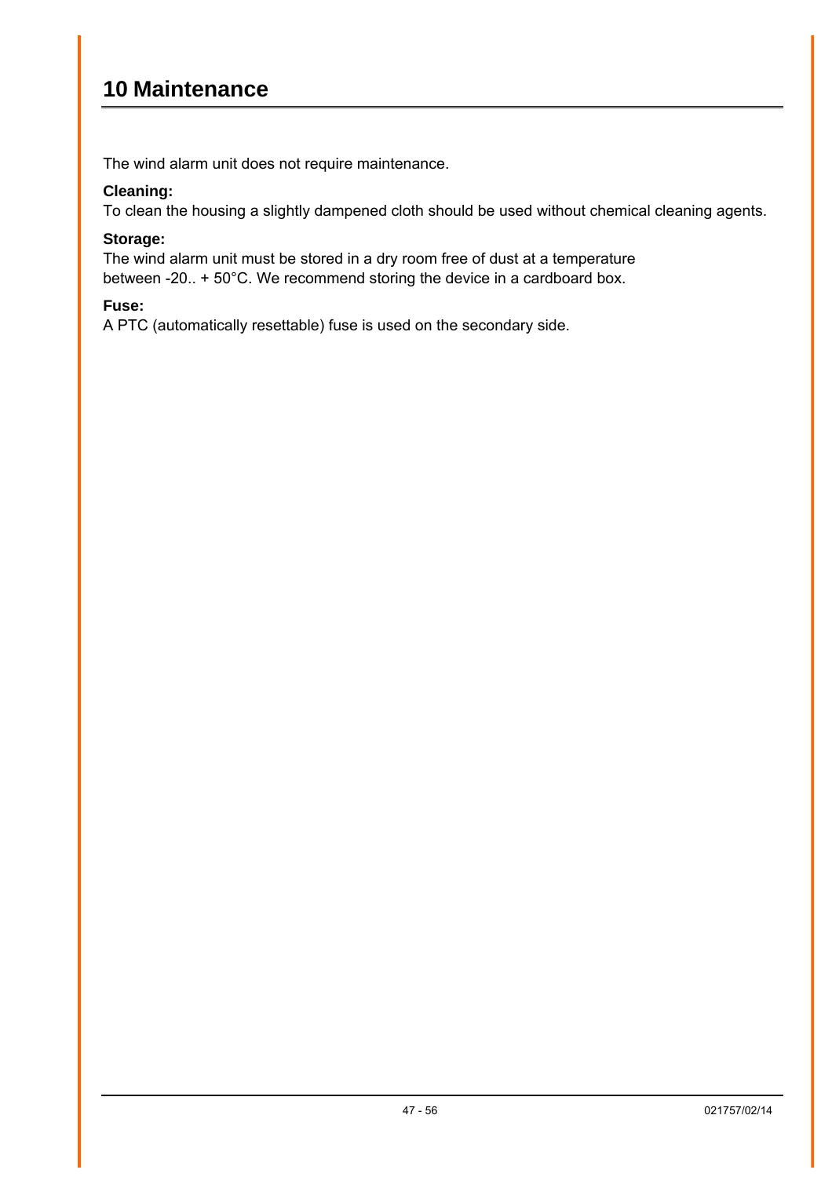# 10 Maintenance

The wind alarm unit does not require maintenance.

**Cleaning:**
To clean the housing a slightly dampened cloth should be used without chemical cleaning agents.

**Storage:**
The wind alarm unit must be stored in a dry room free of dust at a temperature between -20.. + 50°C. We recommend storing the device in a cardboard box.

**Fuse:**
A PTC (automatically resettable) fuse is used on the secondary side.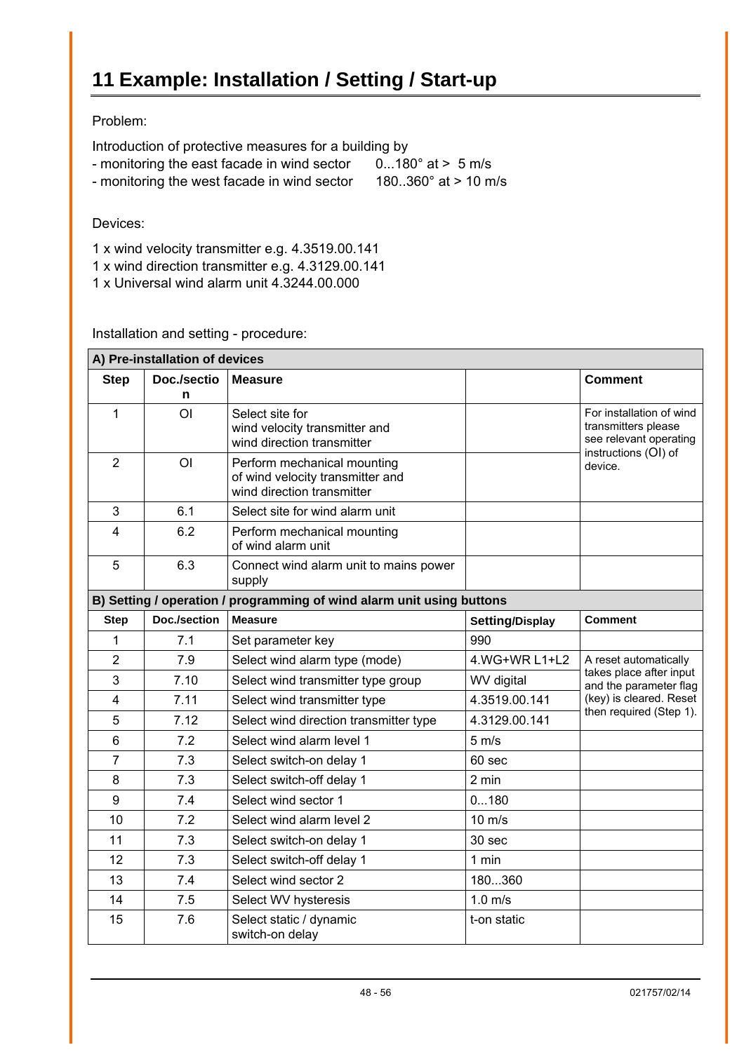# 11 Example: Installation / Setting / Start-up

Problem:

Introduction of protective measures for a building by
- monitoring the east facade in wind sector 0...180° at > 5 m/s
- monitoring the west facade in wind sector 180..360° at > 10 m/s

Devices:

1 x wind velocity transmitter e.g. 4.3519.00.141
1 x wind direction transmitter e.g. 4.3129.00.141
1 x Universal wind alarm unit 4.3244.00.000

Installation and setting - procedure:

| **A) Pre-installation of devices** | | | | |
|---|---|---|---|---|
| **Step** | **Doc./section** | **Measure** | | **Comment** |
| 1 | OI | Select site for wind velocity transmitter and wind direction transmitter | | For installation of wind transmitters please see relevant operating instructions (OI) of device. |
| 2 | OI | Perform mechanical mounting of wind velocity transmitter and wind direction transmitter | | |
| 3 | 6.1 | Select site for wind alarm unit | | |
| 4 | 6.2 | Perform mechanical mounting of wind alarm unit | | |
| 5 | 6.3 | Connect wind alarm unit to mains power supply | | |
| **B) Setting / operation / programming of wind alarm unit using buttons** | | | | |
| **Step** | **Doc./section** | **Measure** | **Setting/Display** | **Comment** |
| 1 | 7.1 | Set parameter key | 990 | |
| 2 | 7.9 | Select wind alarm type (mode) | 4.WG+WR L1+L2 | A reset automatically takes place after input and the parameter flag (key) is cleared. Reset then required (Step 1). |
| 3 | 7.10 | Select wind transmitter type group | WV digital | |
| 4 | 7.11 | Select wind transmitter type | 4.3519.00.141 | |
| 5 | 7.12 | Select wind direction transmitter type | 4.3129.00.141 | |
| 6 | 7.2 | Select wind alarm level 1 | 5 m/s | |
| 7 | 7.3 | Select switch-on delay 1 | 60 sec | |
| 8 | 7.3 | Select switch-off delay 1 | 2 min | |
| 9 | 7.4 | Select wind sector 1 | 0...180 | |
| 10 | 7.2 | Select wind alarm level 2 | 10 m/s | |
| 11 | 7.3 | Select switch-on delay 1 | 30 sec | |
| 12 | 7.3 | Select switch-off delay 1 | 1 min | |
| 13 | 7.4 | Select wind sector 2 | 180...360 | |
| 14 | 7.5 | Select WV hysteresis | 1.0 m/s | |
| 15 | 7.6 | Select static / dynamic switch-on delay | t-on static | |

021757/02/14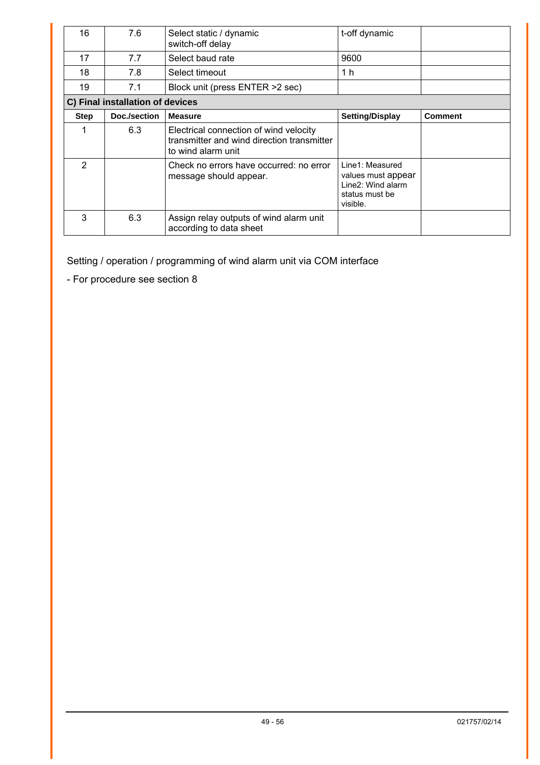| | | | | |
|---|---|---|---|---|
| 16 | 7.6 | Select static / dynamic switch-off delay | t-off dynamic | |
| 17 | 7.7 | Select baud rate | 9600 | |
| 18 | 7.8 | Select timeout | 1 h | |
| 19 | 7.1 | Block unit (press ENTER >2 sec) | | |

**C) Final installation of devices**

| Step | Doc./section | Measure | Setting/Display | Comment |
|---|---|---|---|---|
| 1 | 6.3 | Electrical connection of wind velocity transmitter and wind direction transmitter to wind alarm unit | | |
| 2 | | Check no errors have occurred: no error message should appear. | Line1: Measured values must appear Line2: Wind alarm status must be visible. | |
| 3 | 6.3 | Assign relay outputs of wind alarm unit according to data sheet | | |

Setting / operation / programming of wind alarm unit via COM interface

- For procedure see section 8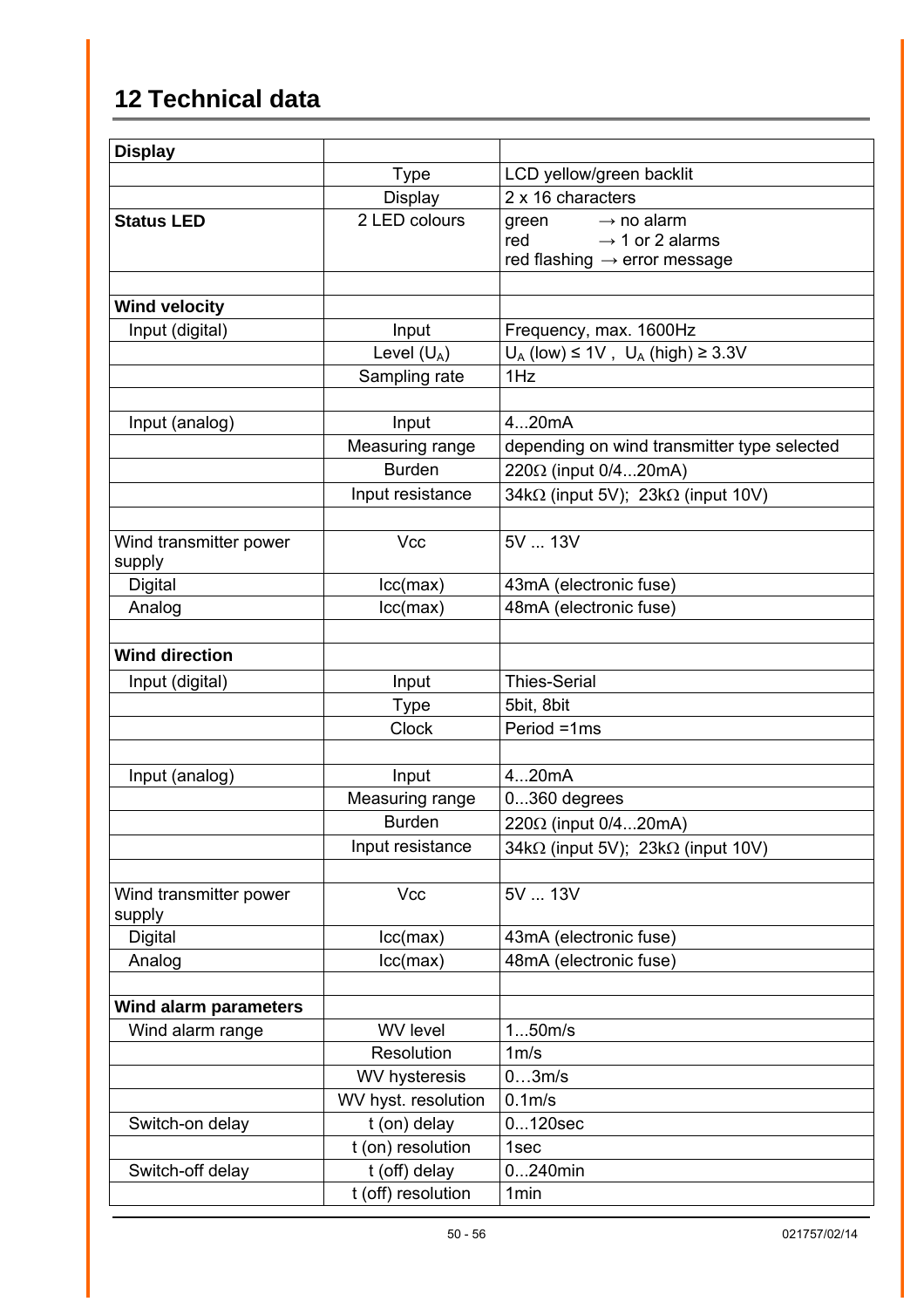# 12 Technical data

| **Display** | | |
|---|---|---|
| | Type | LCD yellow/green backlit |
| | Display | 2 x 16 characters |
| **Status LED** | 2 LED colours | green → no alarm<br>red → 1 or 2 alarms<br>red flashing → error message |
| | | |
| **Wind velocity** | | |
| Input (digital) | Input | Frequency, max. 1600Hz |
| | Level ($U_A$) | $U_A$ (low) ≤ 1V , $U_A$ (high) ≥ 3.3V |
| | Sampling rate | 1Hz |
| | | |
| Input (analog) | Input | 4...20mA |
| | Measuring range | depending on wind transmitter type selected |
| | Burden | 220Ω (input 0/4...20mA) |
| | Input resistance | 34kΩ (input 5V); 23kΩ (input 10V) |
| | | |
| Wind transmitter power supply | Vcc | 5V ... 13V |
| Digital | Icc(max) | 43mA (electronic fuse) |
| Analog | Icc(max) | 48mA (electronic fuse) |
| | | |
| **Wind direction** | | |
| Input (digital) | Input | Thies-Serial |
| | Type | 5bit, 8bit |
| | Clock | Period =1ms |
| | | |
| Input (analog) | Input | 4...20mA |
| | Measuring range | 0...360 degrees |
| | Burden | 220Ω (input 0/4...20mA) |
| | Input resistance | 34kΩ (input 5V); 23kΩ (input 10V) |
| | | |
| Wind transmitter power supply | Vcc | 5V ... 13V |
| Digital | Icc(max) | 43mA (electronic fuse) |
| Analog | Icc(max) | 48mA (electronic fuse) |
| | | |
| **Wind alarm parameters** | | |
| Wind alarm range | WV level | 1...50m/s |
| | Resolution | 1m/s |
| | WV hysteresis | 0…3m/s |
| | WV hyst. resolution | 0.1m/s |
| Switch-on delay | t (on) delay | 0...120sec |
| | t (on) resolution | 1sec |
| Switch-off delay | t (off) delay | 0...240min |
| | t (off) resolution | 1min |

021757/02/14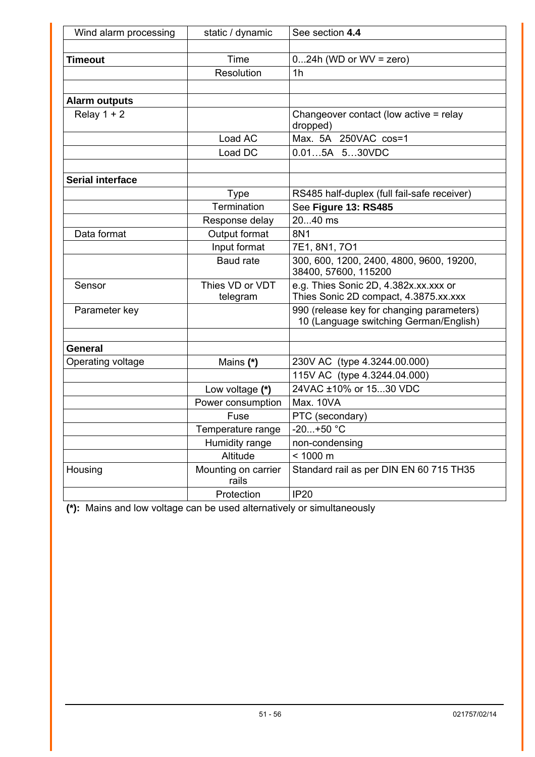| Wind alarm processing | static / dynamic | See section **4.4** |
|---|---|---|
| | | |
| **Timeout** | Time | 0...24h (WD or WV = zero) |
| | Resolution | 1h |
| | | |
| **Alarm outputs** | | |
| Relay 1 + 2 | | Changeover contact (low active = relay dropped) |
| | Load AC | Max. 5A 250VAC cos=1 |
| | Load DC | 0.01…5A 5…30VDC |
| | | |
| **Serial interface** | | |
| | Type | RS485 half-duplex (full fail-safe receiver) |
| | Termination | See **Figure 13: RS485** |
| | Response delay | 20...40 ms |
| Data format | Output format | 8N1 |
| | Input format | 7E1, 8N1, 7O1 |
| | Baud rate | 300, 600, 1200, 2400, 4800, 9600, 19200, 38400, 57600, 115200 |
| Sensor | Thies VD or VDT telegram | e.g. Thies Sonic 2D, 4.382x.xx.xxx or Thies Sonic 2D compact, 4.3875.xx.xxx |
| Parameter key | | 990 (release key for changing parameters) 10 (Language switching German/English) |
| | | |
| **General** | | |
| Operating voltage | Mains **(*)** | 230V AC (type 4.3244.00.000) |
| | | 115V AC (type 4.3244.04.000) |
| | Low voltage **(*)** | 24VAC ±10% or 15...30 VDC |
| | Power consumption | Max. 10VA |
| | Fuse | PTC (secondary) |
| | Temperature range | -20...+50 °C |
| | Humidity range | non-condensing |
| | Altitude | < 1000 m |
| Housing | Mounting on carrier rails | Standard rail as per DIN EN 60 715 TH35 |
| | Protection | IP20 |

**(*):** Mains and low voltage can be used alternatively or simultaneously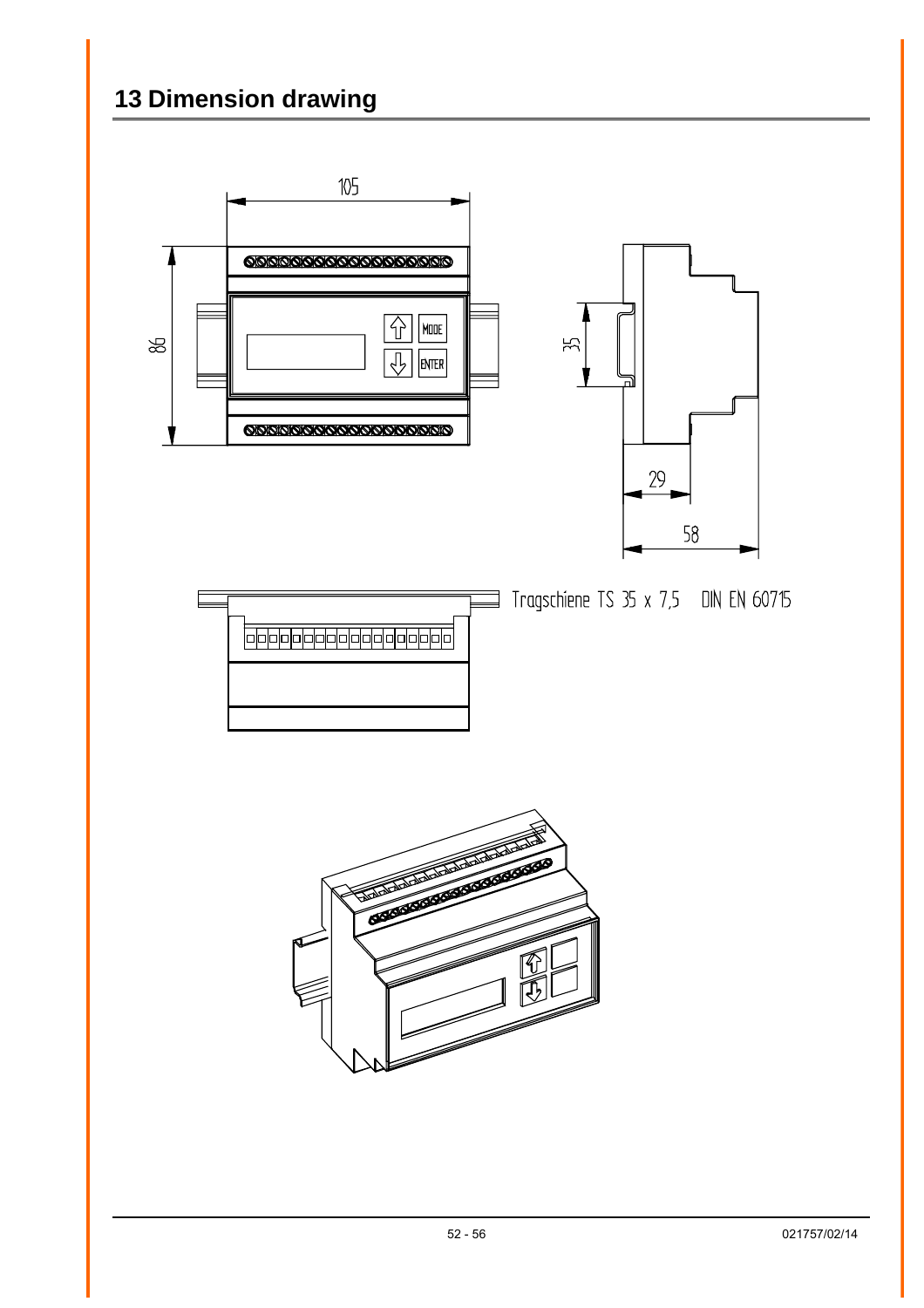# 13 Dimension drawing

105

86

35

29

58

MODE

ENTER

Tragschiene TS 35 x 7,5 DIN EN 60715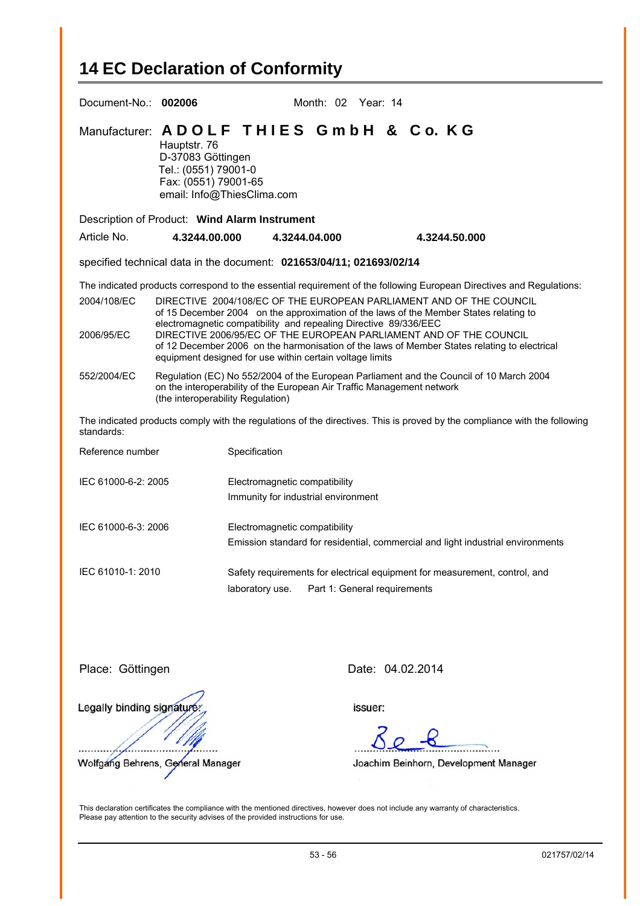# 14 EC Declaration of Conformity

Document-No.: **002006** Month: 02 Year: 14

Manufacturer: **A D O L F T H I E S G m b H & C o. K G**
Hauptstr. 76
D-37083 Göttingen
Tel.: (0551) 79001-0
Fax: (0551) 79001-65
email: Info@ThiesClima.com

Description of Product: **Wind Alarm Instrument**

Article No. **4.3244.00.000** **4.3244.04.000** **4.3244.50.000**

specified technical data in the document: **021653/04/11; 021693/02/14**

The indicated products correspond to the essential requirement of the following European Directives and Regulations:

| | |
|---|---|
| 2004/108/EC | DIRECTIVE 2004/108/EC OF THE EUROPEAN PARLIAMENT AND OF THE COUNCIL of 15 December 2004 on the approximation of the laws of the Member States relating to electromagnetic compatibility and repealing Directive 89/336/EEC |
| 2006/95/EC | DIRECTIVE 2006/95/EC OF THE EUROPEAN PARLIAMENT AND OF THE COUNCIL of 12 December 2006 on the harmonisation of the laws of Member States relating to electrical equipment designed for use within certain voltage limits |
| 552/2004/EC | Regulation (EC) No 552/2004 of the European Parliament and the Council of 10 March 2004 on the interoperability of the European Air Traffic Management network (the interoperability Regulation) |

The indicated products comply with the regulations of the directives. This is proved by the compliance with the following standards:

| Reference number | Specification |
|---|---|
| IEC 61000-6-2: 2005 | Electromagnetic compatibility<br>Immunity for industrial environment |
| IEC 61000-6-3: 2006 | Electromagnetic compatibility<br>Emission standard for residential, commercial and light industrial environments |
| IEC 61010-1: 2010 | Safety requirements for electrical equipment for measurement, control, and laboratory use. Part 1: General requirements |

Place: Göttingen

Date: 04.02.2014

Legally binding signature:

..........................................
Wolfgang Behrens, General Manager

issuer:

..........................................
Joachim Beinhorn, Development Manager

This declaration certificates the compliance with the mentioned directives, however does not include any warranty of characteristics.
Please pay attention to the security advises of the provided instructions for use.

021757/02/14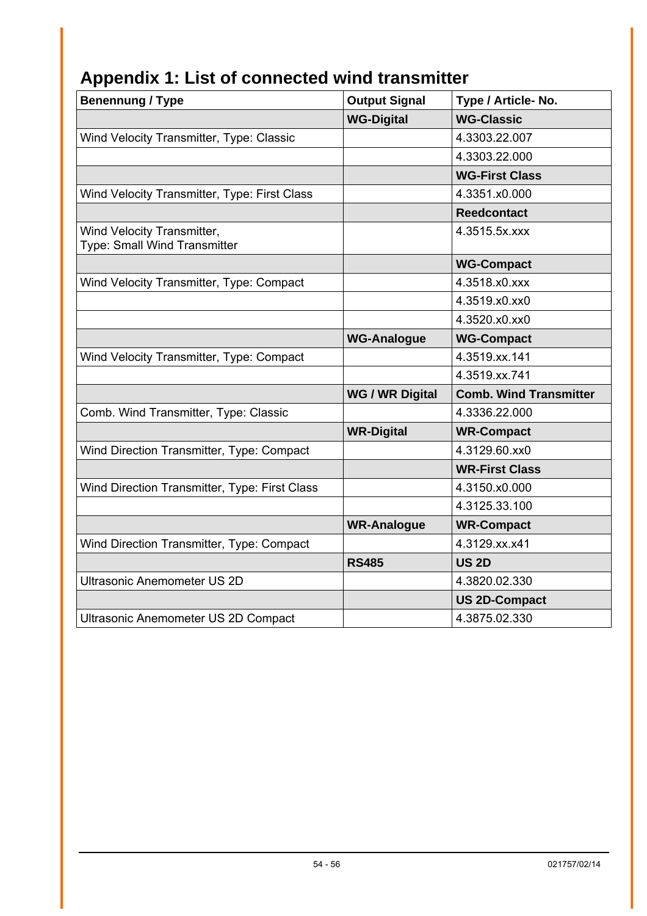# Appendix 1: List of connected wind transmitter

| **Benennung / Type** | **Output Signal** | **Type / Article- No.** |
|---|---|---|
| | **WG-Digital** | **WG-Classic** |
| Wind Velocity Transmitter, Type: Classic | | 4.3303.22.007 |
| | | 4.3303.22.000 |
| | | **WG-First Class** |
| Wind Velocity Transmitter, Type: First Class | | 4.3351.x0.000 |
| | | **Reedcontact** |
| Wind Velocity Transmitter,<br>Type: Small Wind Transmitter | | 4.3515.5x.xxx |
| | | **WG-Compact** |
| Wind Velocity Transmitter, Type: Compact | | 4.3518.x0.xxx |
| | | 4.3519.x0.xx0 |
| | | 4.3520.x0.xx0 |
| | **WG-Analogue** | **WG-Compact** |
| Wind Velocity Transmitter, Type: Compact | | 4.3519.xx.141 |
| | | 4.3519.xx.741 |
| | **WG / WR Digital** | **Comb. Wind Transmitter** |
| Comb. Wind Transmitter, Type: Classic | | 4.3336.22.000 |
| | **WR-Digital** | **WR-Compact** |
| Wind Direction Transmitter, Type: Compact | | 4.3129.60.xx0 |
| | | **WR-First Class** |
| Wind Direction Transmitter, Type: First Class | | 4.3150.x0.000 |
| | | 4.3125.33.100 |
| | **WR-Analogue** | **WR-Compact** |
| Wind Direction Transmitter, Type: Compact | | 4.3129.xx.x41 |
| | **RS485** | **US 2D** |
| Ultrasonic Anemometer US 2D | | 4.3820.02.330 |
| | | **US 2D-Compact** |
| Ultrasonic Anemometer US 2D Compact | | 4.3875.02.330 |

021757/02/14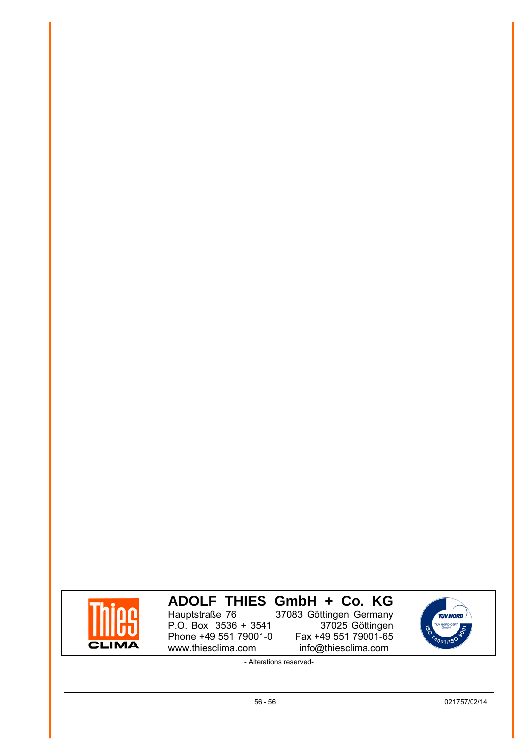**ADOLF THIES GmbH + Co. KG**

Hauptstraße 76 37083 Göttingen Germany
P.O. Box 3536 + 3541 37025 Göttingen
Phone +49 551 79001-0 Fax +49 551 79001-65
www.thiesclima.com info@thiesclima.com

- Alterations reserved-